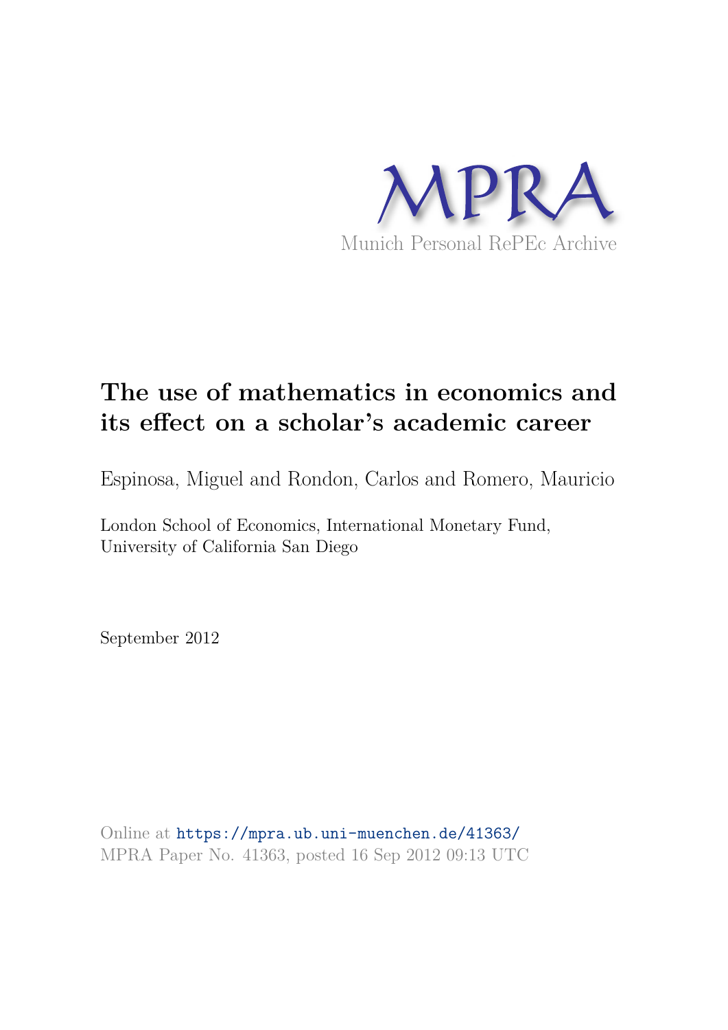MPRA

Munich Personal RePEc Archive

# The use of mathematics in economics and its effect on a scholar's academic career

Espinosa, Miguel and Rondon, Carlos and Romero, Mauricio

London School of Economics, International Monetary Fund, University of California San Diego

September 2012

Online at https://mpra.ub.uni-muenchen.de/41363/
MPRA Paper No. 41363, posted 16 Sep 2012 09:13 UTC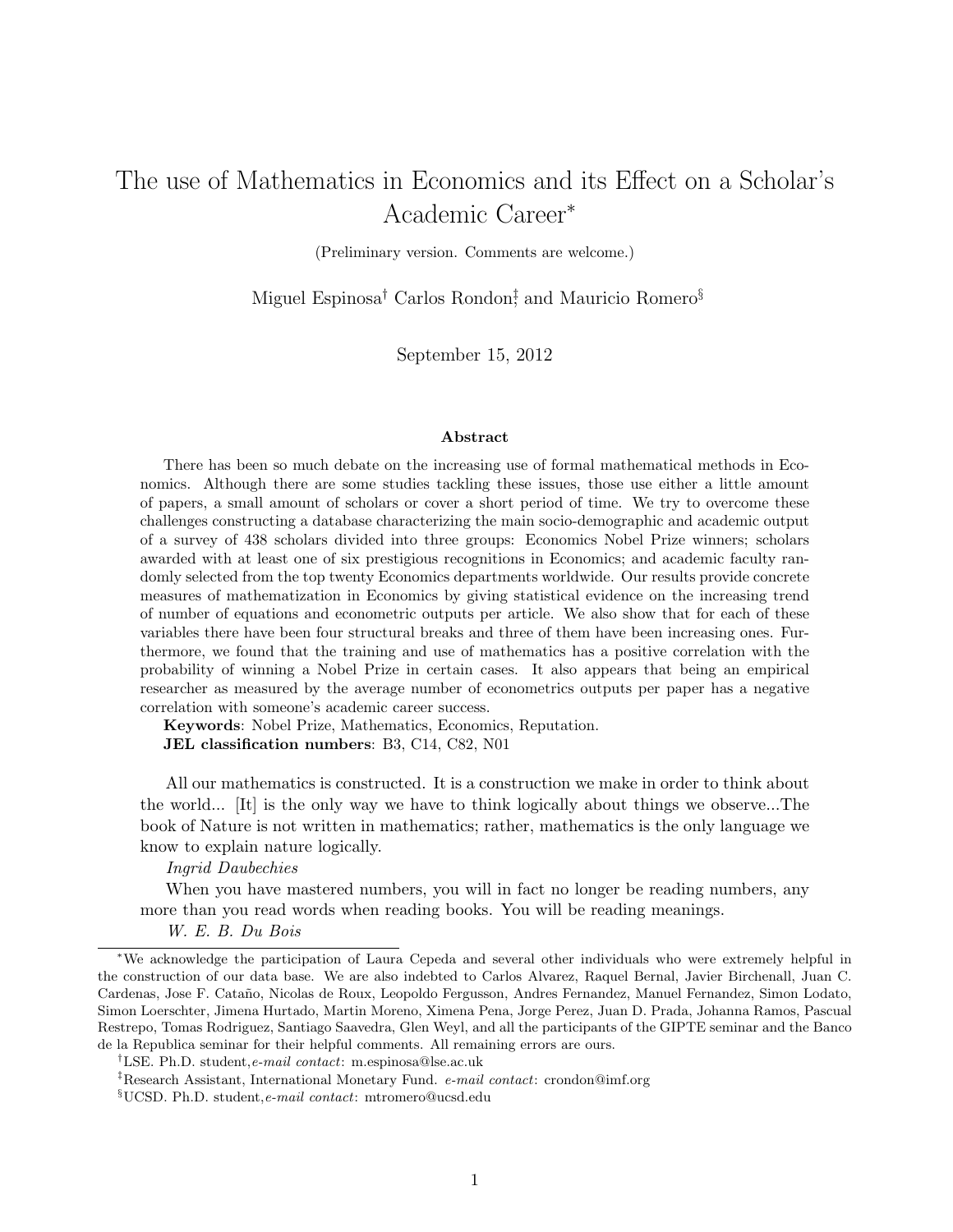# The use of Mathematics in Economics and its Effect on a Scholar's Academic Career*

(Preliminary version. Comments are welcome.)

Miguel Espinosa[†] Carlos Rondon[‡] and Mauricio Romero[§]

September 15, 2012

**Abstract**

There has been so much debate on the increasing use of formal mathematical methods in Economics. Although there are some studies tackling these issues, those use either a little amount of papers, a small amount of scholars or cover a short period of time. We try to overcome these challenges constructing a database characterizing the main socio-demographic and academic output of a survey of 438 scholars divided into three groups: Economics Nobel Prize winners; scholars awarded with at least one of six prestigious recognitions in Economics; and academic faculty randomly selected from the top twenty Economics departments worldwide. Our results provide concrete measures of mathematization in Economics by giving statistical evidence on the increasing trend of number of equations and econometric outputs per article. We also show that for each of these variables there have been four structural breaks and three of them have been increasing ones. Furthermore, we found that the training and use of mathematics has a positive correlation with the probability of winning a Nobel Prize in certain cases. It also appears that being an empirical researcher as measured by the average number of econometrics outputs per paper has a negative correlation with someone's academic career success.

**Keywords**: Nobel Prize, Mathematics, Economics, Reputation.

**JEL classification numbers**: B3, C14, C82, N01

All our mathematics is constructed. It is a construction we make in order to think about the world... [It] is the only way we have to think logically about things we observe...The book of Nature is not written in mathematics; rather, mathematics is the only language we know to explain nature logically.

*Ingrid Daubechies*

When you have mastered numbers, you will in fact no longer be reading numbers, any more than you read words when reading books. You will be reading meanings.

*W. E. B. Du Bois*

---

*We acknowledge the participation of Laura Cepeda and several other individuals who were extremely helpful in the construction of our data base. We are also indebted to Carlos Alvarez, Raquel Bernal, Javier Birchenall, Juan C. Cardenas, Jose F. Cataño, Nicolas de Roux, Leopoldo Fergusson, Andres Fernandez, Manuel Fernandez, Simon Lodato, Simon Loerschter, Jimena Hurtado, Martin Moreno, Ximena Pena, Jorge Perez, Juan D. Prada, Johanna Ramos, Pascual Restrepo, Tomas Rodriguez, Santiago Saavedra, Glen Weyl, and all the participants of the GIPTE seminar and the Banco de la Republica seminar for their helpful comments. All remaining errors are ours.

[†] LSE. Ph.D. student, *e-mail contact*: m.espinosa@lse.ac.uk

[‡] Research Assistant, International Monetary Fund. *e-mail contact*: crondon@imf.org

[§] UCSD. Ph.D. student, *e-mail contact*: mtromero@ucsd.edu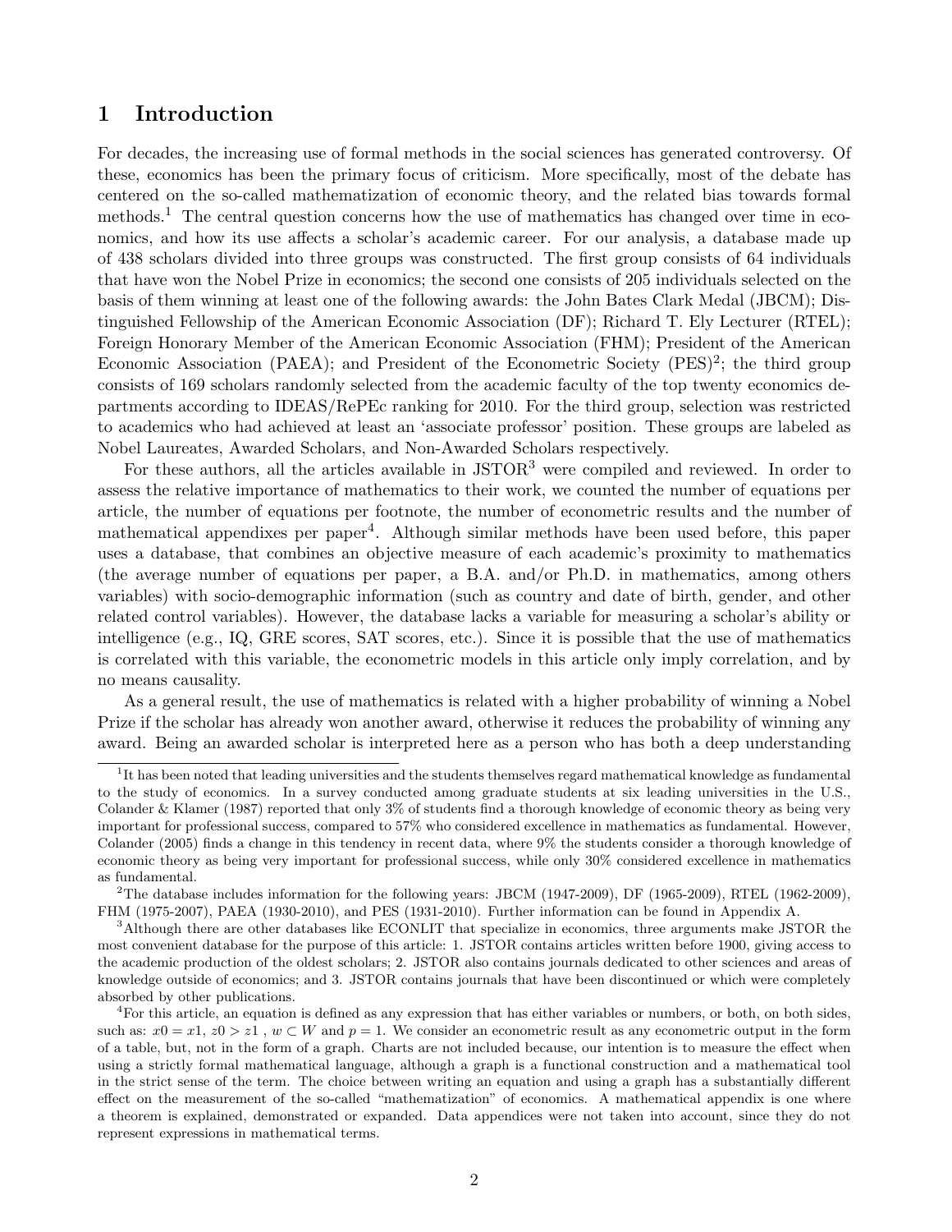# 1 Introduction

For decades, the increasing use of formal methods in the social sciences has generated controversy. Of these, economics has been the primary focus of criticism. More specifically, most of the debate has centered on the so-called mathematization of economic theory, and the related bias towards formal methods.[1] The central question concerns how the use of mathematics has changed over time in economics, and how its use affects a scholar's academic career. For our analysis, a database made up of 438 scholars divided into three groups was constructed. The first group consists of 64 individuals that have won the Nobel Prize in economics; the second one consists of 205 individuals selected on the basis of them winning at least one of the following awards: the John Bates Clark Medal (JBCM); Distinguished Fellowship of the American Economic Association (DF); Richard T. Ely Lecturer (RTEL); Foreign Honorary Member of the American Economic Association (FHM); President of the American Economic Association (PAEA); and President of the Econometric Society (PES)[2]; the third group consists of 169 scholars randomly selected from the academic faculty of the top twenty economics departments according to IDEAS/RePEc ranking for 2010. For the third group, selection was restricted to academics who had achieved at least an 'associate professor' position. These groups are labeled as Nobel Laureates, Awarded Scholars, and Non-Awarded Scholars respectively.

For these authors, all the articles available in JSTOR[3] were compiled and reviewed. In order to assess the relative importance of mathematics to their work, we counted the number of equations per article, the number of equations per footnote, the number of econometric results and the number of mathematical appendixes per paper[4]. Although similar methods have been used before, this paper uses a database, that combines an objective measure of each academic's proximity to mathematics (the average number of equations per paper, a B.A. and/or Ph.D. in mathematics, among others variables) with socio-demographic information (such as country and date of birth, gender, and other related control variables). However, the database lacks a variable for measuring a scholar's ability or intelligence (e.g., IQ, GRE scores, SAT scores, etc.). Since it is possible that the use of mathematics is correlated with this variable, the econometric models in this article only imply correlation, and by no means causality.

As a general result, the use of mathematics is related with a higher probability of winning a Nobel Prize if the scholar has already won another award, otherwise it reduces the probability of winning any award. Being an awarded scholar is interpreted here as a person who has both a deep understanding

---

[1] It has been noted that leading universities and the students themselves regard mathematical knowledge as fundamental to the study of economics. In a survey conducted among graduate students at six leading universities in the U.S., Colander & Klamer (1987) reported that only 3% of students find a thorough knowledge of economic theory as being very important for professional success, compared to 57% who considered excellence in mathematics as fundamental. However, Colander (2005) finds a change in this tendency in recent data, where 9% the students consider a thorough knowledge of economic theory as being very important for professional success, while only 30% considered excellence in mathematics as fundamental.

[2] The database includes information for the following years: JBCM (1947-2009), DF (1965-2009), RTEL (1962-2009), FHM (1975-2007), PAEA (1930-2010), and PES (1931-2010). Further information can be found in Appendix A.

[3] Although there are other databases like ECONLIT that specialize in economics, three arguments make JSTOR the most convenient database for the purpose of this article: 1. JSTOR contains articles written before 1900, giving access to the academic production of the oldest scholars; 2. JSTOR also contains journals dedicated to other sciences and areas of knowledge outside of economics; and 3. JSTOR contains journals that have been discontinued or which were completely absorbed by other publications.

[4] For this article, an equation is defined as any expression that has either variables or numbers, or both, on both sides, such as: $x0 = x1$, $z0 > z1$ , $w \subset W$ and $p = 1$. We consider an econometric result as any econometric output in the form of a table, but, not in the form of a graph. Charts are not included because, our intention is to measure the effect when using a strictly formal mathematical language, although a graph is a functional construction and a mathematical tool in the strict sense of the term. The choice between writing an equation and using a graph has a substantially different effect on the measurement of the so-called "mathematization" of economics. A mathematical appendix is one where a theorem is explained, demonstrated or expanded. Data appendices were not taken into account, since they do not represent expressions in mathematical terms.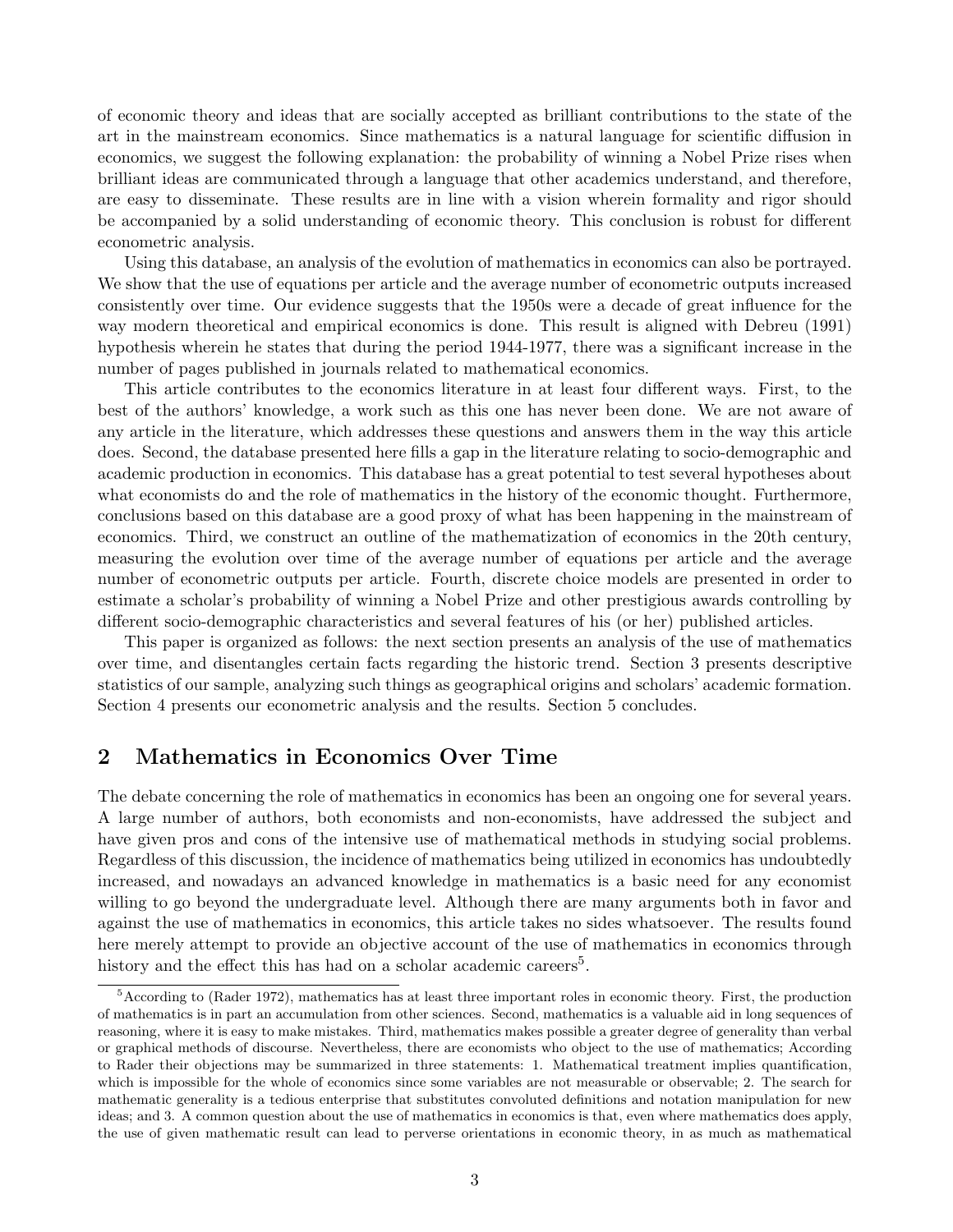of economic theory and ideas that are socially accepted as brilliant contributions to the state of the art in the mainstream economics. Since mathematics is a natural language for scientific diffusion in economics, we suggest the following explanation: the probability of winning a Nobel Prize rises when brilliant ideas are communicated through a language that other academics understand, and therefore, are easy to disseminate. These results are in line with a vision wherein formality and rigor should be accompanied by a solid understanding of economic theory. This conclusion is robust for different econometric analysis.

Using this database, an analysis of the evolution of mathematics in economics can also be portrayed. We show that the use of equations per article and the average number of econometric outputs increased consistently over time. Our evidence suggests that the 1950s were a decade of great influence for the way modern theoretical and empirical economics is done. This result is aligned with Debreu (1991) hypothesis wherein he states that during the period 1944-1977, there was a significant increase in the number of pages published in journals related to mathematical economics.

This article contributes to the economics literature in at least four different ways. First, to the best of the authors' knowledge, a work such as this one has never been done. We are not aware of any article in the literature, which addresses these questions and answers them in the way this article does. Second, the database presented here fills a gap in the literature relating to socio-demographic and academic production in economics. This database has a great potential to test several hypotheses about what economists do and the role of mathematics in the history of the economic thought. Furthermore, conclusions based on this database are a good proxy of what has been happening in the mainstream of economics. Third, we construct an outline of the mathematization of economics in the 20th century, measuring the evolution over time of the average number of equations per article and the average number of econometric outputs per article. Fourth, discrete choice models are presented in order to estimate a scholar's probability of winning a Nobel Prize and other prestigious awards controlling by different socio-demographic characteristics and several features of his (or her) published articles.

This paper is organized as follows: the next section presents an analysis of the use of mathematics over time, and disentangles certain facts regarding the historic trend. Section 3 presents descriptive statistics of our sample, analyzing such things as geographical origins and scholars' academic formation. Section 4 presents our econometric analysis and the results. Section 5 concludes.

## 2 Mathematics in Economics Over Time

The debate concerning the role of mathematics in economics has been an ongoing one for several years. A large number of authors, both economists and non-economists, have addressed the subject and have given pros and cons of the intensive use of mathematical methods in studying social problems. Regardless of this discussion, the incidence of mathematics being utilized in economics has undoubtedly increased, and nowadays an advanced knowledge in mathematics is a basic need for any economist willing to go beyond the undergraduate level. Although there are many arguments both in favor and against the use of mathematics in economics, this article takes no sides whatsoever. The results found here merely attempt to provide an objective account of the use of mathematics in economics through history and the effect this has had on a scholar academic careers[5].

[5] According to (Rader 1972), mathematics has at least three important roles in economic theory. First, the production of mathematics is in part an accumulation from other sciences. Second, mathematics is a valuable aid in long sequences of reasoning, where it is easy to make mistakes. Third, mathematics makes possible a greater degree of generality than verbal or graphical methods of discourse. Nevertheless, there are economists who object to the use of mathematics; According to Rader their objections may be summarized in three statements: 1. Mathematical treatment implies quantification, which is impossible for the whole of economics since some variables are not measurable or observable; 2. The search for mathematic generality is a tedious enterprise that substitutes convoluted definitions and notation manipulation for new ideas; and 3. A common question about the use of mathematics in economics is that, even where mathematics does apply, the use of given mathematic result can lead to perverse orientations in economic theory, in as much as mathematical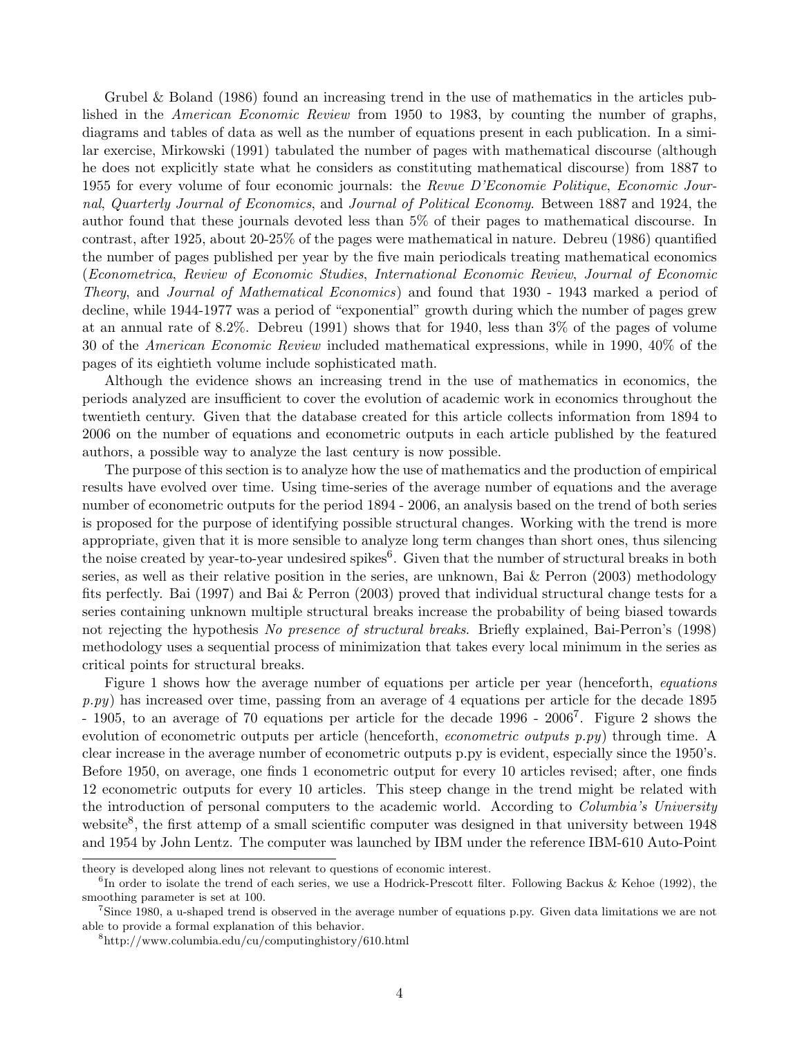Grubel & Boland (1986) found an increasing trend in the use of mathematics in the articles published in the *American Economic Review* from 1950 to 1983, by counting the number of graphs, diagrams and tables of data as well as the number of equations present in each publication. In a similar exercise, Mirkowski (1991) tabulated the number of pages with mathematical discourse (although he does not explicitly state what he considers as constituting mathematical discourse) from 1887 to 1955 for every volume of four economic journals: the *Revue D'Economie Politique*, *Economic Journal*, *Quarterly Journal of Economics*, and *Journal of Political Economy*. Between 1887 and 1924, the author found that these journals devoted less than 5% of their pages to mathematical discourse. In contrast, after 1925, about 20-25% of the pages were mathematical in nature. Debreu (1986) quantified the number of pages published per year by the five main periodicals treating mathematical economics (*Econometrica*, *Review of Economic Studies*, *International Economic Review*, *Journal of Economic Theory*, and *Journal of Mathematical Economics*) and found that 1930 - 1943 marked a period of decline, while 1944-1977 was a period of "exponential" growth during which the number of pages grew at an annual rate of 8.2%. Debreu (1991) shows that for 1940, less than 3% of the pages of volume 30 of the *American Economic Review* included mathematical expressions, while in 1990, 40% of the pages of its eightieth volume include sophisticated math.

Although the evidence shows an increasing trend in the use of mathematics in economics, the periods analyzed are insufficient to cover the evolution of academic work in economics throughout the twentieth century. Given that the database created for this article collects information from 1894 to 2006 on the number of equations and econometric outputs in each article published by the featured authors, a possible way to analyze the last century is now possible.

The purpose of this section is to analyze how the use of mathematics and the production of empirical results have evolved over time. Using time-series of the average number of equations and the average number of econometric outputs for the period 1894 - 2006, an analysis based on the trend of both series is proposed for the purpose of identifying possible structural changes. Working with the trend is more appropriate, given that it is more sensible to analyze long term changes than short ones, thus silencing the noise created by year-to-year undesired spikes[6]. Given that the number of structural breaks in both series, as well as their relative position in the series, are unknown, Bai & Perron (2003) methodology fits perfectly. Bai (1997) and Bai & Perron (2003) proved that individual structural change tests for a series containing unknown multiple structural breaks increase the probability of being biased towards not rejecting the hypothesis *No presence of structural breaks*. Briefly explained, Bai-Perron's (1998) methodology uses a sequential process of minimization that takes every local minimum in the series as critical points for structural breaks.

Figure 1 shows how the average number of equations per article per year (henceforth, *equations p.py*) has increased over time, passing from an average of 4 equations per article for the decade 1895 - 1905, to an average of 70 equations per article for the decade 1996 - 2006[7]. Figure 2 shows the evolution of econometric outputs per article (henceforth, *econometric outputs p.py*) through time. A clear increase in the average number of econometric outputs p.py is evident, especially since the 1950's. Before 1950, on average, one finds 1 econometric output for every 10 articles revised; after, one finds 12 econometric outputs for every 10 articles. This steep change in the trend might be related with the introduction of personal computers to the academic world. According to *Columbia's University* website[8], the first attemp of a small scientific computer was designed in that university between 1948 and 1954 by John Lentz. The computer was launched by IBM under the reference IBM-610 Auto-Point

---

theory is developed along lines not relevant to questions of economic interest.

[6] In order to isolate the trend of each series, we use a Hodrick-Prescott filter. Following Backus & Kehoe (1992), the smoothing parameter is set at 100.

[7] Since 1980, a u-shaped trend is observed in the average number of equations p.py. Given data limitations we are not able to provide a formal explanation of this behavior.

[8] http://www.columbia.edu/cu/computinghistory/610.html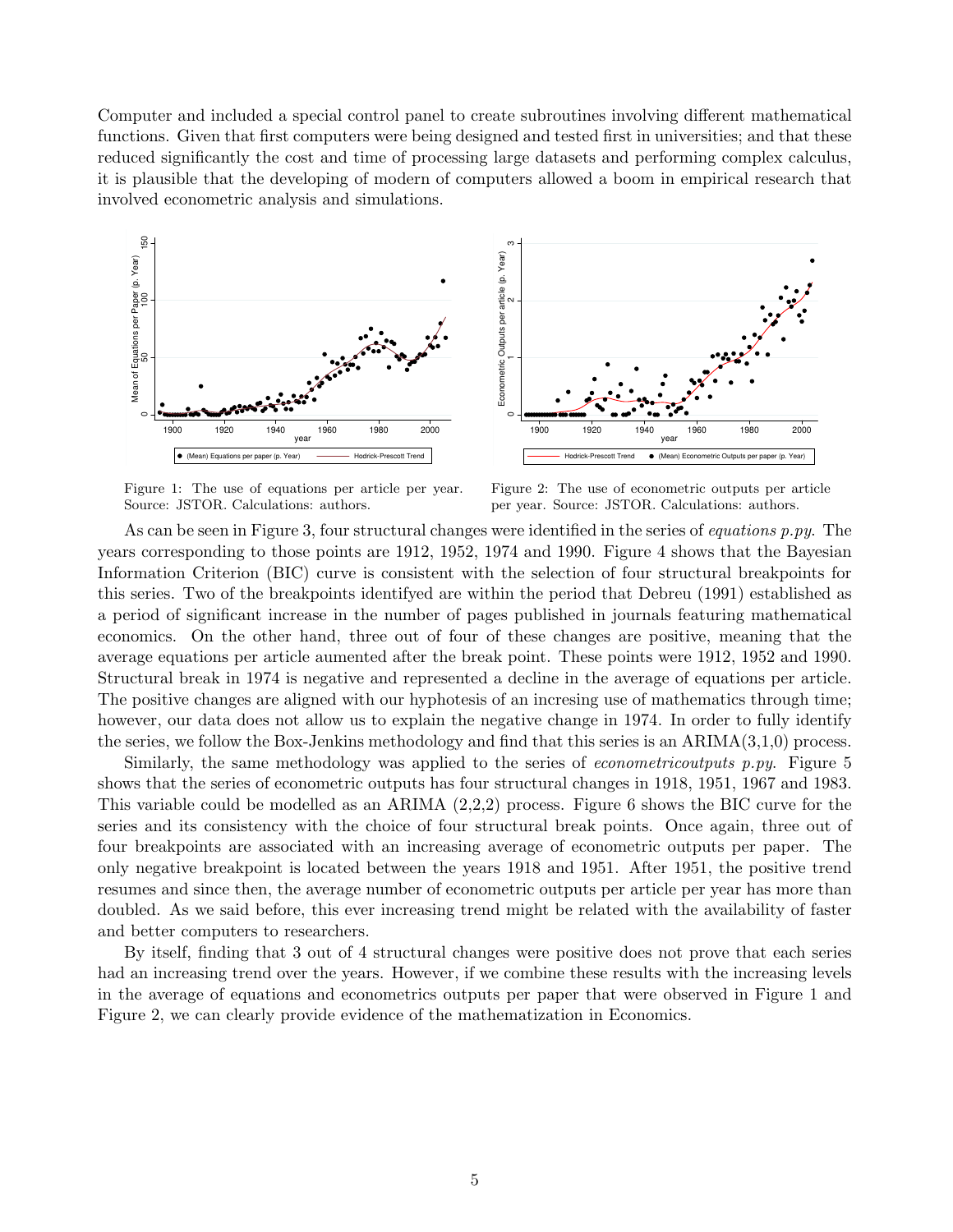Computer and included a special control panel to create subroutines involving different mathematical functions. Given that first computers were being designed and tested first in universities; and that these reduced significantly the cost and time of processing large datasets and performing complex calculus, it is plausible that the developing of modern of computers allowed a boom in empirical research that involved econometric analysis and simulations.

Figure 1: The use of equations per article per year. Source: JSTOR. Calculations: authors.

Figure 2: The use of econometric outputs per article per year. Source: JSTOR. Calculations: authors.

As can be seen in Figure 3, four structural changes were identified in the series of *equations p.py*. The years corresponding to those points are 1912, 1952, 1974 and 1990. Figure 4 shows that the Bayesian Information Criterion (BIC) curve is consistent with the selection of four structural breakpoints for this series. Two of the breakpoints identifyed are within the period that Debreu (1991) established as a period of significant increase in the number of pages published in journals featuring mathematical economics. On the other hand, three out of four of these changes are positive, meaning that the average equations per article aumented after the break point. These points were 1912, 1952 and 1990. Structural break in 1974 is negative and represented a decline in the average of equations per article. The positive changes are aligned with our hyphotesis of an incresing use of mathematics through time; however, our data does not allow us to explain the negative change in 1974. In order to fully identify the series, we follow the Box-Jenkins methodology and find that this series is an ARIMA(3,1,0) process.

Similarly, the same methodology was applied to the series of *econometricoutputs p.py*. Figure 5 shows that the series of econometric outputs has four structural changes in 1918, 1951, 1967 and 1983. This variable could be modelled as an ARIMA (2,2,2) process. Figure 6 shows the BIC curve for the series and its consistency with the choice of four structural break points. Once again, three out of four breakpoints are associated with an increasing average of econometric outputs per paper. The only negative breakpoint is located between the years 1918 and 1951. After 1951, the positive trend resumes and since then, the average number of econometric outputs per article per year has more than doubled. As we said before, this ever increasing trend might be related with the availability of faster and better computers to researchers.

By itself, finding that 3 out of 4 structural changes were positive does not prove that each series had an increasing trend over the years. However, if we combine these results with the increasing levels in the average of equations and econometrics outputs per paper that were observed in Figure 1 and Figure 2, we can clearly provide evidence of the mathematization in Economics.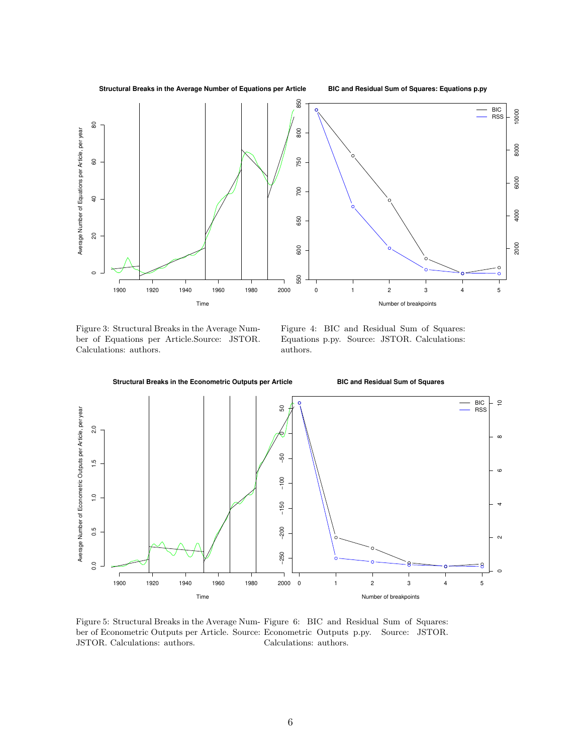Figure 3: Structural Breaks in the Average Number of Equations per Article.Source: JSTOR. Calculations: authors.

Figure 4: BIC and Residual Sum of Squares: Equations p.py. Source: JSTOR. Calculations: authors.

Figure 5: Structural Breaks in the Average Number of Econometric Outputs per Article. Source: JSTOR. Calculations: authors.

Figure 6: BIC and Residual Sum of Squares: Econometric Outputs p.py. Source: JSTOR. Calculations: authors.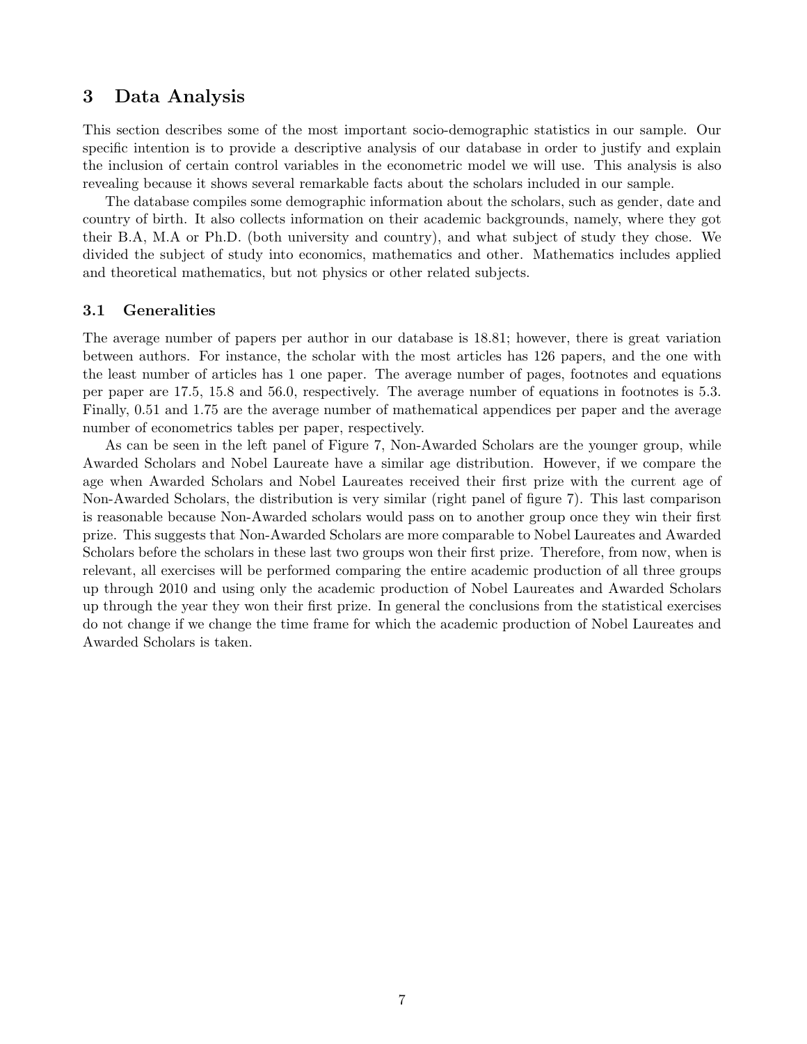## 3 Data Analysis

This section describes some of the most important socio-demographic statistics in our sample. Our specific intention is to provide a descriptive analysis of our database in order to justify and explain the inclusion of certain control variables in the econometric model we will use. This analysis is also revealing because it shows several remarkable facts about the scholars included in our sample.

The database compiles some demographic information about the scholars, such as gender, date and country of birth. It also collects information on their academic backgrounds, namely, where they got their B.A, M.A or Ph.D. (both university and country), and what subject of study they chose. We divided the subject of study into economics, mathematics and other. Mathematics includes applied and theoretical mathematics, but not physics or other related subjects.

### 3.1 Generalities

The average number of papers per author in our database is 18.81; however, there is great variation between authors. For instance, the scholar with the most articles has 126 papers, and the one with the least number of articles has 1 one paper. The average number of pages, footnotes and equations per paper are 17.5, 15.8 and 56.0, respectively. The average number of equations in footnotes is 5.3. Finally, 0.51 and 1.75 are the average number of mathematical appendices per paper and the average number of econometrics tables per paper, respectively.

As can be seen in the left panel of Figure 7, Non-Awarded Scholars are the younger group, while Awarded Scholars and Nobel Laureate have a similar age distribution. However, if we compare the age when Awarded Scholars and Nobel Laureates received their first prize with the current age of Non-Awarded Scholars, the distribution is very similar (right panel of figure 7). This last comparison is reasonable because Non-Awarded scholars would pass on to another group once they win their first prize. This suggests that Non-Awarded Scholars are more comparable to Nobel Laureates and Awarded Scholars before the scholars in these last two groups won their first prize. Therefore, from now, when is relevant, all exercises will be performed comparing the entire academic production of all three groups up through 2010 and using only the academic production of Nobel Laureates and Awarded Scholars up through the year they won their first prize. In general the conclusions from the statistical exercises do not change if we change the time frame for which the academic production of Nobel Laureates and Awarded Scholars is taken.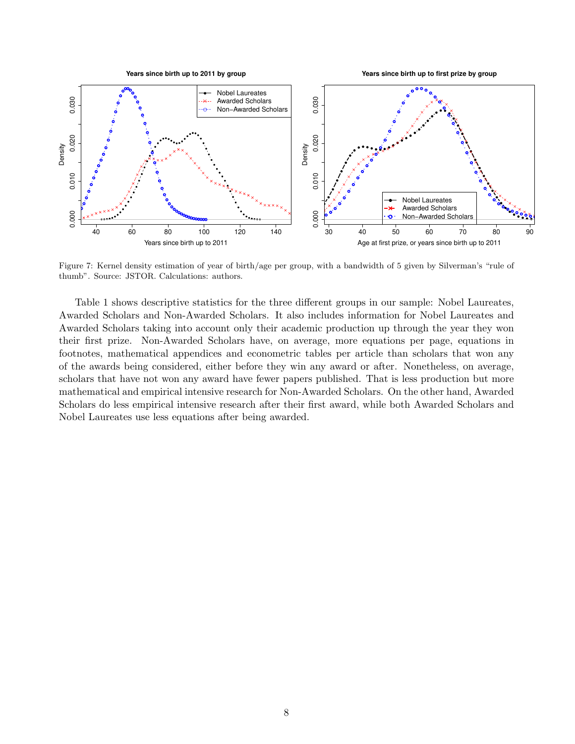Figure 7: Kernel density estimation of year of birth/age per group, with a bandwidth of 5 given by Silverman's "rule of thumb". Source: JSTOR. Calculations: authors.

Table 1 shows descriptive statistics for the three different groups in our sample: Nobel Laureates, Awarded Scholars and Non-Awarded Scholars. It also includes information for Nobel Laureates and Awarded Scholars taking into account only their academic production up through the year they won their first prize. Non-Awarded Scholars have, on average, more equations per page, equations in footnotes, mathematical appendices and econometric tables per article than scholars that won any of the awards being considered, either before they win any award or after. Nonetheless, on average, scholars that have not won any award have fewer papers published. That is less production but more mathematical and empirical intensive research for Non-Awarded Scholars. On the other hand, Awarded Scholars do less empirical intensive research after their first award, while both Awarded Scholars and Nobel Laureates use less equations after being awarded.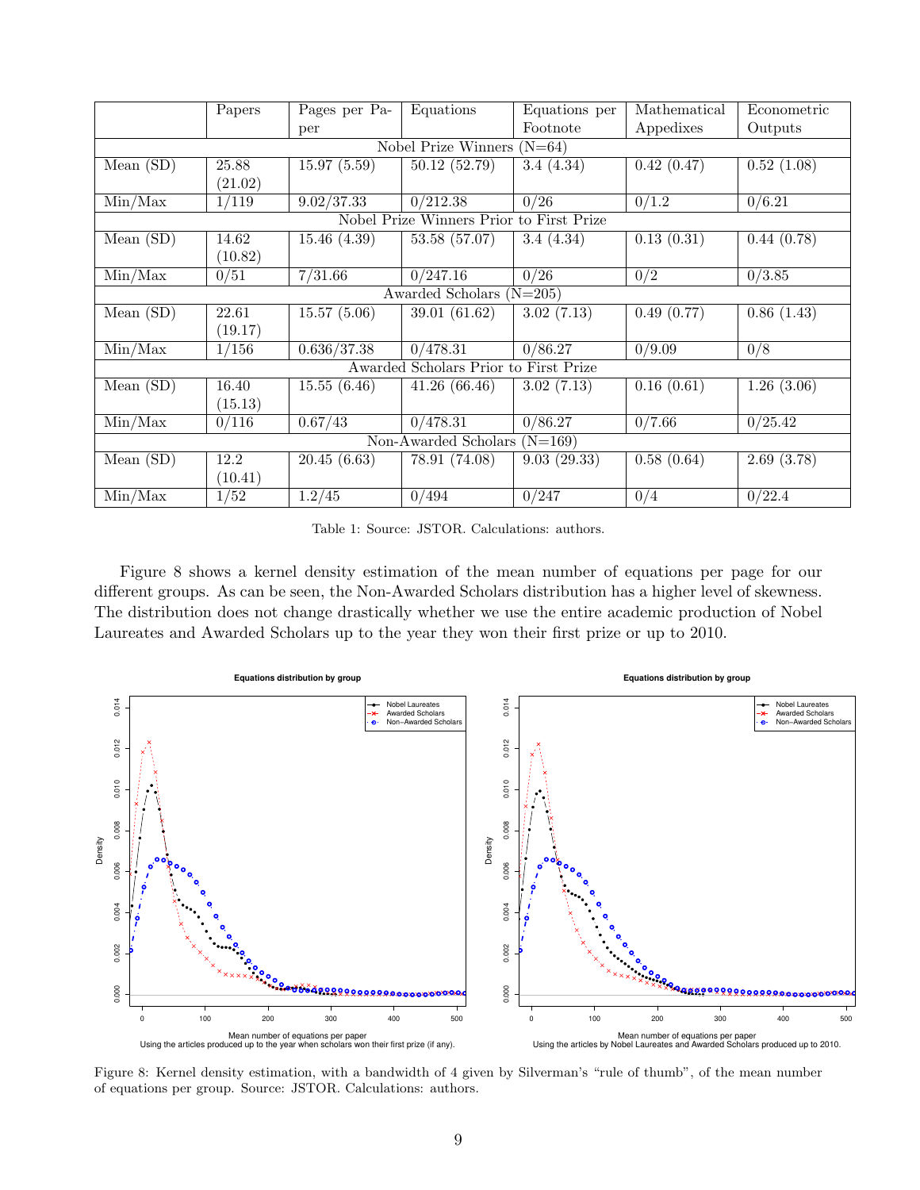|  | Papers | Pages per Paper | Equations | Equations per Footnote | Mathematical Appedixes | Econometric Outputs |
|---|---|---|---|---|---|---|
| Nobel Prize Winners (N=64) | | | | | | |
| Mean (SD) | 25.88 (21.02) | 15.97 (5.59) | 50.12 (52.79) | 3.4 (4.34) | 0.42 (0.47) | 0.52 (1.08) |
| Min/Max | 1/119 | 9.02/37.33 | 0/212.38 | 0/26 | 0/1.2 | 0/6.21 |
| Nobel Prize Winners Prior to First Prize | | | | | | |
| Mean (SD) | 14.62 (10.82) | 15.46 (4.39) | 53.58 (57.07) | 3.4 (4.34) | 0.13 (0.31) | 0.44 (0.78) |
| Min/Max | 0/51 | 7/31.66 | 0/247.16 | 0/26 | 0/2 | 0/3.85 |
| Awarded Scholars (N=205) | | | | | | |
| Mean (SD) | 22.61 (19.17) | 15.57 (5.06) | 39.01 (61.62) | 3.02 (7.13) | 0.49 (0.77) | 0.86 (1.43) |
| Min/Max | 1/156 | 0.636/37.38 | 0/478.31 | 0/86.27 | 0/9.09 | 0/8 |
| Awarded Scholars Prior to First Prize | | | | | | |
| Mean (SD) | 16.40 (15.13) | 15.55 (6.46) | 41.26 (66.46) | 3.02 (7.13) | 0.16 (0.61) | 1.26 (3.06) |
| Min/Max | 0/116 | 0.67/43 | 0/478.31 | 0/86.27 | 0/7.66 | 0/25.42 |
| Non-Awarded Scholars (N=169) | | | | | | |
| Mean (SD) | 12.2 (10.41) | 20.45 (6.63) | 78.91 (74.08) | 9.03 (29.33) | 0.58 (0.64) | 2.69 (3.78) |
| Min/Max | 1/52 | 1.2/45 | 0/494 | 0/247 | 0/4 | 0/22.4 |

Table 1: Source: JSTOR. Calculations: authors.

Figure 8 shows a kernel density estimation of the mean number of equations per page for our different groups. As can be seen, the Non-Awarded Scholars distribution has a higher level of skewness. The distribution does not change drastically whether we use the entire academic production of Nobel Laureates and Awarded Scholars up to the year they won their first prize or up to 2010.

Figure 8: Kernel density estimation, with a bandwidth of 4 given by Silverman's "rule of thumb", of the mean number of equations per group. Source: JSTOR. Calculations: authors.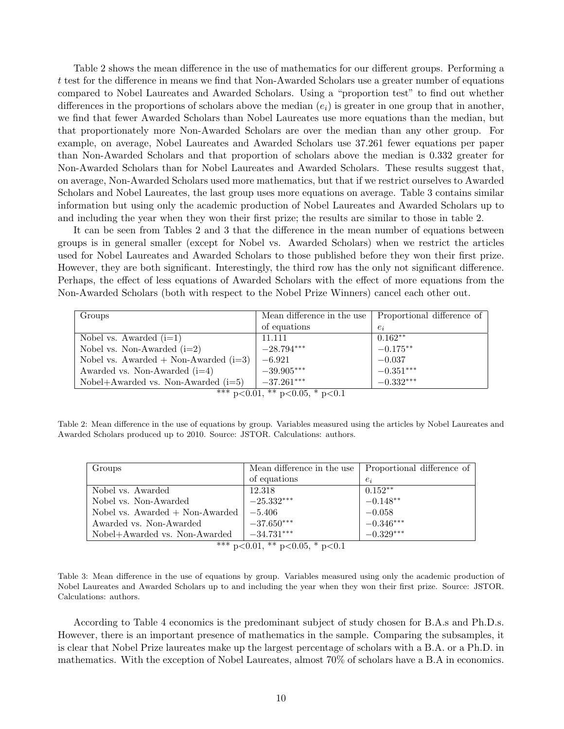Table 2 shows the mean difference in the use of mathematics for our different groups. Performing a $t$ test for the difference in means we find that Non-Awarded Scholars use a greater number of equations compared to Nobel Laureates and Awarded Scholars. Using a "proportion test" to find out whether differences in the proportions of scholars above the median ($e_i$) is greater in one group that in another, we find that fewer Awarded Scholars than Nobel Laureates use more equations than the median, but that proportionately more Non-Awarded Scholars are over the median than any other group. For example, on average, Nobel Laureates and Awarded Scholars use 37.261 fewer equations per paper than Non-Awarded Scholars and that proportion of scholars above the median is 0.332 greater for Non-Awarded Scholars than for Nobel Laureates and Awarded Scholars. These results suggest that, on average, Non-Awarded Scholars used more mathematics, but that if we restrict ourselves to Awarded Scholars and Nobel Laureates, the last group uses more equations on average. Table 3 contains similar information but using only the academic production of Nobel Laureates and Awarded Scholars up to and including the year when they won their first prize; the results are similar to those in table 2.

It can be seen from Tables 2 and 3 that the difference in the mean number of equations between groups is in general smaller (except for Nobel vs. Awarded Scholars) when we restrict the articles used for Nobel Laureates and Awarded Scholars to those published before they won their first prize. However, they are both significant. Interestingly, the third row has the only not significant difference. Perhaps, the effect of less equations of Awarded Scholars with the effect of more equations from the Non-Awarded Scholars (both with respect to the Nobel Prize Winners) cancel each other out.

| Groups | Mean difference in the use of equations | Proportional difference of $e_i$ |
|---|---|---|
| Nobel vs. Awarded (i=1) | 11.111 | $0.162^{**}$ |
| Nobel vs. Non-Awarded (i=2) | $-28.794^{***}$ | $-0.175^{**}$ |
| Nobel vs. Awarded + Non-Awarded (i=3) | $-6.921$ | $-0.037$ |
| Awarded vs. Non-Awarded (i=4) | $-39.905^{***}$ | $-0.351^{***}$ |
| Nobel+Awarded vs. Non-Awarded (i=5) | $-37.261^{***}$ | $-0.332^{***}$ |

*** p<0.01, ** p<0.05, * p<0.1

Table 2: Mean difference in the use of equations by group. Variables measured using the articles by Nobel Laureates and Awarded Scholars produced up to 2010. Source: JSTOR. Calculations: authors.

| Groups | Mean difference in the use of equations | Proportional difference of $e_i$ |
|---|---|---|
| Nobel vs. Awarded | 12.318 | $0.152^{**}$ |
| Nobel vs. Non-Awarded | $-25.332^{***}$ | $-0.148^{**}$ |
| Nobel vs. Awarded + Non-Awarded | $-5.406$ | $-0.058$ |
| Awarded vs. Non-Awarded | $-37.650^{***}$ | $-0.346^{***}$ |
| Nobel+Awarded vs. Non-Awarded | $-34.731^{***}$ | $-0.329^{***}$ |

*** p<0.01, ** p<0.05, * p<0.1

Table 3: Mean difference in the use of equations by group. Variables measured using only the academic production of Nobel Laureates and Awarded Scholars up to and including the year when they won their first prize. Source: JSTOR. Calculations: authors.

According to Table 4 economics is the predominant subject of study chosen for B.A.s and Ph.D.s. However, there is an important presence of mathematics in the sample. Comparing the subsamples, it is clear that Nobel Prize laureates make up the largest percentage of scholars with a B.A. or a Ph.D. in mathematics. With the exception of Nobel Laureates, almost 70% of scholars have a B.A in economics.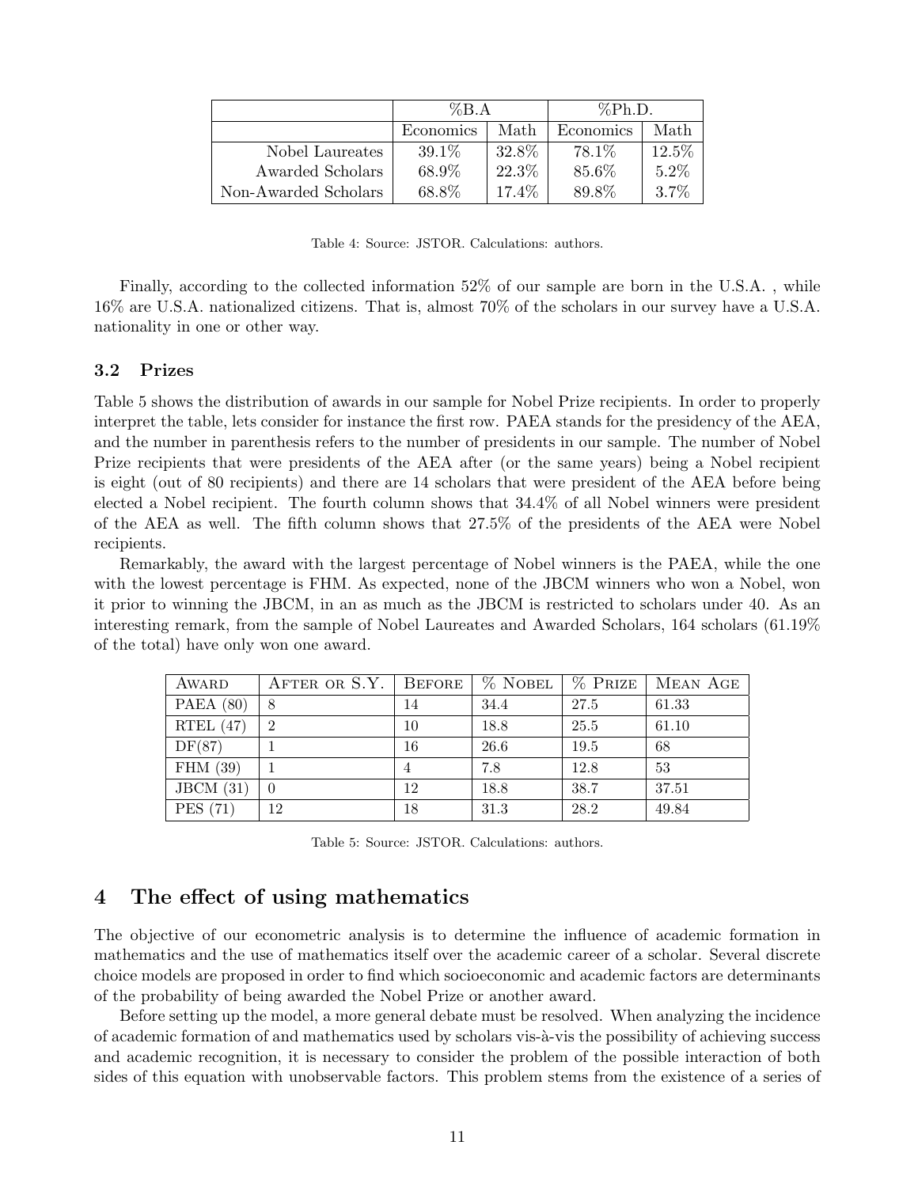| | %B.A | | %Ph.D. | |
|---|---|---|---|---|
| | Economics | Math | Economics | Math |
| Nobel Laureates | 39.1% | 32.8% | 78.1% | 12.5% |
| Awarded Scholars | 68.9% | 22.3% | 85.6% | 5.2% |
| Non-Awarded Scholars | 68.8% | 17.4% | 89.8% | 3.7% |

Table 4: Source: JSTOR. Calculations: authors.

Finally, according to the collected information 52% of our sample are born in the U.S.A. , while 16% are U.S.A. nationalized citizens. That is, almost 70% of the scholars in our survey have a U.S.A. nationality in one or other way.

### 3.2 Prizes

Table 5 shows the distribution of awards in our sample for Nobel Prize recipients. In order to properly interpret the table, lets consider for instance the first row. PAEA stands for the presidency of the AEA, and the number in parenthesis refers to the number of presidents in our sample. The number of Nobel Prize recipients that were presidents of the AEA after (or the same years) being a Nobel recipient is eight (out of 80 recipients) and there are 14 scholars that were president of the AEA before being elected a Nobel recipient. The fourth column shows that 34.4% of all Nobel winners were president of the AEA as well. The fifth column shows that 27.5% of the presidents of the AEA were Nobel recipients.

Remarkably, the award with the largest percentage of Nobel winners is the PAEA, while the one with the lowest percentage is FHM. As expected, none of the JBCM winners who won a Nobel, won it prior to winning the JBCM, in an as much as the JBCM is restricted to scholars under 40. As an interesting remark, from the sample of Nobel Laureates and Awarded Scholars, 164 scholars (61.19% of the total) have only won one award.

| Award | After or S.Y. | Before | % Nobel | % Prize | Mean Age |
|---|---|---|---|---|---|
| PAEA (80) | 8 | 14 | 34.4 | 27.5 | 61.33 |
| RTEL (47) | 2 | 10 | 18.8 | 25.5 | 61.10 |
| DF(87) | 1 | 16 | 26.6 | 19.5 | 68 |
| FHM (39) | 1 | 4 | 7.8 | 12.8 | 53 |
| JBCM (31) | 0 | 12 | 18.8 | 38.7 | 37.51 |
| PES (71) | 12 | 18 | 31.3 | 28.2 | 49.84 |

Table 5: Source: JSTOR. Calculations: authors.

## 4 The effect of using mathematics

The objective of our econometric analysis is to determine the influence of academic formation in mathematics and the use of mathematics itself over the academic career of a scholar. Several discrete choice models are proposed in order to find which socioeconomic and academic factors are determinants of the probability of being awarded the Nobel Prize or another award.

Before setting up the model, a more general debate must be resolved. When analyzing the incidence of academic formation of and mathematics used by scholars vis-à-vis the possibility of achieving success and academic recognition, it is necessary to consider the problem of the possible interaction of both sides of this equation with unobservable factors. This problem stems from the existence of a series of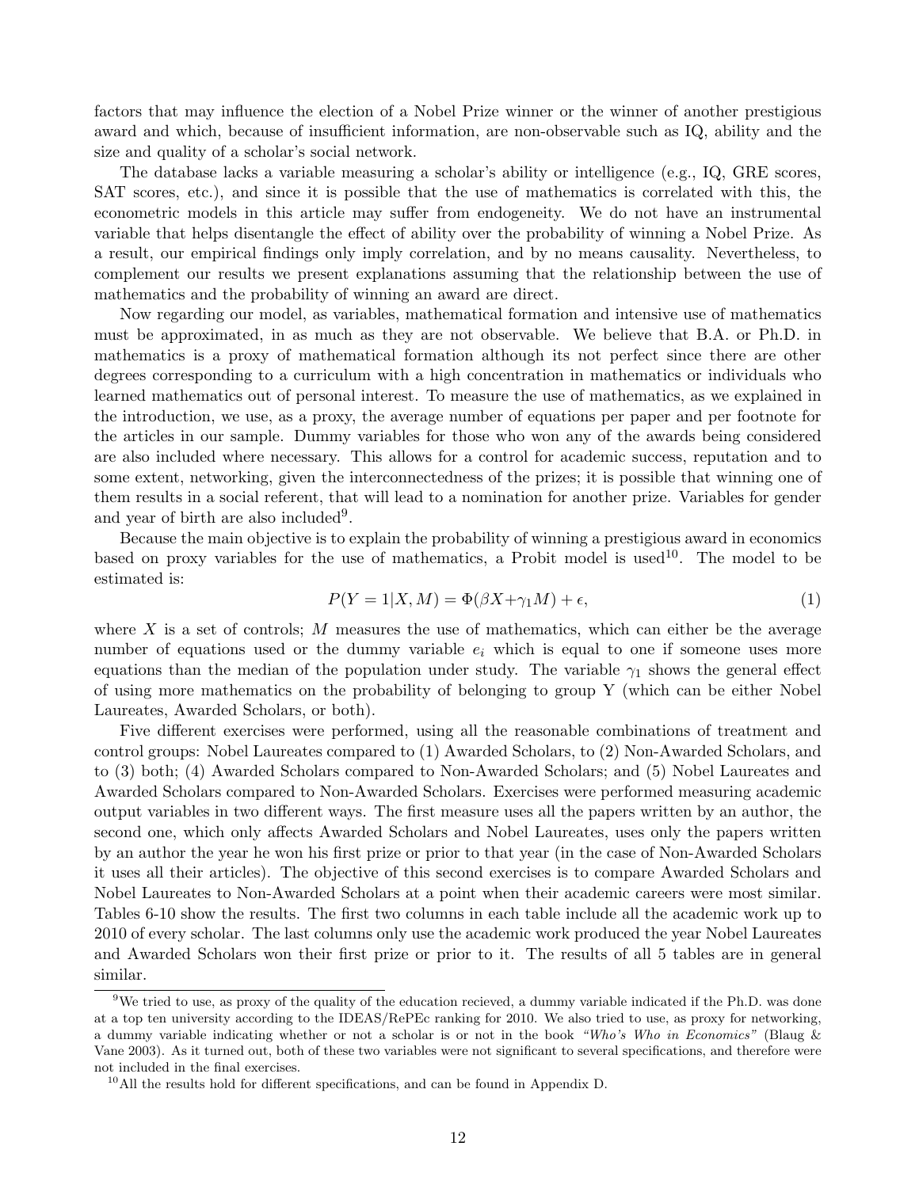factors that may influence the election of a Nobel Prize winner or the winner of another prestigious award and which, because of insufficient information, are non-observable such as IQ, ability and the size and quality of a scholar's social network.

The database lacks a variable measuring a scholar's ability or intelligence (e.g., IQ, GRE scores, SAT scores, etc.), and since it is possible that the use of mathematics is correlated with this, the econometric models in this article may suffer from endogeneity. We do not have an instrumental variable that helps disentangle the effect of ability over the probability of winning a Nobel Prize. As a result, our empirical findings only imply correlation, and by no means causality. Nevertheless, to complement our results we present explanations assuming that the relationship between the use of mathematics and the probability of winning an award are direct.

Now regarding our model, as variables, mathematical formation and intensive use of mathematics must be approximated, in as much as they are not observable. We believe that B.A. or Ph.D. in mathematics is a proxy of mathematical formation although its not perfect since there are other degrees corresponding to a curriculum with a high concentration in mathematics or individuals who learned mathematics out of personal interest. To measure the use of mathematics, as we explained in the introduction, we use, as a proxy, the average number of equations per paper and per footnote for the articles in our sample. Dummy variables for those who won any of the awards being considered are also included where necessary. This allows for a control for academic success, reputation and to some extent, networking, given the interconnectedness of the prizes; it is possible that winning one of them results in a social referent, that will lead to a nomination for another prize. Variables for gender and year of birth are also included[9].

Because the main objective is to explain the probability of winning a prestigious award in economics based on proxy variables for the use of mathematics, a Probit model is used[10]. The model to be estimated is:

$$P(Y=1|X,M) = \Phi(\beta X + \gamma_1 M) + \epsilon, \tag{1}$$

where $X$ is a set of controls; $M$ measures the use of mathematics, which can either be the average number of equations used or the dummy variable $e_i$ which is equal to one if someone uses more equations than the median of the population under study. The variable $\gamma_1$ shows the general effect of using more mathematics on the probability of belonging to group Y (which can be either Nobel Laureates, Awarded Scholars, or both).

Five different exercises were performed, using all the reasonable combinations of treatment and control groups: Nobel Laureates compared to (1) Awarded Scholars, to (2) Non-Awarded Scholars, and to (3) both; (4) Awarded Scholars compared to Non-Awarded Scholars; and (5) Nobel Laureates and Awarded Scholars compared to Non-Awarded Scholars. Exercises were performed measuring academic output variables in two different ways. The first measure uses all the papers written by an author, the second one, which only affects Awarded Scholars and Nobel Laureates, uses only the papers written by an author the year he won his first prize or prior to that year (in the case of Non-Awarded Scholars it uses all their articles). The objective of this second exercises is to compare Awarded Scholars and Nobel Laureates to Non-Awarded Scholars at a point when their academic careers were most similar. Tables 6-10 show the results. The first two columns in each table include all the academic work up to 2010 of every scholar. The last columns only use the academic work produced the year Nobel Laureates and Awarded Scholars won their first prize or prior to it. The results of all 5 tables are in general similar.

[9]We tried to use, as proxy of the quality of the education recieved, a dummy variable indicated if the Ph.D. was done at a top ten university according to the IDEAS/RePEc ranking for 2010. We also tried to use, as proxy for networking, a dummy variable indicating whether or not a scholar is or not in the book *"Who's Who in Economics"* (Blaug & Vane 2003). As it turned out, both of these two variables were not significant to several specifications, and therefore were not included in the final exercises.

[10]All the results hold for different specifications, and can be found in Appendix D.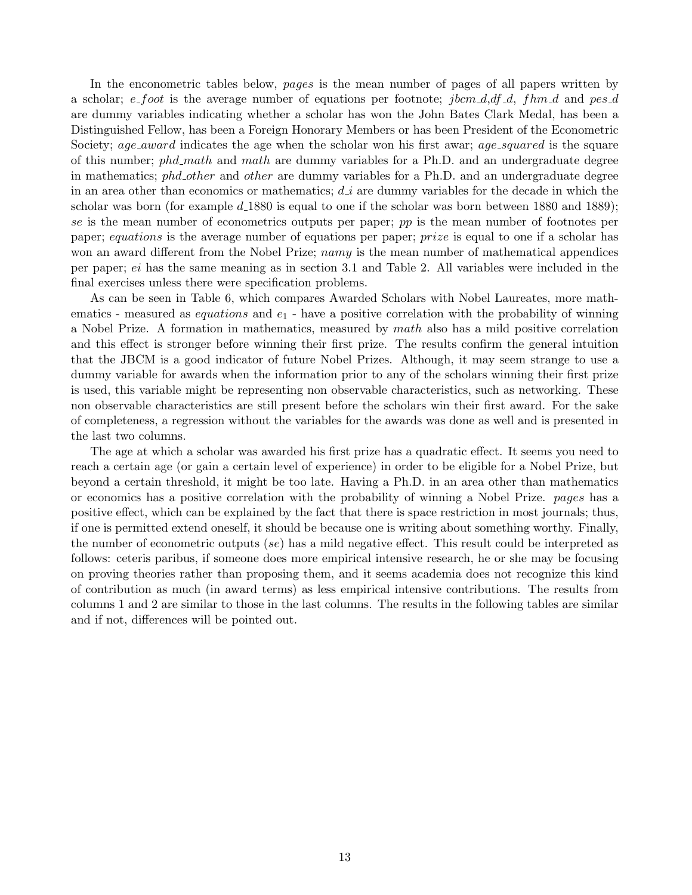In the enconometric tables below, *pages* is the mean number of pages of all papers written by a scholar; *e_foot* is the average number of equations per footnote; *jbcm_d*, *df_d*, *fhm_d* and *pes_d* are dummy variables indicating whether a scholar has won the John Bates Clark Medal, has been a Distinguished Fellow, has been a Foreign Honorary Members or has been President of the Econometric Society; *age_award* indicates the age when the scholar won his first awar; *age_squared* is the square of this number; *phd_math* and *math* are dummy variables for a Ph.D. and an undergraduate degree in mathematics; *phd_other* and *other* are dummy variables for a Ph.D. and an undergraduate degree in an area other than economics or mathematics; *d_i* are dummy variables for the decade in which the scholar was born (for example *d_1880* is equal to one if the scholar was born between 1880 and 1889); *se* is the mean number of econometrics outputs per paper; *pp* is the mean number of footnotes per paper; *equations* is the average number of equations per paper; *prize* is equal to one if a scholar has won an award different from the Nobel Prize; *namy* is the mean number of mathematical appendices per paper; *ei* has the same meaning as in section 3.1 and Table 2. All variables were included in the final exercises unless there were specification problems.

As can be seen in Table 6, which compares Awarded Scholars with Nobel Laureates, more mathematics - measured as *equations* and $e_1$ - have a positive correlation with the probability of winning a Nobel Prize. A formation in mathematics, measured by *math* also has a mild positive correlation and this effect is stronger before winning their first prize. The results confirm the general intuition that the JBCM is a good indicator of future Nobel Prizes. Although, it may seem strange to use a dummy variable for awards when the information prior to any of the scholars winning their first prize is used, this variable might be representing non observable characteristics, such as networking. These non observable characteristics are still present before the scholars win their first award. For the sake of completeness, a regression without the variables for the awards was done as well and is presented in the last two columns.

The age at which a scholar was awarded his first prize has a quadratic effect. It seems you need to reach a certain age (or gain a certain level of experience) in order to be eligible for a Nobel Prize, but beyond a certain threshold, it might be too late. Having a Ph.D. in an area other than mathematics or economics has a positive correlation with the probability of winning a Nobel Prize. *pages* has a positive effect, which can be explained by the fact that there is space restriction in most journals; thus, if one is permitted extend oneself, it should be because one is writing about something worthy. Finally, the number of econometric outputs (*se*) has a mild negative effect. This result could be interpreted as follows: ceteris paribus, if someone does more empirical intensive research, he or she may be focusing on proving theories rather than proposing them, and it seems academia does not recognize this kind of contribution as much (in award terms) as less empirical intensive contributions. The results from columns 1 and 2 are similar to those in the last columns. The results in the following tables are similar and if not, differences will be pointed out.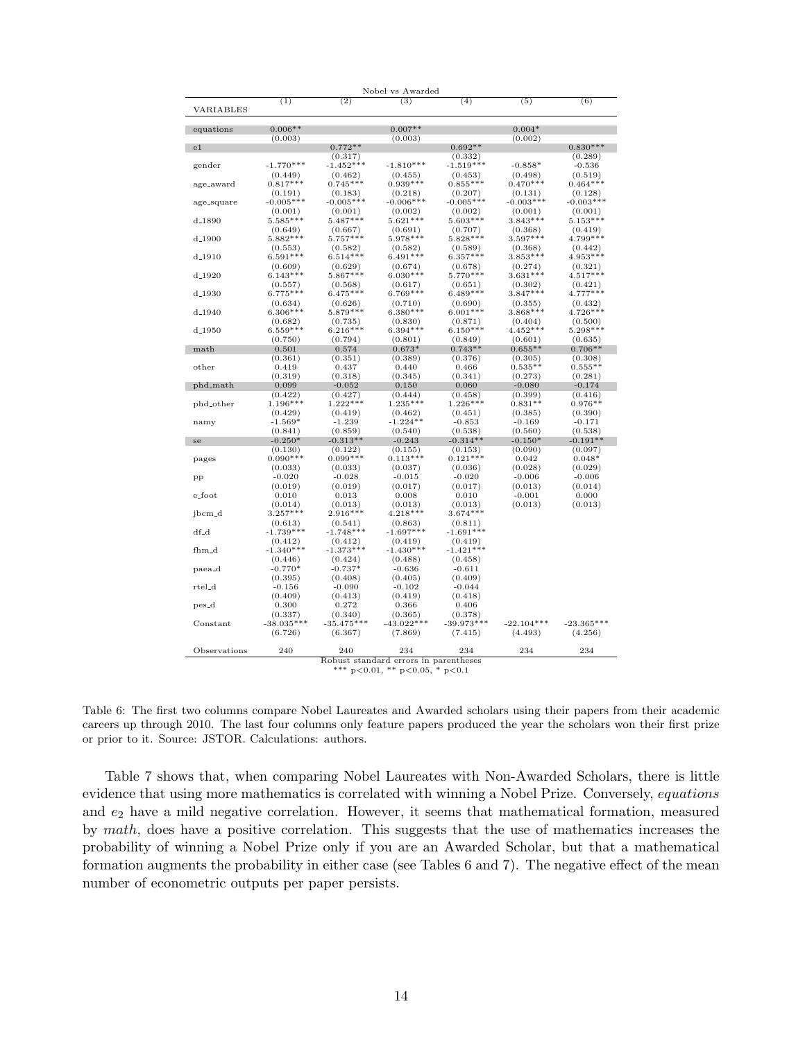| Nobel vs Awarded | | | | | | |
|---|---|---|---|---|---|---|
| VARIABLES | (1) | (2) | (3) | (4) | (5) | (6) |
| equations | 0.006** | | 0.007** | | 0.004* | |
| | (0.003) | | (0.003) | | (0.002) | |
| e1 | | 0.772** | | 0.692** | | 0.830*** |
| | | (0.317) | | (0.332) | | (0.289) |
| gender | -1.770*** | -1.452*** | -1.810*** | -1.519*** | -0.858* | -0.536 |
| | (0.449) | (0.462) | (0.455) | (0.453) | (0.498) | (0.519) |
| age_award | 0.817*** | 0.745*** | 0.939*** | 0.855*** | 0.470*** | 0.464*** |
| | (0.191) | (0.183) | (0.218) | (0.207) | (0.131) | (0.128) |
| age_square | -0.005*** | -0.005*** | -0.006*** | -0.005*** | -0.003*** | -0.003*** |
| | (0.001) | (0.001) | (0.002) | (0.002) | (0.001) | (0.001) |
| d_1890 | 5.585*** | 5.487*** | 5.621*** | 5.603*** | 3.843*** | 5.153*** |
| | (0.649) | (0.667) | (0.691) | (0.707) | (0.368) | (0.419) |
| d_1900 | 5.882*** | 5.757*** | 5.978*** | 5.828*** | 3.597*** | 4.799*** |
| | (0.553) | (0.582) | (0.582) | (0.589) | (0.368) | (0.442) |
| d_1910 | 6.591*** | 6.514*** | 6.491*** | 6.357*** | 3.853*** | 4.953*** |
| | (0.609) | (0.629) | (0.674) | (0.678) | (0.274) | (0.321) |
| d_1920 | 6.143*** | 5.867*** | 6.030*** | 5.770*** | 3.631*** | 4.517*** |
| | (0.557) | (0.568) | (0.617) | (0.651) | (0.302) | (0.421) |
| d_1930 | 6.775*** | 6.475*** | 6.769*** | 6.489*** | 3.847*** | 4.777*** |
| | (0.634) | (0.626) | (0.710) | (0.690) | (0.355) | (0.432) |
| d_1940 | 6.306*** | 5.879*** | 6.380*** | 6.001*** | 3.868*** | 4.726*** |
| | (0.682) | (0.735) | (0.830) | (0.871) | (0.404) | (0.500) |
| d_1950 | 6.559*** | 6.216*** | 6.394*** | 6.150*** | 4.452*** | 5.298*** |
| | (0.750) | (0.794) | (0.801) | (0.849) | (0.601) | (0.635) |
| math | 0.501 | 0.574 | 0.673* | 0.743** | 0.655** | 0.706** |
| | (0.361) | (0.351) | (0.389) | (0.376) | (0.305) | (0.308) |
| other | 0.419 | 0.437 | 0.440 | 0.466 | 0.535** | 0.555** |
| | (0.319) | (0.318) | (0.345) | (0.341) | (0.273) | (0.281) |
| phd_math | 0.099 | -0.052 | 0.150 | 0.060 | -0.080 | -0.174 |
| | (0.422) | (0.427) | (0.444) | (0.458) | (0.399) | (0.416) |
| phd_other | 1.196*** | 1.222*** | 1.235*** | 1.226*** | 0.831** | 0.976** |
| | (0.429) | (0.419) | (0.462) | (0.451) | (0.385) | (0.390) |
| namy | -1.569* | -1.239 | -1.224** | -0.853 | -0.169 | -0.171 |
| | (0.841) | (0.859) | (0.540) | (0.538) | (0.560) | (0.538) |
| se | -0.250* | -0.313** | -0.243 | -0.314** | -0.150* | -0.191** |
| | (0.130) | (0.122) | (0.155) | (0.153) | (0.090) | (0.097) |
| pages | 0.090*** | 0.099*** | 0.113*** | 0.121*** | 0.042 | 0.048* |
| | (0.033) | (0.033) | (0.037) | (0.036) | (0.028) | (0.029) |
| pp | -0.020 | -0.028 | -0.015 | -0.020 | -0.006 | -0.006 |
| | (0.019) | (0.019) | (0.017) | (0.017) | (0.013) | (0.014) |
| e_foot | 0.010 | 0.013 | 0.008 | 0.010 | -0.001 | 0.000 |
| | (0.014) | (0.013) | (0.013) | (0.013) | (0.013) | (0.013) |
| jbcm_d | 3.257*** | 2.916*** | 4.218*** | 3.674*** | | |
| | (0.613) | (0.541) | (0.863) | (0.811) | | |
| df_d | -1.739*** | -1.748*** | -1.697*** | -1.691*** | | |
| | (0.412) | (0.412) | (0.419) | (0.419) | | |
| fhm_d | -1.340*** | -1.373*** | -1.430*** | -1.421*** | | |
| | (0.446) | (0.424) | (0.488) | (0.458) | | |
| paea_d | -0.770* | -0.737* | -0.636 | -0.611 | | |
| | (0.395) | (0.408) | (0.405) | (0.409) | | |
| rtel_d | -0.156 | -0.090 | -0.102 | -0.044 | | |
| | (0.409) | (0.413) | (0.419) | (0.418) | | |
| pes_d | 0.300 | 0.272 | 0.366 | 0.406 | | |
| | (0.337) | (0.340) | (0.365) | (0.378) | | |
| Constant | -38.035*** | -35.475*** | -43.022*** | -39.973*** | -22.104*** | -23.365*** |
| | (6.726) | (6.367) | (7.869) | (7.415) | (4.493) | (4.256) |
| Observations | 240 | 240 | 234 | 234 | 234 | 234 |

Robust standard errors in parentheses
*** p<0.01, ** p<0.05, * p<0.1

Table 6: The first two columns compare Nobel Laureates and Awarded scholars using their papers from their academic careers up through 2010. The last four columns only feature papers produced the year the scholars won their first prize or prior to it. Source: JSTOR. Calculations: authors.

Table 7 shows that, when comparing Nobel Laureates with Non-Awarded Scholars, there is little evidence that using more mathematics is correlated with winning a Nobel Prize. Conversely, *equations* and $e_2$ have a mild negative correlation. However, it seems that mathematical formation, measured by *math*, does have a positive correlation. This suggests that the use of mathematics increases the probability of winning a Nobel Prize only if you are an Awarded Scholar, but that a mathematical formation augments the probability in either case (see Tables 6 and 7). The negative effect of the mean number of econometric outputs per paper persists.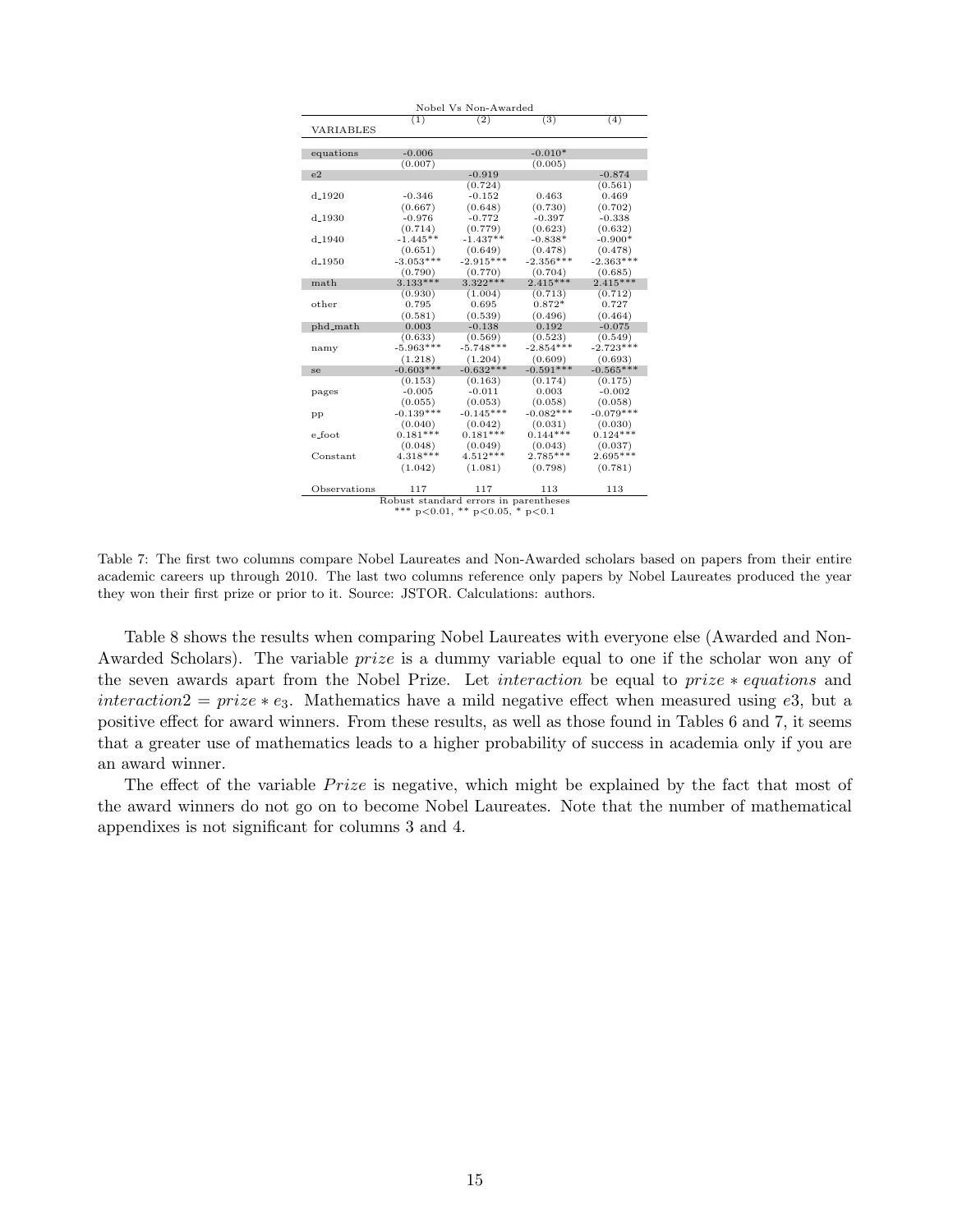| Nobel Vs Non-Awarded | | | | |
|---|---|---|---|---|
| VARIABLES | (1) | (2) | (3) | (4) |
| equations | -0.006 | | -0.010* | |
| | (0.007) | | (0.005) | |
| e2 | | -0.919 | | -0.874 |
| | | (0.724) | | (0.561) |
| d_1920 | -0.346 | -0.152 | 0.463 | 0.469 |
| | (0.667) | (0.648) | (0.730) | (0.702) |
| d_1930 | -0.976 | -0.772 | -0.397 | -0.338 |
| | (0.714) | (0.779) | (0.623) | (0.632) |
| d_1940 | -1.445** | -1.437** | -0.838* | -0.900* |
| | (0.651) | (0.649) | (0.478) | (0.478) |
| d_1950 | -3.053*** | -2.915*** | -2.356*** | -2.363*** |
| | (0.790) | (0.770) | (0.704) | (0.685) |
| math | 3.133*** | 3.322*** | 2.415*** | 2.415*** |
| | (0.930) | (1.004) | (0.713) | (0.712) |
| other | 0.795 | 0.695 | 0.872* | 0.727 |
| | (0.581) | (0.539) | (0.496) | (0.464) |
| phd_math | 0.003 | -0.138 | 0.192 | -0.075 |
| | (0.633) | (0.569) | (0.523) | (0.549) |
| namy | -5.963*** | -5.748*** | -2.854*** | -2.723*** |
| | (1.218) | (1.204) | (0.609) | (0.693) |
| se | -0.603*** | -0.632*** | -0.591*** | -0.565*** |
| | (0.153) | (0.163) | (0.174) | (0.175) |
| pages | -0.005 | -0.011 | 0.003 | -0.002 |
| | (0.055) | (0.053) | (0.058) | (0.058) |
| pp | -0.139*** | -0.145*** | -0.082*** | -0.079*** |
| | (0.040) | (0.042) | (0.031) | (0.030) |
| e_foot | 0.181*** | 0.181*** | 0.144*** | 0.124*** |
| | (0.048) | (0.049) | (0.043) | (0.037) |
| Constant | 4.318*** | 4.512*** | 2.785*** | 2.695*** |
| | (1.042) | (1.081) | (0.798) | (0.781) |
| Observations | 117 | 117 | 113 | 113 |

Robust standard errors in parentheses
*** p<0.01, ** p<0.05, * p<0.1

Table 7: The first two columns compare Nobel Laureates and Non-Awarded scholars based on papers from their entire academic careers up through 2010. The last two columns reference only papers by Nobel Laureates produced the year they won their first prize or prior to it. Source: JSTOR. Calculations: authors.

Table 8 shows the results when comparing Nobel Laureates with everyone else (Awarded and Non-Awarded Scholars). The variable *prize* is a dummy variable equal to one if the scholar won any of the seven awards apart from the Nobel Prize. Let *interaction* be equal to $prize * equations$ and $interaction2 = prize * e_3$. Mathematics have a mild negative effect when measured using $e3$, but a positive effect for award winners. From these results, as well as those found in Tables 6 and 7, it seems that a greater use of mathematics leads to a higher probability of success in academia only if you are an award winner.

The effect of the variable *Prize* is negative, which might be explained by the fact that most of the award winners do not go on to become Nobel Laureates. Note that the number of mathematical appendixes is not significant for columns 3 and 4.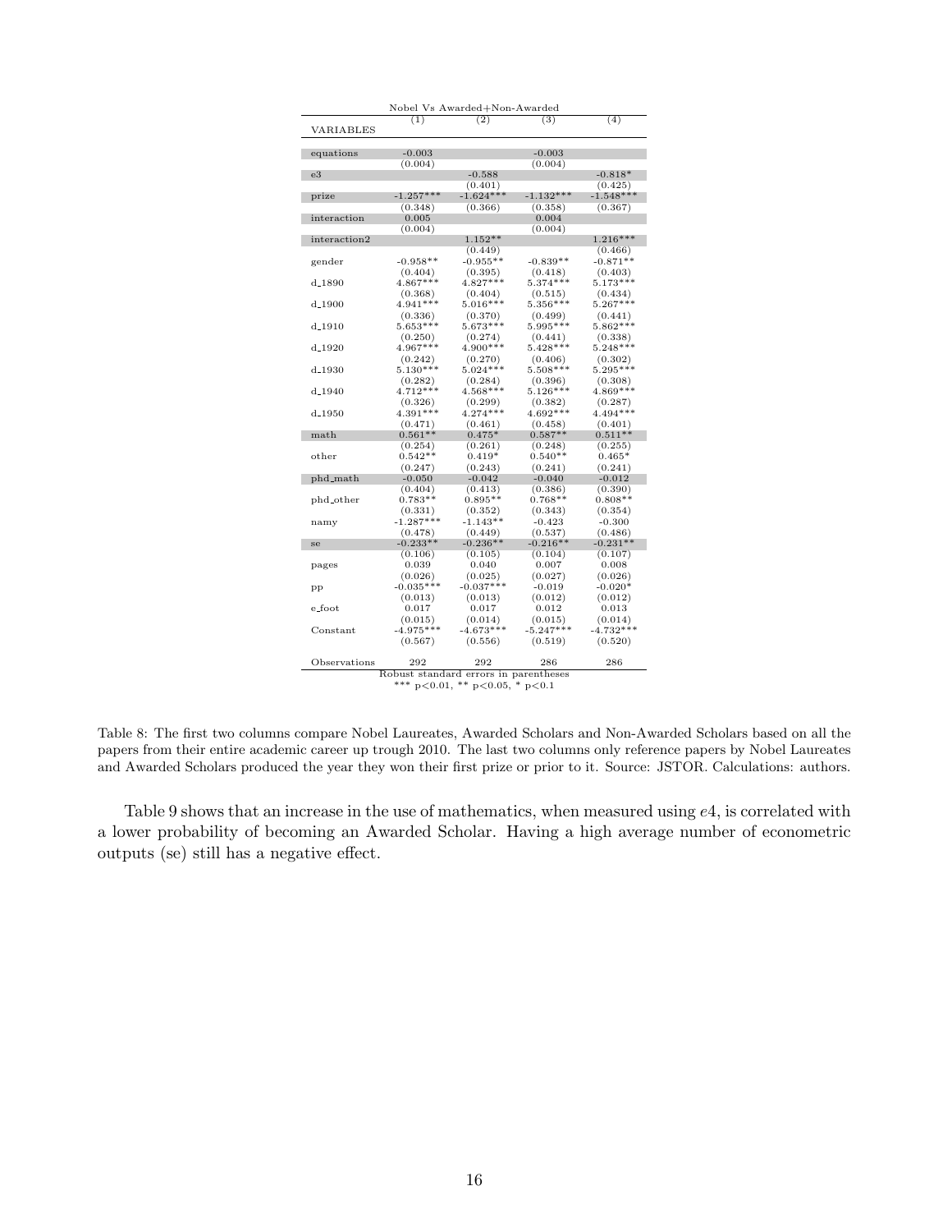| Nobel Vs Awarded+Non-Awarded | | | | |
|---|---|---|---|---|
| | (1) | (2) | (3) | (4) |
| VARIABLES | | | | |
| equations | -0.003 | | -0.003 | |
| | (0.004) | | (0.004) | |
| e3 | | -0.588 | | -0.818* |
| | | (0.401) | | (0.425) |
| prize | -1.257*** | -1.624*** | -1.132*** | -1.548*** |
| | (0.348) | (0.366) | (0.358) | (0.367) |
| interaction | 0.005 | | 0.004 | |
| | (0.004) | | (0.004) | |
| interaction2 | | 1.152** | | 1.216*** |
| | | (0.449) | | (0.466) |
| gender | -0.958** | -0.955** | -0.839** | -0.871** |
| | (0.404) | (0.395) | (0.418) | (0.403) |
| d_1890 | 4.867*** | 4.827*** | 5.374*** | 5.173*** |
| | (0.368) | (0.404) | (0.515) | (0.434) |
| d_1900 | 4.941*** | 5.016*** | 5.356*** | 5.267*** |
| | (0.336) | (0.370) | (0.499) | (0.441) |
| d_1910 | 5.653*** | 5.673*** | 5.995*** | 5.862*** |
| | (0.250) | (0.274) | (0.441) | (0.338) |
| d_1920 | 4.967*** | 4.900*** | 5.428*** | 5.248*** |
| | (0.242) | (0.270) | (0.406) | (0.302) |
| d_1930 | 5.130*** | 5.024*** | 5.508*** | 5.295*** |
| | (0.282) | (0.284) | (0.396) | (0.308) |
| d_1940 | 4.712*** | 4.568*** | 5.126*** | 4.869*** |
| | (0.326) | (0.299) | (0.382) | (0.287) |
| d_1950 | 4.391*** | 4.274*** | 4.692*** | 4.494*** |
| | (0.471) | (0.461) | (0.458) | (0.401) |
| math | 0.561** | 0.475* | 0.587** | 0.511** |
| | (0.254) | (0.261) | (0.248) | (0.255) |
| other | 0.542** | 0.419* | 0.540** | 0.465* |
| | (0.247) | (0.243) | (0.241) | (0.241) |
| phd_math | -0.050 | -0.042 | -0.040 | -0.012 |
| | (0.404) | (0.413) | (0.386) | (0.390) |
| phd_other | 0.783** | 0.895** | 0.768** | 0.808** |
| | (0.331) | (0.352) | (0.343) | (0.354) |
| namy | -1.287*** | -1.143** | -0.423 | -0.300 |
| | (0.478) | (0.449) | (0.537) | (0.486) |
| se | -0.233** | -0.236** | -0.216** | -0.231** |
| | (0.106) | (0.105) | (0.104) | (0.107) |
| pages | 0.039 | 0.040 | 0.007 | 0.008 |
| | (0.026) | (0.025) | (0.027) | (0.026) |
| pp | -0.035*** | -0.037*** | -0.019 | -0.020* |
| | (0.013) | (0.013) | (0.012) | (0.012) |
| e_foot | 0.017 | 0.017 | 0.012 | 0.013 |
| | (0.015) | (0.014) | (0.015) | (0.014) |
| Constant | -4.975*** | -4.673*** | -5.247*** | -4.732*** |
| | (0.567) | (0.556) | (0.519) | (0.520) |
| Observations | 292 | 292 | 286 | 286 |

Robust standard errors in parentheses
*** p<0.01, ** p<0.05, * p<0.1

Table 8: The first two columns compare Nobel Laureates, Awarded Scholars and Non-Awarded Scholars based on all the papers from their entire academic career up trough 2010. The last two columns only reference papers by Nobel Laureates and Awarded Scholars produced the year they won their first prize or prior to it. Source: JSTOR. Calculations: authors.

Table 9 shows that an increase in the use of mathematics, when measured using $e4$, is correlated with a lower probability of becoming an Awarded Scholar. Having a high average number of econometric outputs (se) still has a negative effect.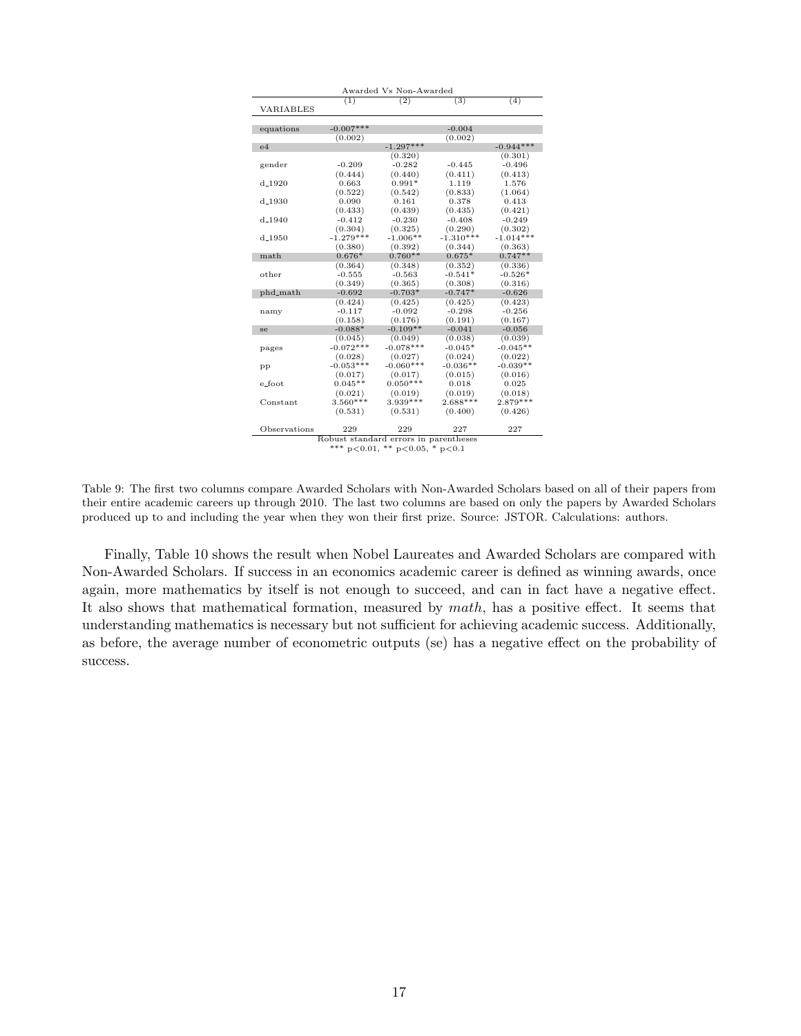| Awarded Vs Non-Awarded | | | | |
|---|---|---|---|---|
| | (1) | (2) | (3) | (4) |
| VARIABLES | | | | |
| | | | | |
| equations | -0.007*** | | -0.004 | |
| | (0.002) | | (0.002) | |
| e4 | | -1.297*** | | -0.944*** |
| | | (0.320) | | (0.301) |
| gender | -0.209 | -0.282 | -0.445 | -0.496 |
| | (0.444) | (0.440) | (0.411) | (0.413) |
| d_1920 | 0.663 | 0.991* | 1.119 | 1.576 |
| | (0.522) | (0.542) | (0.833) | (1.064) |
| d_1930 | 0.090 | 0.161 | 0.378 | 0.413 |
| | (0.433) | (0.439) | (0.435) | (0.421) |
| d_1940 | -0.412 | -0.230 | -0.408 | -0.249 |
| | (0.304) | (0.325) | (0.290) | (0.302) |
| d_1950 | -1.279*** | -1.006** | -1.310*** | -1.014*** |
| | (0.380) | (0.392) | (0.344) | (0.363) |
| math | 0.676* | 0.760** | 0.675* | 0.747** |
| | (0.364) | (0.348) | (0.352) | (0.336) |
| other | -0.555 | -0.563 | -0.541* | -0.526* |
| | (0.349) | (0.365) | (0.308) | (0.316) |
| phd_math | -0.692 | -0.703* | -0.747* | -0.626 |
| | (0.424) | (0.425) | (0.425) | (0.423) |
| namy | -0.117 | -0.092 | -0.298 | -0.256 |
| | (0.158) | (0.176) | (0.191) | (0.167) |
| se | -0.088* | -0.109** | -0.041 | -0.056 |
| | (0.045) | (0.049) | (0.038) | (0.039) |
| pages | -0.072*** | -0.078*** | -0.045* | -0.045** |
| | (0.028) | (0.027) | (0.024) | (0.022) |
| pp | -0.053*** | -0.060*** | -0.036** | -0.039** |
| | (0.017) | (0.017) | (0.015) | (0.016) |
| e_foot | 0.045** | 0.050*** | 0.018 | 0.025 |
| | (0.021) | (0.019) | (0.019) | (0.018) |
| Constant | 3.560*** | 3.939*** | 2.688*** | 2.879*** |
| | (0.531) | (0.531) | (0.400) | (0.426) |
| | | | | |
| Observations | 229 | 229 | 227 | 227 |

Robust standard errors in parentheses
*** p<0.01, ** p<0.05, * p<0.1

Table 9: The first two columns compare Awarded Scholars with Non-Awarded Scholars based on all of their papers from their entire academic careers up through 2010. The last two columns are based on only the papers by Awarded Scholars produced up to and including the year when they won their first prize. Source: JSTOR. Calculations: authors.

Finally, Table 10 shows the result when Nobel Laureates and Awarded Scholars are compared with Non-Awarded Scholars. If success in an economics academic career is defined as winning awards, once again, more mathematics by itself is not enough to succeed, and can in fact have a negative effect. It also shows that mathematical formation, measured by *math*, has a positive effect. It seems that understanding mathematics is necessary but not sufficient for achieving academic success. Additionally, as before, the average number of econometric outputs (se) has a negative effect on the probability of success.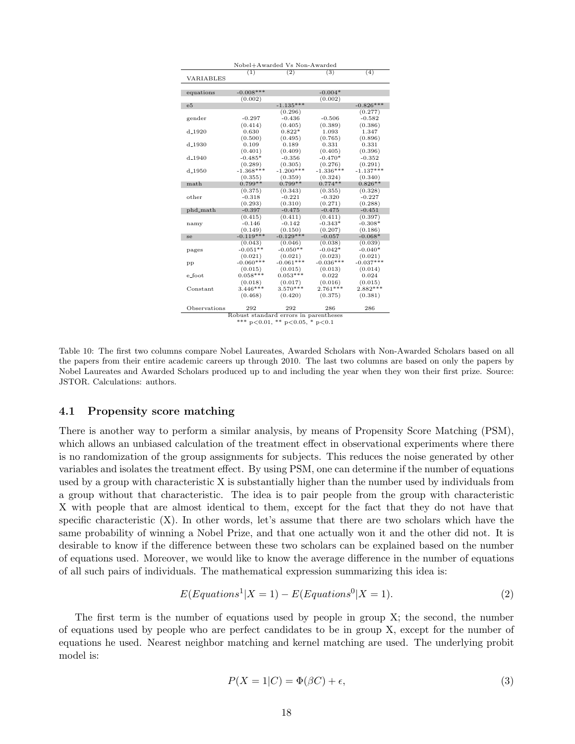| Nobel+Awarded Vs Non-Awarded | | | | |
|---|---|---|---|---|
| VARIABLES | (1) | (2) | (3) | (4) |
| equations | -0.008*** | | -0.004* | |
| | (0.002) | | (0.002) | |
| e5 | | -1.135*** | | -0.826*** |
| | | (0.296) | | (0.277) |
| gender | -0.297 | -0.436 | -0.506 | -0.582 |
| | (0.414) | (0.405) | (0.389) | (0.386) |
| d_1920 | 0.630 | 0.822* | 1.093 | 1.347 |
| | (0.500) | (0.495) | (0.765) | (0.896) |
| d_1930 | 0.109 | 0.189 | 0.331 | 0.331 |
| | (0.401) | (0.409) | (0.405) | (0.396) |
| d_1940 | -0.485* | -0.356 | -0.470* | -0.352 |
| | (0.289) | (0.305) | (0.276) | (0.291) |
| d_1950 | -1.368*** | -1.200*** | -1.336*** | -1.137*** |
| | (0.355) | (0.359) | (0.324) | (0.340) |
| math | 0.799** | 0.799** | 0.774** | 0.826** |
| | (0.375) | (0.343) | (0.355) | (0.328) |
| other | -0.318 | -0.221 | -0.320 | -0.227 |
| | (0.293) | (0.310) | (0.271) | (0.288) |
| phd_math | -0.397 | -0.475 | -0.475 | -0.451 |
| | (0.415) | (0.411) | (0.411) | (0.397) |
| namy | -0.146 | -0.142 | -0.343* | -0.308* |
| | (0.149) | (0.150) | (0.207) | (0.186) |
| se | -0.119*** | -0.129*** | -0.057 | -0.068* |
| | (0.043) | (0.046) | (0.038) | (0.039) |
| pages | -0.051** | -0.050** | -0.042* | -0.040* |
| | (0.021) | (0.021) | (0.023) | (0.021) |
| pp | -0.060*** | -0.061*** | -0.036*** | -0.037*** |
| | (0.015) | (0.015) | (0.013) | (0.014) |
| e_foot | 0.058*** | 0.053*** | 0.022 | 0.024 |
| | (0.018) | (0.017) | (0.016) | (0.015) |
| Constant | 3.446*** | 3.570*** | 2.761*** | 2.882*** |
| | (0.468) | (0.420) | (0.375) | (0.381) |
| Observations | 292 | 292 | 286 | 286 |

Robust standard errors in parentheses
*** p<0.01, ** p<0.05, * p<0.1

Table 10: The first two columns compare Nobel Laureates, Awarded Scholars with Non-Awarded Scholars based on all the papers from their entire academic careers up through 2010. The last two columns are based on only the papers by Nobel Laureates and Awarded Scholars produced up to and including the year when they won their first prize. Source: JSTOR. Calculations: authors.

### 4.1 Propensity score matching

There is another way to perform a similar analysis, by means of Propensity Score Matching (PSM), which allows an unbiased calculation of the treatment effect in observational experiments where there is no randomization of the group assignments for subjects. This reduces the noise generated by other variables and isolates the treatment effect. By using PSM, one can determine if the number of equations used by a group with characteristic X is substantially higher than the number used by individuals from a group without that characteristic. The idea is to pair people from the group with characteristic X with people that are almost identical to them, except for the fact that they do not have that specific characteristic (X). In other words, let's assume that there are two scholars which have the same probability of winning a Nobel Prize, and that one actually won it and the other did not. It is desirable to know if the difference between these two scholars can be explained based on the number of equations used. Moreover, we would like to know the average difference in the number of equations of all such pairs of individuals. The mathematical expression summarizing this idea is:

$$E(Equations^1|X=1) - E(Equations^0|X=1). \tag{2}$$

The first term is the number of equations used by people in group X; the second, the number of equations used by people who are perfect candidates to be in group X, except for the number of equations he used. Nearest neighbor matching and kernel matching are used. The underlying probit model is:

$$P(X=1|C) = \Phi(\beta C) + \epsilon, \tag{3}$$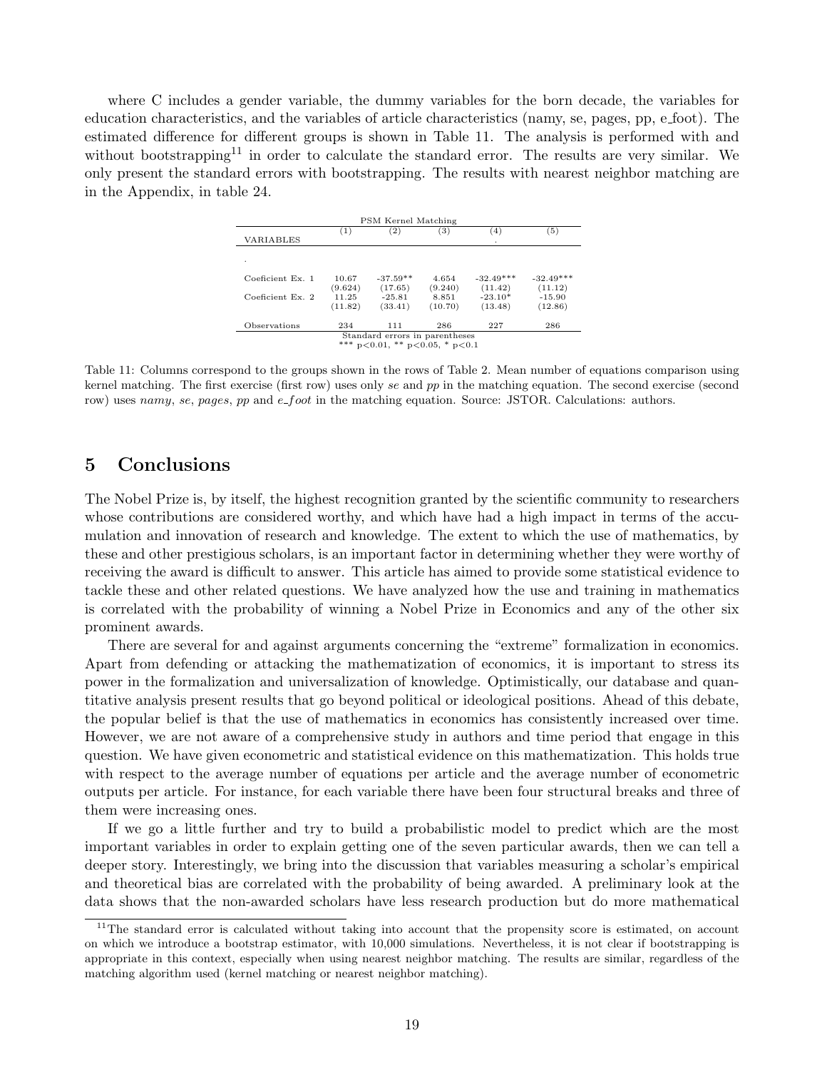where C includes a gender variable, the dummy variables for the born decade, the variables for education characteristics, and the variables of article characteristics (namy, se, pages, pp, e_foot). The estimated difference for different groups is shown in Table 11. The analysis is performed with and without bootstrapping[11] in order to calculate the standard error. The results are very similar. We only present the standard errors with bootstrapping. The results with nearest neighbor matching are in the Appendix, in table 24.

| PSM Kernel Matching | | | | | |
|---|---|---|---|---|---|
| | (1) | (2) | (3) | (4) | (5) |
| VARIABLES | | | | . | |
| . | | | | | |
| Coeficient Ex. 1 | 10.67 | -37.59** | 4.654 | -32.49*** | -32.49*** |
| | (9.624) | (17.65) | (9.240) | (11.42) | (11.12) |
| Coeficient Ex. 2 | 11.25 | -25.81 | 8.851 | -23.10* | -15.90 |
| | (11.82) | (33.41) | (10.70) | (13.48) | (12.86) |
| Observations | 234 | 111 | 286 | 227 | 286 |

Standard errors in parentheses
*** p<0.01, ** p<0.05, * p<0.1

Table 11: Columns correspond to the groups shown in the rows of Table 2. Mean number of equations comparison using kernel matching. The first exercise (first row) uses only *se* and *pp* in the matching equation. The second exercise (second row) uses *namy*, *se*, *pages*, *pp* and *e_foot* in the matching equation. Source: JSTOR. Calculations: authors.

## 5 Conclusions

The Nobel Prize is, by itself, the highest recognition granted by the scientific community to researchers whose contributions are considered worthy, and which have had a high impact in terms of the accumulation and innovation of research and knowledge. The extent to which the use of mathematics, by these and other prestigious scholars, is an important factor in determining whether they were worthy of receiving the award is difficult to answer. This article has aimed to provide some statistical evidence to tackle these and other related questions. We have analyzed how the use and training in mathematics is correlated with the probability of winning a Nobel Prize in Economics and any of the other six prominent awards.

There are several for and against arguments concerning the "extreme" formalization in economics. Apart from defending or attacking the mathematization of economics, it is important to stress its power in the formalization and universalization of knowledge. Optimistically, our database and quantitative analysis present results that go beyond political or ideological positions. Ahead of this debate, the popular belief is that the use of mathematics in economics has consistently increased over time. However, we are not aware of a comprehensive study in authors and time period that engage in this question. We have given econometric and statistical evidence on this mathematization. This holds true with respect to the average number of equations per article and the average number of econometric outputs per article. For instance, for each variable there have been four structural breaks and three of them were increasing ones.

If we go a little further and try to build a probabilistic model to predict which are the most important variables in order to explain getting one of the seven particular awards, then we can tell a deeper story. Interestingly, we bring into the discussion that variables measuring a scholar's empirical and theoretical bias are correlated with the probability of being awarded. A preliminary look at the data shows that the non-awarded scholars have less research production but do more mathematical

[11] The standard error is calculated without taking into account that the propensity score is estimated, on account on which we introduce a bootstrap estimator, with 10,000 simulations. Nevertheless, it is not clear if bootstrapping is appropriate in this context, especially when using nearest neighbor matching. The results are similar, regardless of the matching algorithm used (kernel matching or nearest neighbor matching).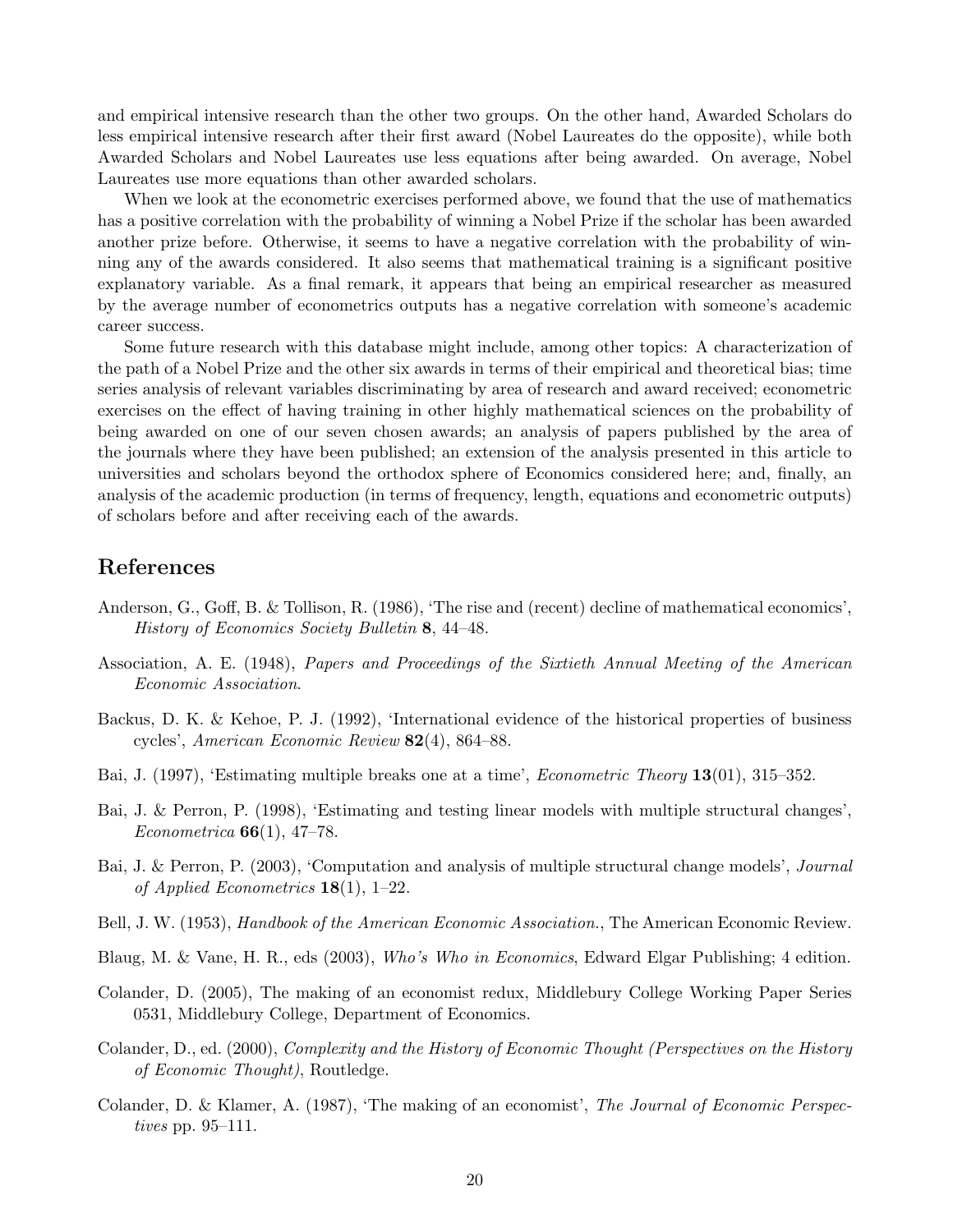and empirical intensive research than the other two groups. On the other hand, Awarded Scholars do less empirical intensive research after their first award (Nobel Laureates do the opposite), while both Awarded Scholars and Nobel Laureates use less equations after being awarded. On average, Nobel Laureates use more equations than other awarded scholars.

When we look at the econometric exercises performed above, we found that the use of mathematics has a positive correlation with the probability of winning a Nobel Prize if the scholar has been awarded another prize before. Otherwise, it seems to have a negative correlation with the probability of winning any of the awards considered. It also seems that mathematical training is a significant positive explanatory variable. As a final remark, it appears that being an empirical researcher as measured by the average number of econometrics outputs has a negative correlation with someone's academic career success.

Some future research with this database might include, among other topics: A characterization of the path of a Nobel Prize and the other six awards in terms of their empirical and theoretical bias; time series analysis of relevant variables discriminating by area of research and award received; econometric exercises on the effect of having training in other highly mathematical sciences on the probability of being awarded on one of our seven chosen awards; an analysis of papers published by the area of the journals where they have been published; an extension of the analysis presented in this article to universities and scholars beyond the orthodox sphere of Economics considered here; and, finally, an analysis of the academic production (in terms of frequency, length, equations and econometric outputs) of scholars before and after receiving each of the awards.

## References

Anderson, G., Goff, B. & Tollison, R. (1986), 'The rise and (recent) decline of mathematical economics', *History of Economics Society Bulletin* **8**, 44–48.

Association, A. E. (1948), *Papers and Proceedings of the Sixtieth Annual Meeting of the American Economic Association*.

Backus, D. K. & Kehoe, P. J. (1992), 'International evidence of the historical properties of business cycles', *American Economic Review* **82**(4), 864–88.

Bai, J. (1997), 'Estimating multiple breaks one at a time', *Econometric Theory* **13**(01), 315–352.

Bai, J. & Perron, P. (1998), 'Estimating and testing linear models with multiple structural changes', *Econometrica* **66**(1), 47–78.

Bai, J. & Perron, P. (2003), 'Computation and analysis of multiple structural change models', *Journal of Applied Econometrics* **18**(1), 1–22.

Bell, J. W. (1953), *Handbook of the American Economic Association.*, The American Economic Review.

Blaug, M. & Vane, H. R., eds (2003), *Who's Who in Economics*, Edward Elgar Publishing; 4 edition.

Colander, D. (2005), The making of an economist redux, Middlebury College Working Paper Series 0531, Middlebury College, Department of Economics.

Colander, D., ed. (2000), *Complexity and the History of Economic Thought (Perspectives on the History of Economic Thought)*, Routledge.

Colander, D. & Klamer, A. (1987), 'The making of an economist', *The Journal of Economic Perspectives* pp. 95–111.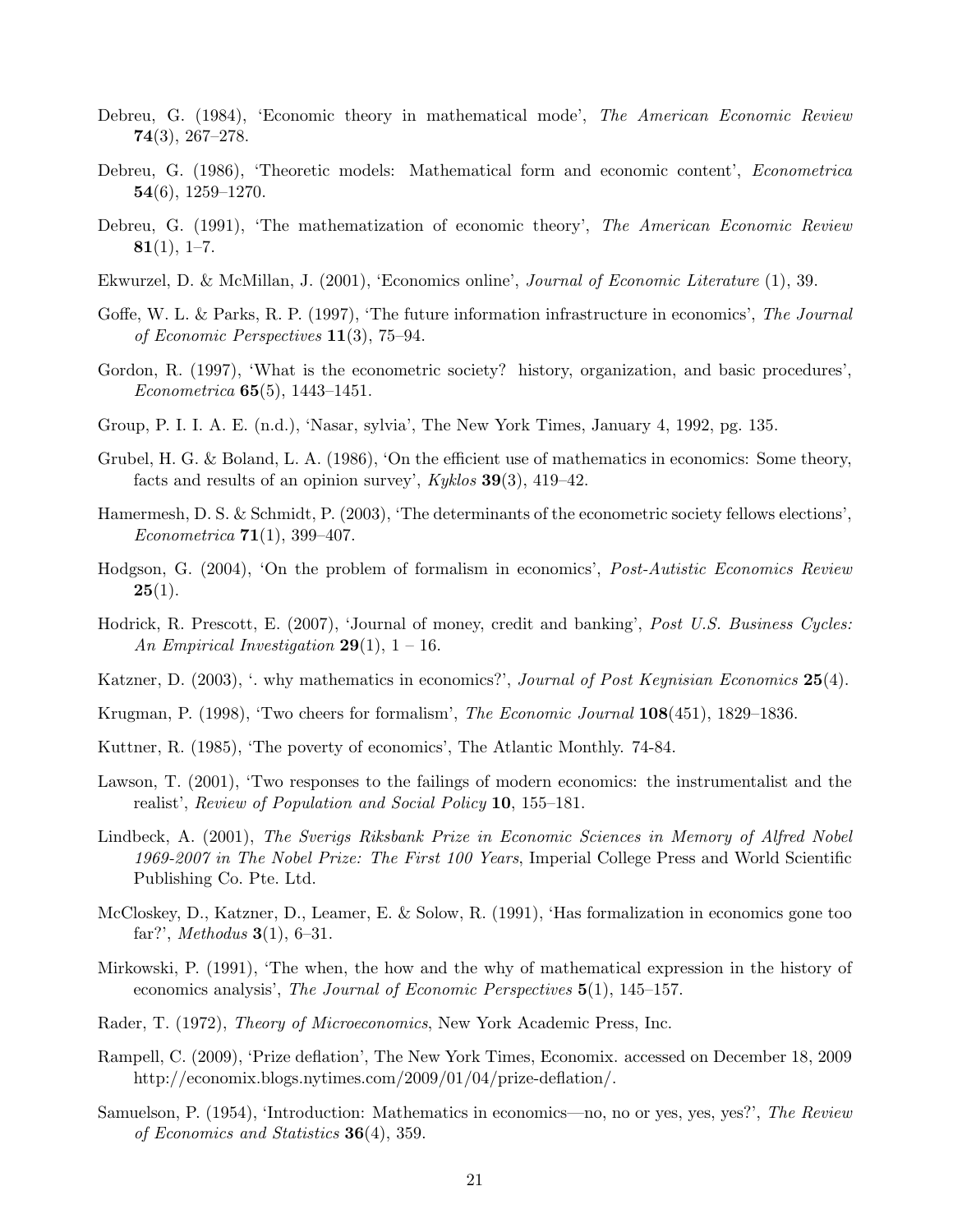Debreu, G. (1984), 'Economic theory in mathematical mode', *The American Economic Review* **74**(3), 267–278.

Debreu, G. (1986), 'Theoretic models: Mathematical form and economic content', *Econometrica* **54**(6), 1259–1270.

Debreu, G. (1991), 'The mathematization of economic theory', *The American Economic Review* **81**(1), 1–7.

Ekwurzel, D. & McMillan, J. (2001), 'Economics online', *Journal of Economic Literature* (1), 39.

Goffe, W. L. & Parks, R. P. (1997), 'The future information infrastructure in economics', *The Journal of Economic Perspectives* **11**(3), 75–94.

Gordon, R. (1997), 'What is the econometric society? history, organization, and basic procedures', *Econometrica* **65**(5), 1443–1451.

Group, P. I. I. A. E. (n.d.), 'Nasar, sylvia', The New York Times, January 4, 1992, pg. 135.

Grubel, H. G. & Boland, L. A. (1986), 'On the efficient use of mathematics in economics: Some theory, facts and results of an opinion survey', *Kyklos* **39**(3), 419–42.

Hamermesh, D. S. & Schmidt, P. (2003), 'The determinants of the econometric society fellows elections', *Econometrica* **71**(1), 399–407.

Hodgson, G. (2004), 'On the problem of formalism in economics', *Post-Autistic Economics Review* **25**(1).

Hodrick, R. Prescott, E. (2007), 'Journal of money, credit and banking', *Post U.S. Business Cycles: An Empirical Investigation* **29**(1), 1 – 16.

Katzner, D. (2003), '. why mathematics in economics?', *Journal of Post Keynisian Economics* **25**(4).

Krugman, P. (1998), 'Two cheers for formalism', *The Economic Journal* **108**(451), 1829–1836.

Kuttner, R. (1985), 'The poverty of economics', The Atlantic Monthly. 74-84.

Lawson, T. (2001), 'Two responses to the failings of modern economics: the instrumentalist and the realist', *Review of Population and Social Policy* **10**, 155–181.

Lindbeck, A. (2001), *The Sverigs Riksbank Prize in Economic Sciences in Memory of Alfred Nobel 1969-2007 in The Nobel Prize: The First 100 Years*, Imperial College Press and World Scientific Publishing Co. Pte. Ltd.

McCloskey, D., Katzner, D., Leamer, E. & Solow, R. (1991), 'Has formalization in economics gone too far?', *Methodus* **3**(1), 6–31.

Mirkowski, P. (1991), 'The when, the how and the why of mathematical expression in the history of economics analysis', *The Journal of Economic Perspectives* **5**(1), 145–157.

Rader, T. (1972), *Theory of Microeconomics*, New York Academic Press, Inc.

Rampell, C. (2009), 'Prize deflation', The New York Times, Economix. accessed on December 18, 2009 http://economix.blogs.nytimes.com/2009/01/04/prize-deflation/.

Samuelson, P. (1954), 'Introduction: Mathematics in economics—no, no or yes, yes, yes?', *The Review of Economics and Statistics* **36**(4), 359.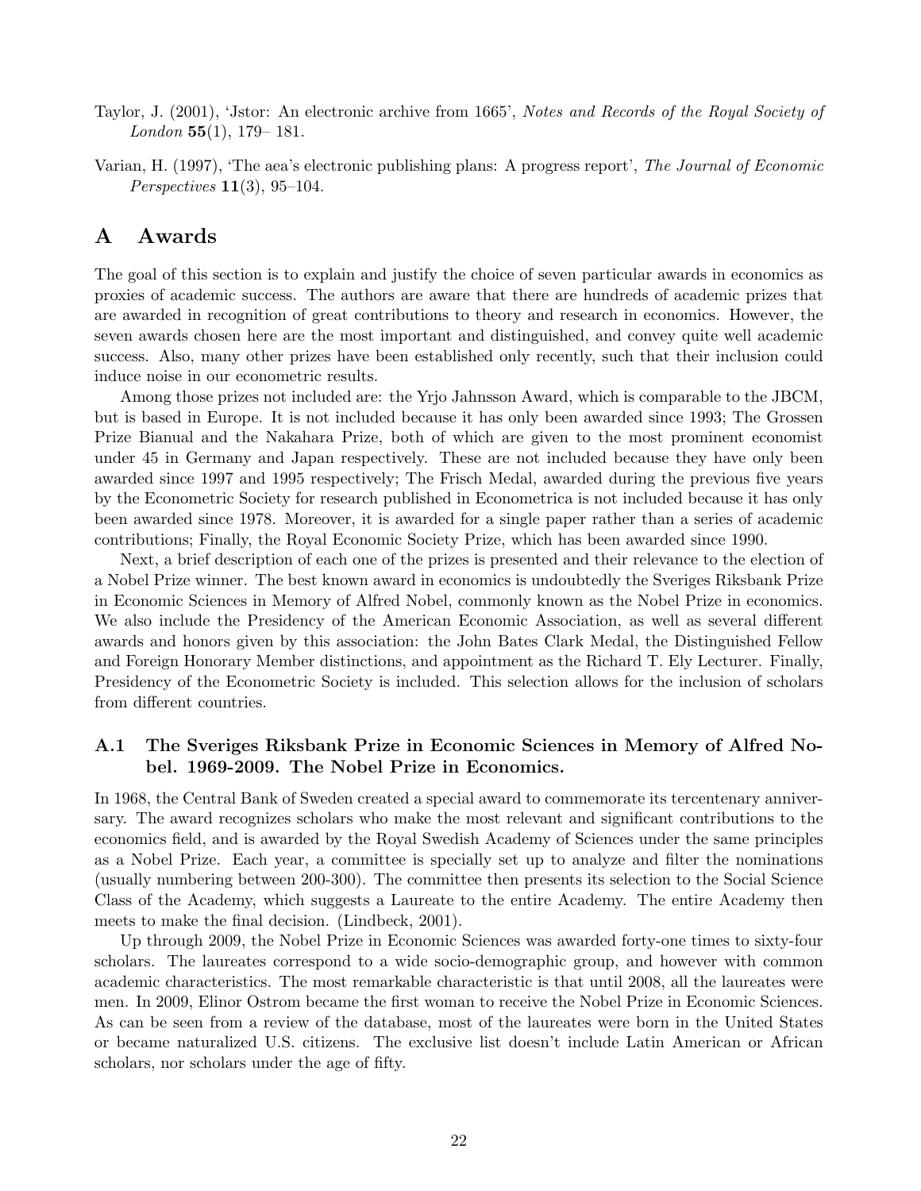Taylor, J. (2001), 'Jstor: An electronic archive from 1665', *Notes and Records of the Royal Society of London* **55**(1), 179– 181.

Varian, H. (1997), 'The aea's electronic publishing plans: A progress report', *The Journal of Economic Perspectives* **11**(3), 95–104.

# A Awards

The goal of this section is to explain and justify the choice of seven particular awards in economics as proxies of academic success. The authors are aware that there are hundreds of academic prizes that are awarded in recognition of great contributions to theory and research in economics. However, the seven awards chosen here are the most important and distinguished, and convey quite well academic success. Also, many other prizes have been established only recently, such that their inclusion could induce noise in our econometric results.

Among those prizes not included are: the Yrjo Jahnsson Award, which is comparable to the JBCM, but is based in Europe. It is not included because it has only been awarded since 1993; The Grossen Prize Bianual and the Nakahara Prize, both of which are given to the most prominent economist under 45 in Germany and Japan respectively. These are not included because they have only been awarded since 1997 and 1995 respectively; The Frisch Medal, awarded during the previous five years by the Econometric Society for research published in Econometrica is not included because it has only been awarded since 1978. Moreover, it is awarded for a single paper rather than a series of academic contributions; Finally, the Royal Economic Society Prize, which has been awarded since 1990.

Next, a brief description of each one of the prizes is presented and their relevance to the election of a Nobel Prize winner. The best known award in economics is undoubtedly the Sveriges Riksbank Prize in Economic Sciences in Memory of Alfred Nobel, commonly known as the Nobel Prize in economics. We also include the Presidency of the American Economic Association, as well as several different awards and honors given by this association: the John Bates Clark Medal, the Distinguished Fellow and Foreign Honorary Member distinctions, and appointment as the Richard T. Ely Lecturer. Finally, Presidency of the Econometric Society is included. This selection allows for the inclusion of scholars from different countries.

## A.1 The Sveriges Riksbank Prize in Economic Sciences in Memory of Alfred Nobel. 1969-2009. The Nobel Prize in Economics.

In 1968, the Central Bank of Sweden created a special award to commemorate its tercentenary anniversary. The award recognizes scholars who make the most relevant and significant contributions to the economics field, and is awarded by the Royal Swedish Academy of Sciences under the same principles as a Nobel Prize. Each year, a committee is specially set up to analyze and filter the nominations (usually numbering between 200-300). The committee then presents its selection to the Social Science Class of the Academy, which suggests a Laureate to the entire Academy. The entire Academy then meets to make the final decision. (Lindbeck, 2001).

Up through 2009, the Nobel Prize in Economic Sciences was awarded forty-one times to sixty-four scholars. The laureates correspond to a wide socio-demographic group, and however with common academic characteristics. The most remarkable characteristic is that until 2008, all the laureates were men. In 2009, Elinor Ostrom became the first woman to receive the Nobel Prize in Economic Sciences. As can be seen from a review of the database, most of the laureates were born in the United States or became naturalized U.S. citizens. The exclusive list doesn't include Latin American or African scholars, nor scholars under the age of fifty.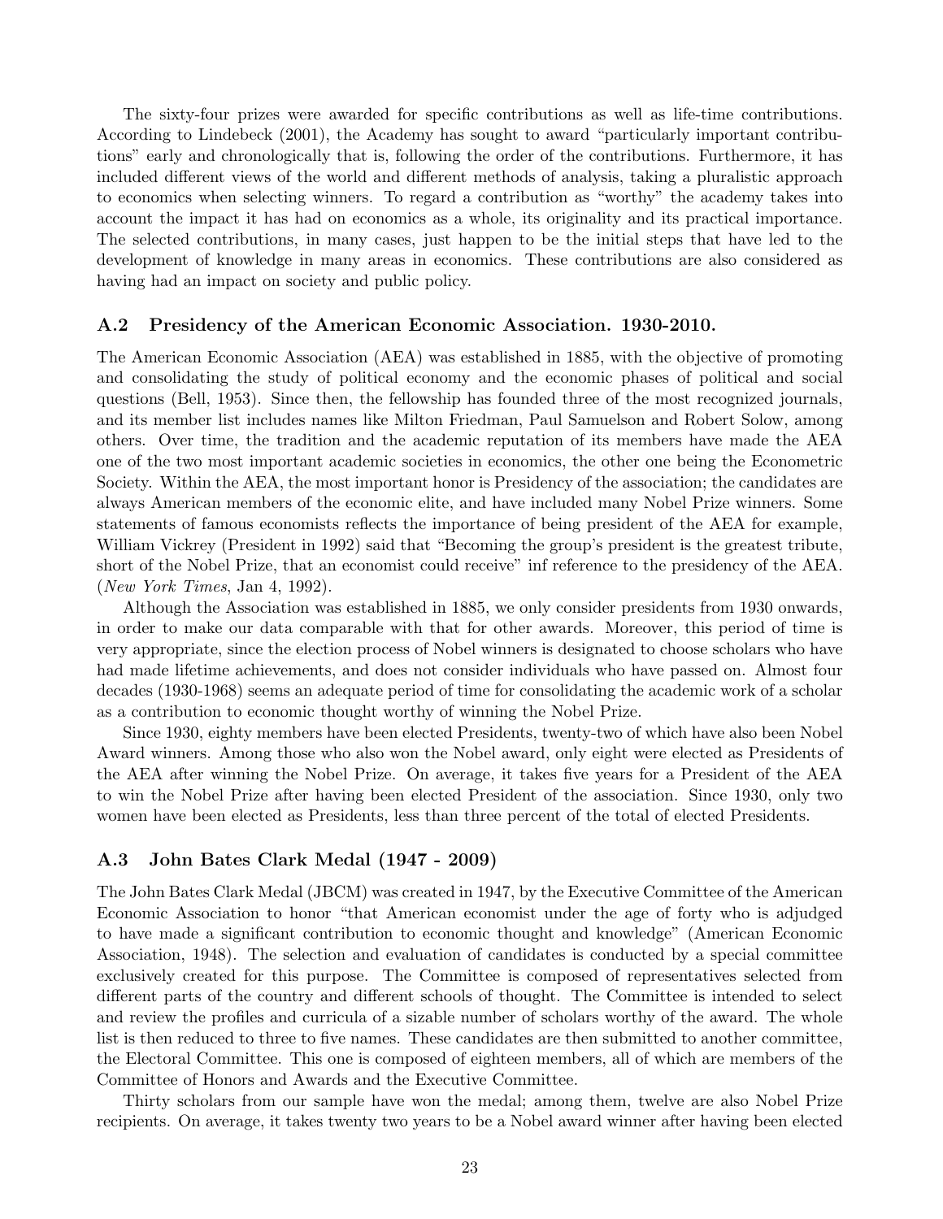The sixty-four prizes were awarded for specific contributions as well as life-time contributions. According to Lindebeck (2001), the Academy has sought to award "particularly important contributions" early and chronologically that is, following the order of the contributions. Furthermore, it has included different views of the world and different methods of analysis, taking a pluralistic approach to economics when selecting winners. To regard a contribution as "worthy" the academy takes into account the impact it has had on economics as a whole, its originality and its practical importance. The selected contributions, in many cases, just happen to be the initial steps that have led to the development of knowledge in many areas in economics. These contributions are also considered as having had an impact on society and public policy.

### A.2 Presidency of the American Economic Association. 1930-2010.

The American Economic Association (AEA) was established in 1885, with the objective of promoting and consolidating the study of political economy and the economic phases of political and social questions (Bell, 1953). Since then, the fellowship has founded three of the most recognized journals, and its member list includes names like Milton Friedman, Paul Samuelson and Robert Solow, among others. Over time, the tradition and the academic reputation of its members have made the AEA one of the two most important academic societies in economics, the other one being the Econometric Society. Within the AEA, the most important honor is Presidency of the association; the candidates are always American members of the economic elite, and have included many Nobel Prize winners. Some statements of famous economists reflects the importance of being president of the AEA for example, William Vickrey (President in 1992) said that "Becoming the group's president is the greatest tribute, short of the Nobel Prize, that an economist could receive" inf reference to the presidency of the AEA. (*New York Times*, Jan 4, 1992).

Although the Association was established in 1885, we only consider presidents from 1930 onwards, in order to make our data comparable with that for other awards. Moreover, this period of time is very appropriate, since the election process of Nobel winners is designated to choose scholars who have had made lifetime achievements, and does not consider individuals who have passed on. Almost four decades (1930-1968) seems an adequate period of time for consolidating the academic work of a scholar as a contribution to economic thought worthy of winning the Nobel Prize.

Since 1930, eighty members have been elected Presidents, twenty-two of which have also been Nobel Award winners. Among those who also won the Nobel award, only eight were elected as Presidents of the AEA after winning the Nobel Prize. On average, it takes five years for a President of the AEA to win the Nobel Prize after having been elected President of the association. Since 1930, only two women have been elected as Presidents, less than three percent of the total of elected Presidents.

### A.3 John Bates Clark Medal (1947 - 2009)

The John Bates Clark Medal (JBCM) was created in 1947, by the Executive Committee of the American Economic Association to honor "that American economist under the age of forty who is adjudged to have made a significant contribution to economic thought and knowledge" (American Economic Association, 1948). The selection and evaluation of candidates is conducted by a special committee exclusively created for this purpose. The Committee is composed of representatives selected from different parts of the country and different schools of thought. The Committee is intended to select and review the profiles and curricula of a sizable number of scholars worthy of the award. The whole list is then reduced to three to five names. These candidates are then submitted to another committee, the Electoral Committee. This one is composed of eighteen members, all of which are members of the Committee of Honors and Awards and the Executive Committee.

Thirty scholars from our sample have won the medal; among them, twelve are also Nobel Prize recipients. On average, it takes twenty two years to be a Nobel award winner after having been elected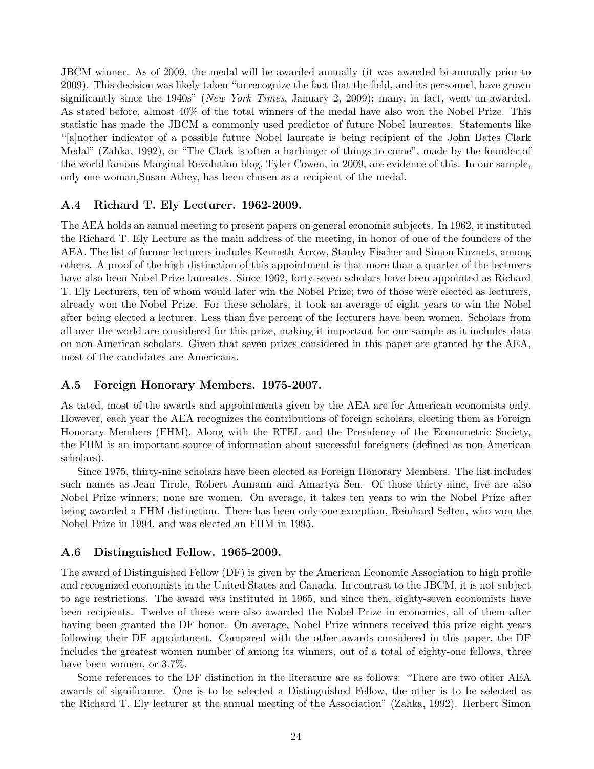JBCM winner. As of 2009, the medal will be awarded annually (it was awarded bi-annually prior to 2009). This decision was likely taken "to recognize the fact that the field, and its personnel, have grown significantly since the 1940s" (*New York Times*, January 2, 2009); many, in fact, went un-awarded. As stated before, almost 40% of the total winners of the medal have also won the Nobel Prize. This statistic has made the JBCM a commonly used predictor of future Nobel laureates. Statements like "[a]nother indicator of a possible future Nobel laureate is being recipient of the John Bates Clark Medal" (Zahka, 1992), or "The Clark is often a harbinger of things to come", made by the founder of the world famous Marginal Revolution blog, Tyler Cowen, in 2009, are evidence of this. In our sample, only one woman,Susan Athey, has been chosen as a recipient of the medal.

### A.4 Richard T. Ely Lecturer. 1962-2009.

The AEA holds an annual meeting to present papers on general economic subjects. In 1962, it instituted the Richard T. Ely Lecture as the main address of the meeting, in honor of one of the founders of the AEA. The list of former lecturers includes Kenneth Arrow, Stanley Fischer and Simon Kuznets, among others. A proof of the high distinction of this appointment is that more than a quarter of the lecturers have also been Nobel Prize laureates. Since 1962, forty-seven scholars have been appointed as Richard T. Ely Lecturers, ten of whom would later win the Nobel Prize; two of those were elected as lecturers, already won the Nobel Prize. For these scholars, it took an average of eight years to win the Nobel after being elected a lecturer. Less than five percent of the lecturers have been women. Scholars from all over the world are considered for this prize, making it important for our sample as it includes data on non-American scholars. Given that seven prizes considered in this paper are granted by the AEA, most of the candidates are Americans.

### A.5 Foreign Honorary Members. 1975-2007.

As tated, most of the awards and appointments given by the AEA are for American economists only. However, each year the AEA recognizes the contributions of foreign scholars, electing them as Foreign Honorary Members (FHM). Along with the RTEL and the Presidency of the Econometric Society, the FHM is an important source of information about successful foreigners (defined as non-American scholars).

Since 1975, thirty-nine scholars have been elected as Foreign Honorary Members. The list includes such names as Jean Tirole, Robert Aumann and Amartya Sen. Of those thirty-nine, five are also Nobel Prize winners; none are women. On average, it takes ten years to win the Nobel Prize after being awarded a FHM distinction. There has been only one exception, Reinhard Selten, who won the Nobel Prize in 1994, and was elected an FHM in 1995.

### A.6 Distinguished Fellow. 1965-2009.

The award of Distinguished Fellow (DF) is given by the American Economic Association to high profile and recognized economists in the United States and Canada. In contrast to the JBCM, it is not subject to age restrictions. The award was instituted in 1965, and since then, eighty-seven economists have been recipients. Twelve of these were also awarded the Nobel Prize in economics, all of them after having been granted the DF honor. On average, Nobel Prize winners received this prize eight years following their DF appointment. Compared with the other awards considered in this paper, the DF includes the greatest women number of among its winners, out of a total of eighty-one fellows, three have been women, or 3.7%.

Some references to the DF distinction in the literature are as follows: "There are two other AEA awards of significance. One is to be selected a Distinguished Fellow, the other is to be selected as the Richard T. Ely lecturer at the annual meeting of the Association" (Zahka, 1992). Herbert Simon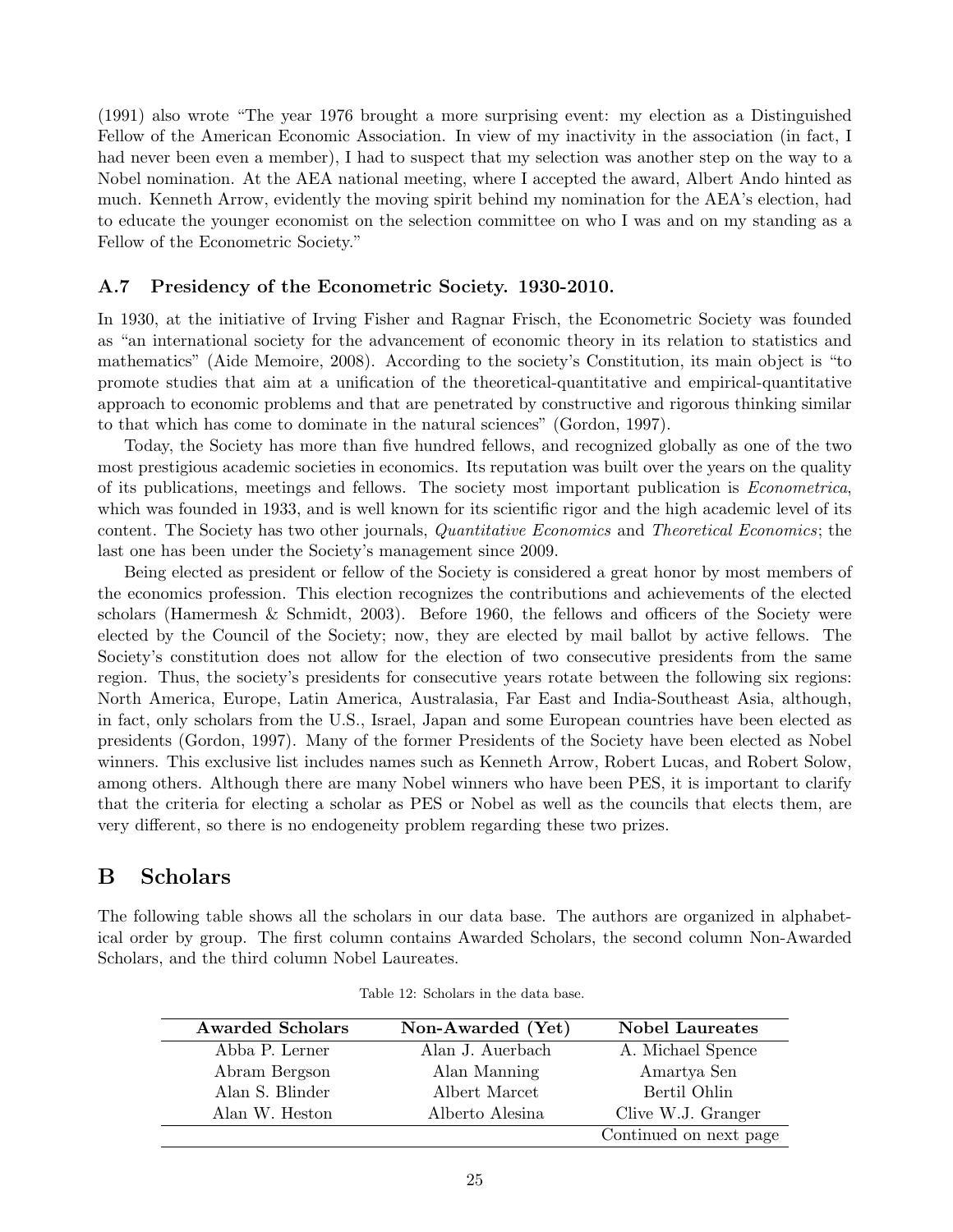(1991) also wrote "The year 1976 brought a more surprising event: my election as a Distinguished Fellow of the American Economic Association. In view of my inactivity in the association (in fact, I had never been even a member), I had to suspect that my selection was another step on the way to a Nobel nomination. At the AEA national meeting, where I accepted the award, Albert Ando hinted as much. Kenneth Arrow, evidently the moving spirit behind my nomination for the AEA's election, had to educate the younger economist on the selection committee on who I was and on my standing as a Fellow of the Econometric Society."

### A.7 Presidency of the Econometric Society. 1930-2010.

In 1930, at the initiative of Irving Fisher and Ragnar Frisch, the Econometric Society was founded as "an international society for the advancement of economic theory in its relation to statistics and mathematics" (Aide Memoire, 2008). According to the society's Constitution, its main object is "to promote studies that aim at a unification of the theoretical-quantitative and empirical-quantitative approach to economic problems and that are penetrated by constructive and rigorous thinking similar to that which has come to dominate in the natural sciences" (Gordon, 1997).

Today, the Society has more than five hundred fellows, and recognized globally as one of the two most prestigious academic societies in economics. Its reputation was built over the years on the quality of its publications, meetings and fellows. The society most important publication is *Econometrica*, which was founded in 1933, and is well known for its scientific rigor and the high academic level of its content. The Society has two other journals, *Quantitative Economics* and *Theoretical Economics*; the last one has been under the Society's management since 2009.

Being elected as president or fellow of the Society is considered a great honor by most members of the economics profession. This election recognizes the contributions and achievements of the elected scholars (Hamermesh & Schmidt, 2003). Before 1960, the fellows and officers of the Society were elected by the Council of the Society; now, they are elected by mail ballot by active fellows. The Society's constitution does not allow for the election of two consecutive presidents from the same region. Thus, the society's presidents for consecutive years rotate between the following six regions: North America, Europe, Latin America, Australasia, Far East and India-Southeast Asia, although, in fact, only scholars from the U.S., Israel, Japan and some European countries have been elected as presidents (Gordon, 1997). Many of the former Presidents of the Society have been elected as Nobel winners. This exclusive list includes names such as Kenneth Arrow, Robert Lucas, and Robert Solow, among others. Although there are many Nobel winners who have been PES, it is important to clarify that the criteria for electing a scholar as PES or Nobel as well as the councils that elects them, are very different, so there is no endogeneity problem regarding these two prizes.

## B Scholars

The following table shows all the scholars in our data base. The authors are organized in alphabetical order by group. The first column contains Awarded Scholars, the second column Non-Awarded Scholars, and the third column Nobel Laureates.

Table 12: Scholars in the data base.

| Awarded Scholars | Non-Awarded (Yet) | Nobel Laureates |
|---|---|---|
| Abba P. Lerner | Alan J. Auerbach | A. Michael Spence |
| Abram Bergson | Alan Manning | Amartya Sen |
| Alan S. Blinder | Albert Marcet | Bertil Ohlin |
| Alan W. Heston | Alberto Alesina | Clive W.J. Granger |
| | | Continued on next page |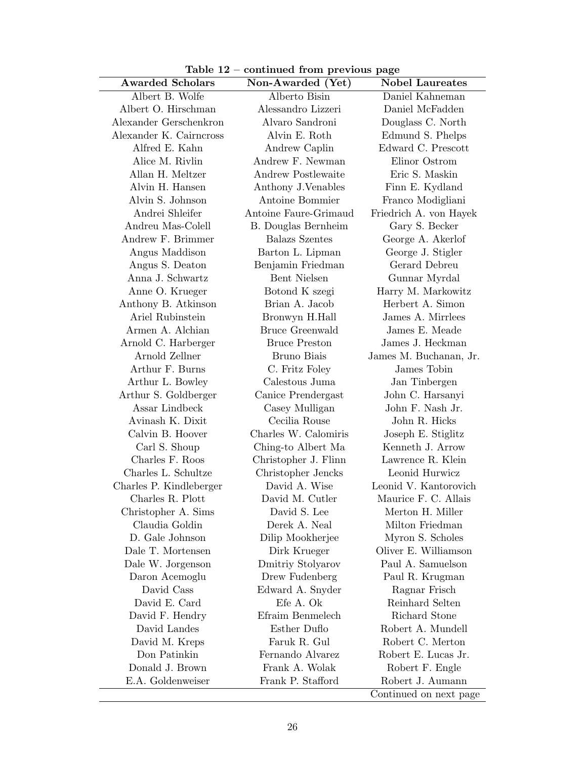**Table 12 – continued from previous page**

| Awarded Scholars | Non-Awarded (Yet) | Nobel Laureates |
|---|---|---|
| Albert B. Wolfe | Alberto Bisin | Daniel Kahneman |
| Albert O. Hirschman | Alessandro Lizzeri | Daniel McFadden |
| Alexander Gerschenkron | Alvaro Sandroni | Douglass C. North |
| Alexander K. Cairncross | Alvin E. Roth | Edmund S. Phelps |
| Alfred E. Kahn | Andrew Caplin | Edward C. Prescott |
| Alice M. Rivlin | Andrew F. Newman | Elinor Ostrom |
| Allan H. Meltzer | Andrew Postlewaite | Eric S. Maskin |
| Alvin H. Hansen | Anthony J.Venables | Finn E. Kydland |
| Alvin S. Johnson | Antoine Bommier | Franco Modigliani |
| Andrei Shleifer | Antoine Faure-Grimaud | Friedrich A. von Hayek |
| Andreu Mas-Colell | B. Douglas Bernheim | Gary S. Becker |
| Andrew F. Brimmer | Balazs Szentes | George A. Akerlof |
| Angus Maddison | Barton L. Lipman | George J. Stigler |
| Angus S. Deaton | Benjamin Friedman | Gerard Debreu |
| Anna J. Schwartz | Bent Nielsen | Gunnar Myrdal |
| Anne O. Krueger | Botond K szegi | Harry M. Markowitz |
| Anthony B. Atkinson | Brian A. Jacob | Herbert A. Simon |
| Ariel Rubinstein | Bronwyn H.Hall | James A. Mirrlees |
| Armen A. Alchian | Bruce Greenwald | James E. Meade |
| Arnold C. Harberger | Bruce Preston | James J. Heckman |
| Arnold Zellner | Bruno Biais | James M. Buchanan, Jr. |
| Arthur F. Burns | C. Fritz Foley | James Tobin |
| Arthur L. Bowley | Calestous Juma | Jan Tinbergen |
| Arthur S. Goldberger | Canice Prendergast | John C. Harsanyi |
| Assar Lindbeck | Casey Mulligan | John F. Nash Jr. |
| Avinash K. Dixit | Cecilia Rouse | John R. Hicks |
| Calvin B. Hoover | Charles W. Calomiris | Joseph E. Stiglitz |
| Carl S. Shoup | Ching-to Albert Ma | Kenneth J. Arrow |
| Charles F. Roos | Christopher J. Flinn | Lawrence R. Klein |
| Charles L. Schultze | Christopher Jencks | Leonid Hurwicz |
| Charles P. Kindleberger | David A. Wise | Leonid V. Kantorovich |
| Charles R. Plott | David M. Cutler | Maurice F. C. Allais |
| Christopher A. Sims | David S. Lee | Merton H. Miller |
| Claudia Goldin | Derek A. Neal | Milton Friedman |
| D. Gale Johnson | Dilip Mookherjee | Myron S. Scholes |
| Dale T. Mortensen | Dirk Krueger | Oliver E. Williamson |
| Dale W. Jorgenson | Dmitriy Stolyarov | Paul A. Samuelson |
| Daron Acemoglu | Drew Fudenberg | Paul R. Krugman |
| David Cass | Edward A. Snyder | Ragnar Frisch |
| David E. Card | Efe A. Ok | Reinhard Selten |
| David F. Hendry | Efraim Benmelech | Richard Stone |
| David Landes | Esther Duflo | Robert A. Mundell |
| David M. Kreps | Faruk R. Gul | Robert C. Merton |
| Don Patinkin | Fernando Alvarez | Robert E. Lucas Jr. |
| Donald J. Brown | Frank A. Wolak | Robert F. Engle |
| E.A. Goldenweiser | Frank P. Stafford | Robert J. Aumann |

Continued on next page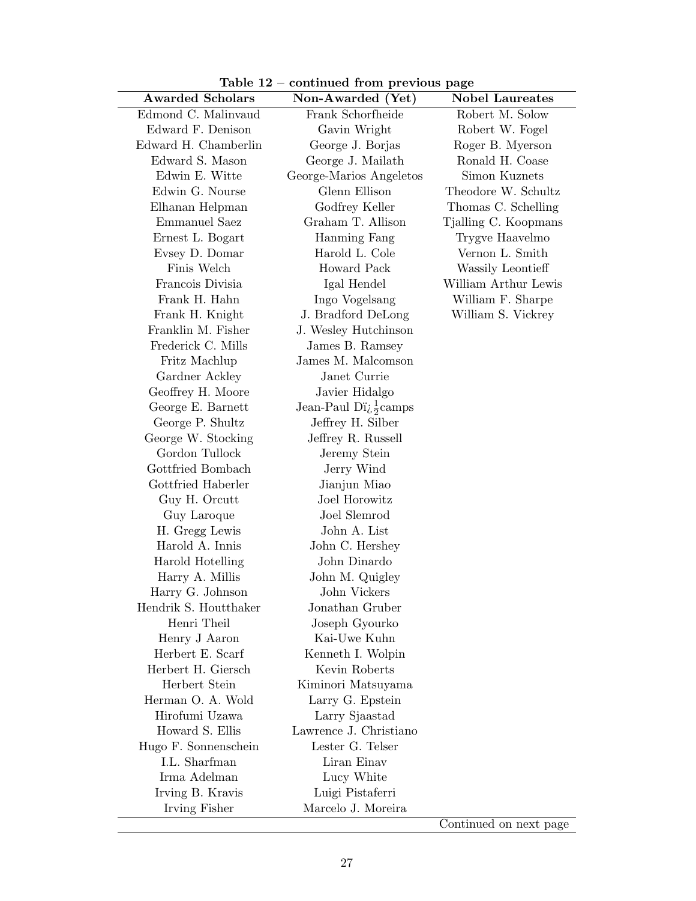**Table 12 – continued from previous page**

| Awarded Scholars | Non-Awarded (Yet) | Nobel Laureates |
|---|---|---|
| Edmond C. Malinvaud | Frank Schorfheide | Robert M. Solow |
| Edward F. Denison | Gavin Wright | Robert W. Fogel |
| Edward H. Chamberlin | George J. Borjas | Roger B. Myerson |
| Edward S. Mason | George J. Mailath | Ronald H. Coase |
| Edwin E. Witte | George-Marios Angeletos | Simon Kuznets |
| Edwin G. Nourse | Glenn Ellison | Theodore W. Schultz |
| Elhanan Helpman | Godfrey Keller | Thomas C. Schelling |
| Emmanuel Saez | Graham T. Allison | Tjalling C. Koopmans |
| Ernest L. Bogart | Hanming Fang | Trygve Haavelmo |
| Evsey D. Domar | Harold L. Cole | Vernon L. Smith |
| Finis Welch | Howard Pack | Wassily Leontieff |
| Francois Divisia | Igal Hendel | William Arthur Lewis |
| Frank H. Hahn | Ingo Vogelsang | William F. Sharpe |
| Frank H. Knight | J. Bradford DeLong | William S. Vickrey |
| Franklin M. Fisher | J. Wesley Hutchinson | |
| Frederick C. Mills | James B. Ramsey | |
| Fritz Machlup | James M. Malcomson | |
| Gardner Ackley | Janet Currie | |
| Geoffrey H. Moore | Javier Hidalgo | |
| George E. Barnett | Jean-Paul Dï¿½camps | |
| George P. Shultz | Jeffrey H. Silber | |
| George W. Stocking | Jeffrey R. Russell | |
| Gordon Tullock | Jeremy Stein | |
| Gottfried Bombach | Jerry Wind | |
| Gottfried Haberler | Jianjun Miao | |
| Guy H. Orcutt | Joel Horowitz | |
| Guy Laroque | Joel Slemrod | |
| H. Gregg Lewis | John A. List | |
| Harold A. Innis | John C. Hershey | |
| Harold Hotelling | John Dinardo | |
| Harry A. Millis | John M. Quigley | |
| Harry G. Johnson | John Vickers | |
| Hendrik S. Houtthaker | Jonathan Gruber | |
| Henri Theil | Joseph Gyourko | |
| Henry J Aaron | Kai-Uwe Kuhn | |
| Herbert E. Scarf | Kenneth I. Wolpin | |
| Herbert H. Giersch | Kevin Roberts | |
| Herbert Stein | Kiminori Matsuyama | |
| Herman O. A. Wold | Larry G. Epstein | |
| Hirofumi Uzawa | Larry Sjaastad | |
| Howard S. Ellis | Lawrence J. Christiano | |
| Hugo F. Sonnenschein | Lester G. Telser | |
| I.L. Sharfman | Liran Einav | |
| Irma Adelman | Lucy White | |
| Irving B. Kravis | Luigi Pistaferri | |
| Irving Fisher | Marcelo J. Moreira | |

Continued on next page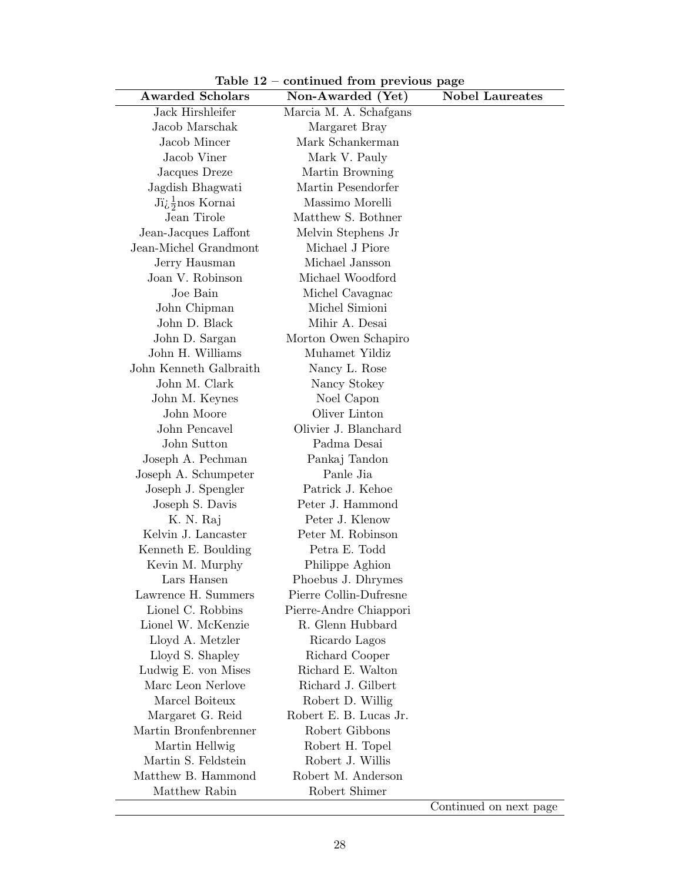**Table 12 – continued from previous page**

| Awarded Scholars | Non-Awarded (Yet) | Nobel Laureates |
|---|---|---|
| Jack Hirshleifer | Marcia M. A. Schafgans | |
| Jacob Marschak | Margaret Bray | |
| Jacob Mincer | Mark Schankerman | |
| Jacob Viner | Mark V. Pauly | |
| Jacques Dreze | Martin Browning | |
| Jagdish Bhagwati | Martin Pesendorfer | |
| Jï¿½nos Kornai | Massimo Morelli | |
| Jean Tirole | Matthew S. Bothner | |
| Jean-Jacques Laffont | Melvin Stephens Jr | |
| Jean-Michel Grandmont | Michael J Piore | |
| Jerry Hausman | Michael Jansson | |
| Joan V. Robinson | Michael Woodford | |
| Joe Bain | Michel Cavagnac | |
| John Chipman | Michel Simioni | |
| John D. Black | Mihir A. Desai | |
| John D. Sargan | Morton Owen Schapiro | |
| John H. Williams | Muhamet Yildiz | |
| John Kenneth Galbraith | Nancy L. Rose | |
| John M. Clark | Nancy Stokey | |
| John M. Keynes | Noel Capon | |
| John Moore | Oliver Linton | |
| John Pencavel | Olivier J. Blanchard | |
| John Sutton | Padma Desai | |
| Joseph A. Pechman | Pankaj Tandon | |
| Joseph A. Schumpeter | Panle Jia | |
| Joseph J. Spengler | Patrick J. Kehoe | |
| Joseph S. Davis | Peter J. Hammond | |
| K. N. Raj | Peter J. Klenow | |
| Kelvin J. Lancaster | Peter M. Robinson | |
| Kenneth E. Boulding | Petra E. Todd | |
| Kevin M. Murphy | Philippe Aghion | |
| Lars Hansen | Phoebus J. Dhrymes | |
| Lawrence H. Summers | Pierre Collin-Dufresne | |
| Lionel C. Robbins | Pierre-Andre Chiappori | |
| Lionel W. McKenzie | R. Glenn Hubbard | |
| Lloyd A. Metzler | Ricardo Lagos | |
| Lloyd S. Shapley | Richard Cooper | |
| Ludwig E. von Mises | Richard E. Walton | |
| Marc Leon Nerlove | Richard J. Gilbert | |
| Marcel Boiteux | Robert D. Willig | |
| Margaret G. Reid | Robert E. B. Lucas Jr. | |
| Martin Bronfenbrenner | Robert Gibbons | |
| Martin Hellwig | Robert H. Topel | |
| Martin S. Feldstein | Robert J. Willis | |
| Matthew B. Hammond | Robert M. Anderson | |
| Matthew Rabin | Robert Shimer | |

Continued on next page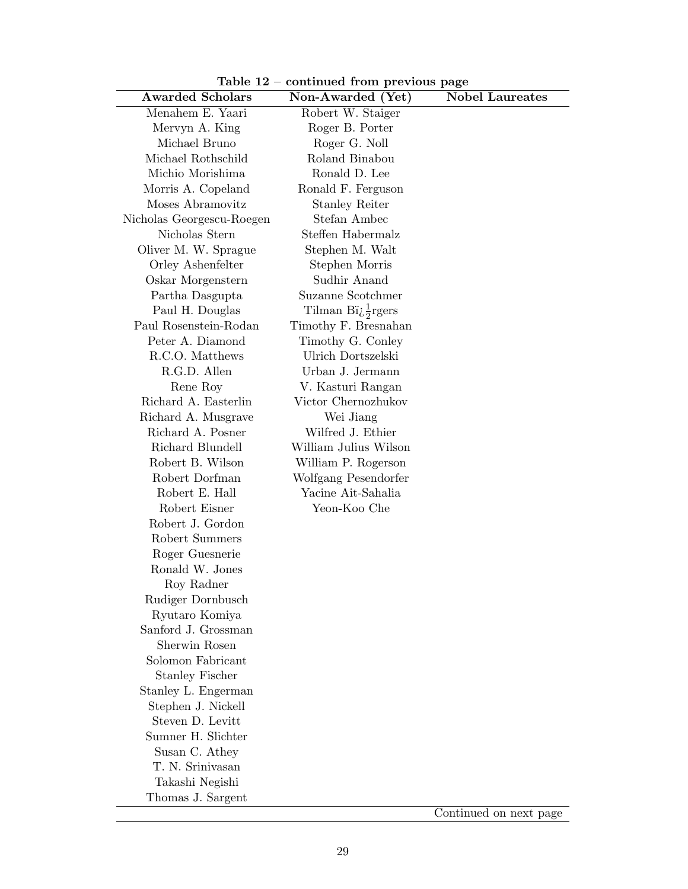**Table 12 – continued from previous page**

| Awarded Scholars | Non-Awarded (Yet) | Nobel Laureates |
|---|---|---|
| Menahem E. Yaari | Robert W. Staiger | |
| Mervyn A. King | Roger B. Porter | |
| Michael Bruno | Roger G. Noll | |
| Michael Rothschild | Roland Binabou | |
| Michio Morishima | Ronald D. Lee | |
| Morris A. Copeland | Ronald F. Ferguson | |
| Moses Abramovitz | Stanley Reiter | |
| Nicholas Georgescu-Roegen | Stefan Ambec | |
| Nicholas Stern | Steffen Habermalz | |
| Oliver M. W. Sprague | Stephen M. Walt | |
| Orley Ashenfelter | Stephen Morris | |
| Oskar Morgenstern | Sudhir Anand | |
| Partha Dasgupta | Suzanne Scotchmer | |
| Paul H. Douglas | Tilman Bï¿½rgers | |
| Paul Rosenstein-Rodan | Timothy F. Bresnahan | |
| Peter A. Diamond | Timothy G. Conley | |
| R.C.O. Matthews | Ulrich Dortszelski | |
| R.G.D. Allen | Urban J. Jermann | |
| Rene Roy | V. Kasturi Rangan | |
| Richard A. Easterlin | Victor Chernozhukov | |
| Richard A. Musgrave | Wei Jiang | |
| Richard A. Posner | Wilfred J. Ethier | |
| Richard Blundell | William Julius Wilson | |
| Robert B. Wilson | William P. Rogerson | |
| Robert Dorfman | Wolfgang Pesendorfer | |
| Robert E. Hall | Yacine Ait-Sahalia | |
| Robert Eisner | Yeon-Koo Che | |
| Robert J. Gordon | | |
| Robert Summers | | |
| Roger Guesnerie | | |
| Ronald W. Jones | | |
| Roy Radner | | |
| Rudiger Dornbusch | | |
| Ryutaro Komiya | | |
| Sanford J. Grossman | | |
| Sherwin Rosen | | |
| Solomon Fabricant | | |
| Stanley Fischer | | |
| Stanley L. Engerman | | |
| Stephen J. Nickell | | |
| Steven D. Levitt | | |
| Sumner H. Slichter | | |
| Susan C. Athey | | |
| T. N. Srinivasan | | |
| Takashi Negishi | | |
| Thomas J. Sargent | | |

Continued on next page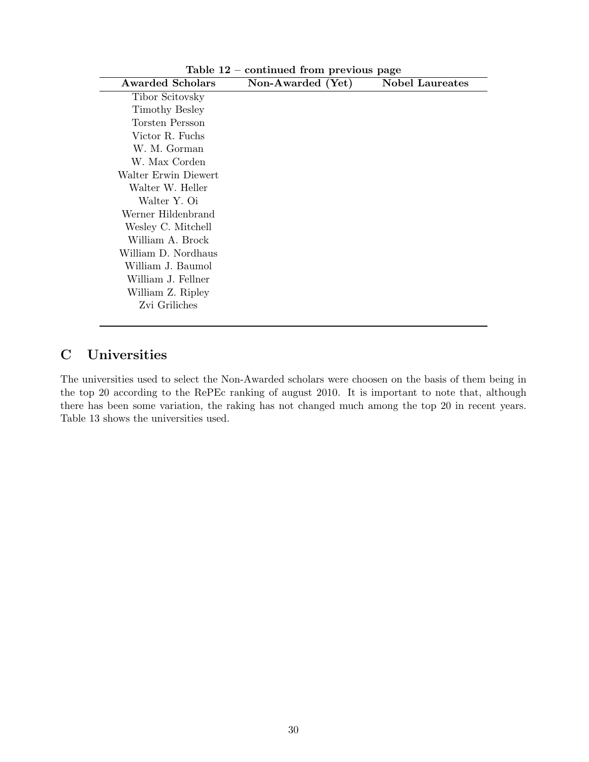**Table 12 – continued from previous page**

| Awarded Scholars | Non-Awarded (Yet) | Nobel Laureates |
|---|---|---|
| Tibor Scitovsky | | |
| Timothy Besley | | |
| Torsten Persson | | |
| Victor R. Fuchs | | |
| W. M. Gorman | | |
| W. Max Corden | | |
| Walter Erwin Diewert | | |
| Walter W. Heller | | |
| Walter Y. Oi | | |
| Werner Hildenbrand | | |
| Wesley C. Mitchell | | |
| William A. Brock | | |
| William D. Nordhaus | | |
| William J. Baumol | | |
| William J. Fellner | | |
| William Z. Ripley | | |
| Zvi Griliches | | |

# C Universities

The universities used to select the Non-Awarded scholars were choosen on the basis of them being in the top 20 according to the RePEc ranking of august 2010. It is important to note that, although there has been some variation, the raking has not changed much among the top 20 in recent years. Table 13 shows the universities used.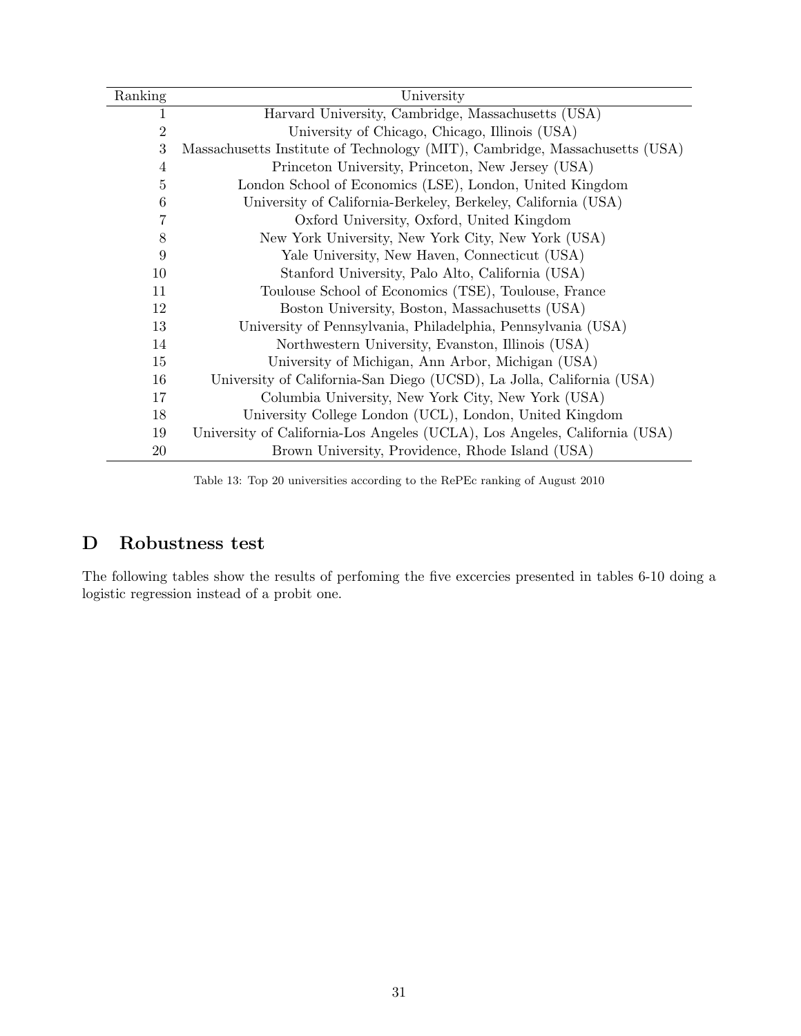| Ranking | University |
|---|---|
| 1 | Harvard University, Cambridge, Massachusetts (USA) |
| 2 | University of Chicago, Chicago, Illinois (USA) |
| 3 | Massachusetts Institute of Technology (MIT), Cambridge, Massachusetts (USA) |
| 4 | Princeton University, Princeton, New Jersey (USA) |
| 5 | London School of Economics (LSE), London, United Kingdom |
| 6 | University of California-Berkeley, Berkeley, California (USA) |
| 7 | Oxford University, Oxford, United Kingdom |
| 8 | New York University, New York City, New York (USA) |
| 9 | Yale University, New Haven, Connecticut (USA) |
| 10 | Stanford University, Palo Alto, California (USA) |
| 11 | Toulouse School of Economics (TSE), Toulouse, France |
| 12 | Boston University, Boston, Massachusetts (USA) |
| 13 | University of Pennsylvania, Philadelphia, Pennsylvania (USA) |
| 14 | Northwestern University, Evanston, Illinois (USA) |
| 15 | University of Michigan, Ann Arbor, Michigan (USA) |
| 16 | University of California-San Diego (UCSD), La Jolla, California (USA) |
| 17 | Columbia University, New York City, New York (USA) |
| 18 | University College London (UCL), London, United Kingdom |
| 19 | University of California-Los Angeles (UCLA), Los Angeles, California (USA) |
| 20 | Brown University, Providence, Rhode Island (USA) |

Table 13: Top 20 universities according to the RePEc ranking of August 2010

# D Robustness test

The following tables show the results of perfoming the five excercies presented in tables 6-10 doing a logistic regression instead of a probit one.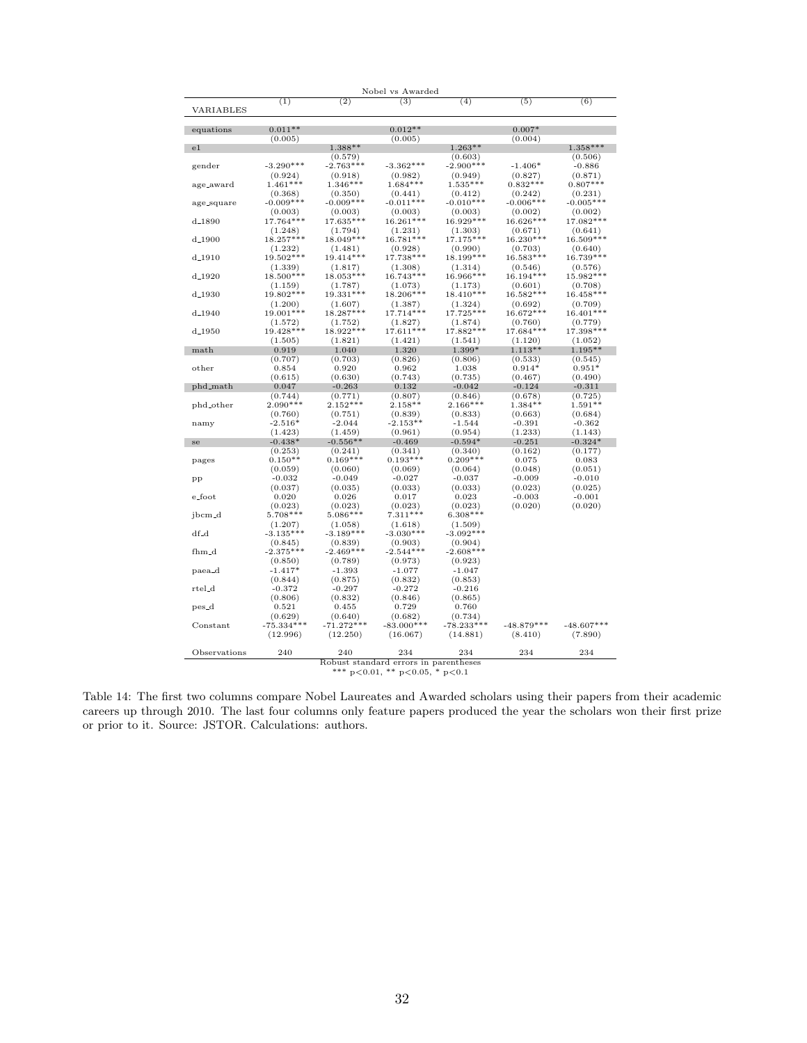Nobel vs Awarded

| VARIABLES | (1) | (2) | (3) | (4) | (5) | (6) |
|---|---|---|---|---|---|---|
| equations | 0.011** | | 0.012** | | 0.007* | |
| | (0.005) | | (0.005) | | (0.004) | |
| e1 | | 1.388** | | 1.263** | | 1.358*** |
| | | (0.579) | | (0.603) | | (0.506) |
| gender | -3.290*** | -2.763*** | -3.362*** | -2.900*** | -1.406* | -0.886 |
| | (0.924) | (0.918) | (0.982) | (0.949) | (0.827) | (0.871) |
| age_award | 1.461*** | 1.346*** | 1.684*** | 1.535*** | 0.832*** | 0.807*** |
| | (0.368) | (0.350) | (0.441) | (0.412) | (0.242) | (0.231) |
| age_square | -0.009*** | -0.009*** | -0.011*** | -0.010*** | -0.006*** | -0.005*** |
| | (0.003) | (0.003) | (0.003) | (0.003) | (0.002) | (0.002) |
| d_1890 | 17.764*** | 17.635*** | 16.261*** | 16.929*** | 16.626*** | 17.082*** |
| | (1.248) | (1.794) | (1.231) | (1.303) | (0.671) | (0.641) |
| d_1900 | 18.257*** | 18.049*** | 16.781*** | 17.175*** | 16.230*** | 16.509*** |
| | (1.232) | (1.481) | (0.928) | (0.990) | (0.703) | (0.640) |
| d_1910 | 19.502*** | 19.414*** | 17.738*** | 18.199*** | 16.583*** | 16.739*** |
| | (1.339) | (1.817) | (1.308) | (1.314) | (0.546) | (0.576) |
| d_1920 | 18.500*** | 18.053*** | 16.743*** | 16.966*** | 16.194*** | 15.982*** |
| | (1.159) | (1.787) | (1.073) | (1.173) | (0.601) | (0.708) |
| d_1930 | 19.802*** | 19.331*** | 18.206*** | 18.410*** | 16.582*** | 16.458*** |
| | (1.200) | (1.607) | (1.387) | (1.324) | (0.692) | (0.709) |
| d_1940 | 19.001*** | 18.287*** | 17.714*** | 17.725*** | 16.672*** | 16.401*** |
| | (1.572) | (1.752) | (1.827) | (1.874) | (0.760) | (0.779) |
| d_1950 | 19.428*** | 18.922*** | 17.611*** | 17.882*** | 17.684*** | 17.398*** |
| | (1.505) | (1.821) | (1.421) | (1.541) | (1.120) | (1.052) |
| math | 0.919 | 1.040 | 1.320 | 1.399* | 1.113** | 1.195** |
| | (0.707) | (0.703) | (0.826) | (0.806) | (0.533) | (0.545) |
| other | 0.854 | 0.920 | 0.962 | 1.038 | 0.914* | 0.951* |
| | (0.615) | (0.630) | (0.743) | (0.735) | (0.467) | (0.490) |
| phd_math | 0.047 | -0.263 | 0.132 | -0.042 | -0.124 | -0.311 |
| | (0.744) | (0.771) | (0.807) | (0.846) | (0.678) | (0.725) |
| phd_other | 2.090*** | 2.152*** | 2.158** | 2.166*** | 1.384** | 1.591** |
| | (0.760) | (0.751) | (0.839) | (0.833) | (0.663) | (0.684) |
| namy | -2.516* | -2.044 | -2.153** | -1.544 | -0.391 | -0.362 |
| | (1.423) | (1.459) | (0.961) | (0.954) | (1.233) | (1.143) |
| se | -0.438* | -0.556** | -0.469 | -0.594* | -0.251 | -0.324* |
| | (0.253) | (0.241) | (0.341) | (0.340) | (0.162) | (0.177) |
| pages | 0.150** | 0.169*** | 0.193*** | 0.209*** | 0.075 | 0.083 |
| | (0.059) | (0.060) | (0.069) | (0.064) | (0.048) | (0.051) |
| pp | -0.032 | -0.049 | -0.027 | -0.037 | -0.009 | -0.010 |
| | (0.037) | (0.035) | (0.033) | (0.033) | (0.023) | (0.025) |
| e_foot | 0.020 | 0.026 | 0.017 | 0.023 | -0.003 | -0.001 |
| | (0.023) | (0.023) | (0.023) | (0.023) | (0.020) | (0.020) |
| jbcm_d | 5.708*** | 5.086*** | 7.311*** | 6.308*** | | |
| | (1.207) | (1.058) | (1.618) | (1.509) | | |
| df_d | -3.135*** | -3.189*** | -3.030*** | -3.092*** | | |
| | (0.845) | (0.839) | (0.903) | (0.904) | | |
| fhm_d | -2.375*** | -2.469*** | -2.544*** | -2.608*** | | |
| | (0.850) | (0.789) | (0.973) | (0.923) | | |
| paea_d | -1.417* | -1.393 | -1.077 | -1.047 | | |
| | (0.844) | (0.875) | (0.832) | (0.853) | | |
| rtel_d | -0.372 | -0.297 | -0.272 | -0.216 | | |
| | (0.806) | (0.832) | (0.846) | (0.865) | | |
| pes_d | 0.521 | 0.455 | 0.729 | 0.760 | | |
| | (0.629) | (0.640) | (0.682) | (0.734) | | |
| Constant | -75.334*** | -71.272*** | -83.000*** | -78.233*** | -48.879*** | -48.607*** |
| | (12.996) | (12.250) | (16.067) | (14.881) | (8.410) | (7.890) |
| Observations | 240 | 240 | 234 | 234 | 234 | 234 |

Robust standard errors in parentheses
*** p<0.01, ** p<0.05, * p<0.1

Table 14: The first two columns compare Nobel Laureates and Awarded scholars using their papers from their academic careers up through 2010. The last four columns only feature papers produced the year the scholars won their first prize or prior to it. Source: JSTOR. Calculations: authors.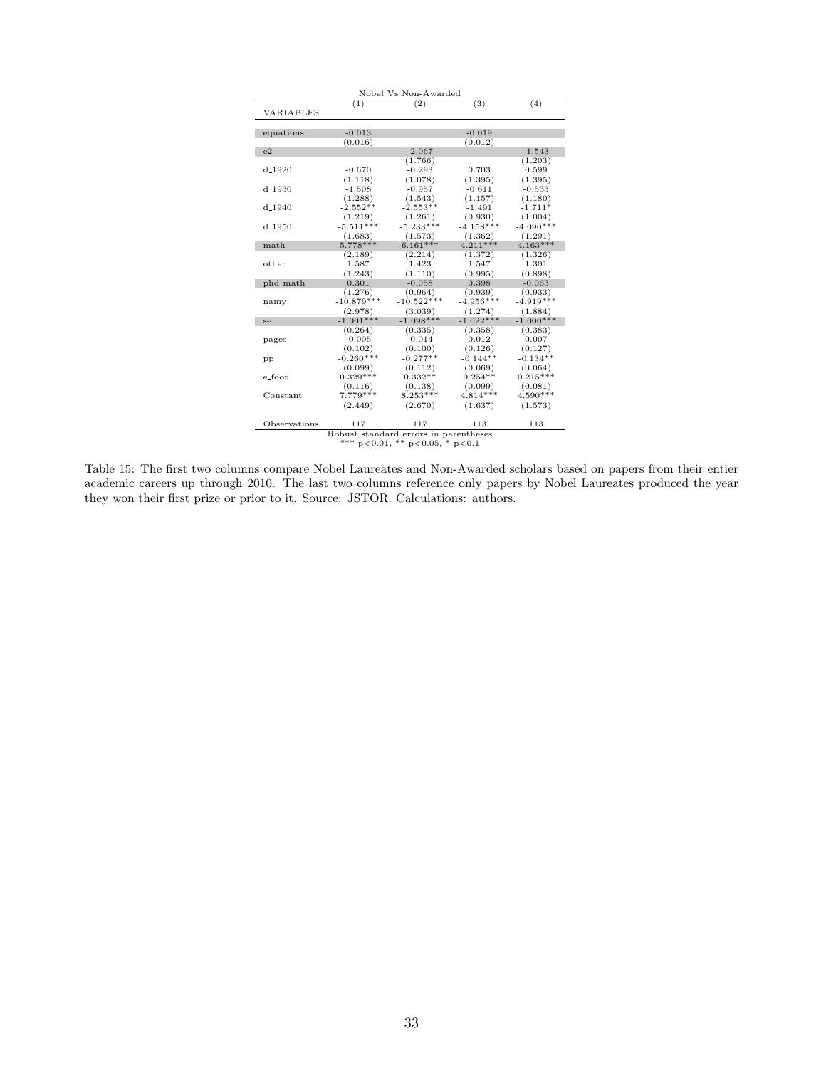| Nobel Vs Non-Awarded | | | | |
|---|---|---|---|---|
| | (1) | (2) | (3) | (4) |
| VARIABLES | | | | |
| equations | -0.013 | | -0.019 | |
| | (0.016) | | (0.012) | |
| e2 | | -2.067 | | -1.543 |
| | | (1.766) | | (1.203) |
| d_1920 | -0.670 | -0.293 | 0.703 | 0.599 |
| | (1.118) | (1.078) | (1.395) | (1.395) |
| d_1930 | -1.508 | -0.957 | -0.611 | -0.533 |
| | (1.288) | (1.543) | (1.157) | (1.180) |
| d_1940 | -2.552** | -2.553** | -1.491 | -1.711* |
| | (1.219) | (1.261) | (0.930) | (1.004) |
| d_1950 | -5.511*** | -5.233*** | -4.158*** | -4.090*** |
| | (1.683) | (1.573) | (1.362) | (1.291) |
| math | 5.778*** | 6.161*** | 4.211*** | 4.163*** |
| | (2.189) | (2.214) | (1.372) | (1.326) |
| other | 1.587 | 1.423 | 1.547 | 1.301 |
| | (1.243) | (1.110) | (0.995) | (0.898) |
| phd_math | 0.301 | -0.058 | 0.398 | -0.063 |
| | (1.276) | (0.964) | (0.939) | (0.933) |
| namy | -10.879*** | -10.522*** | -4.956*** | -4.919*** |
| | (2.978) | (3.039) | (1.274) | (1.884) |
| se | -1.001*** | -1.098*** | -1.022*** | -1.000*** |
| | (0.264) | (0.335) | (0.358) | (0.383) |
| pages | -0.005 | -0.014 | 0.012 | 0.007 |
| | (0.102) | (0.100) | (0.126) | (0.127) |
| pp | -0.260*** | -0.277** | -0.144** | -0.134** |
| | (0.099) | (0.112) | (0.069) | (0.064) |
| e_foot | 0.329*** | 0.332** | 0.254** | 0.215*** |
| | (0.116) | (0.138) | (0.099) | (0.081) |
| Constant | 7.779*** | 8.253*** | 4.814*** | 4.590*** |
| | (2.449) | (2.670) | (1.637) | (1.573) |
| Observations | 117 | 117 | 113 | 113 |

Robust standard errors in parentheses
*** $p<0.01$, ** $p<0.05$, * $p<0.1$

Table 15: The first two columns compare Nobel Laureates and Non-Awarded scholars based on papers from their entier academic careers up through 2010. The last two columns reference only papers by Nobel Laureates produced the year they won their first prize or prior to it. Source: JSTOR. Calculations: authors.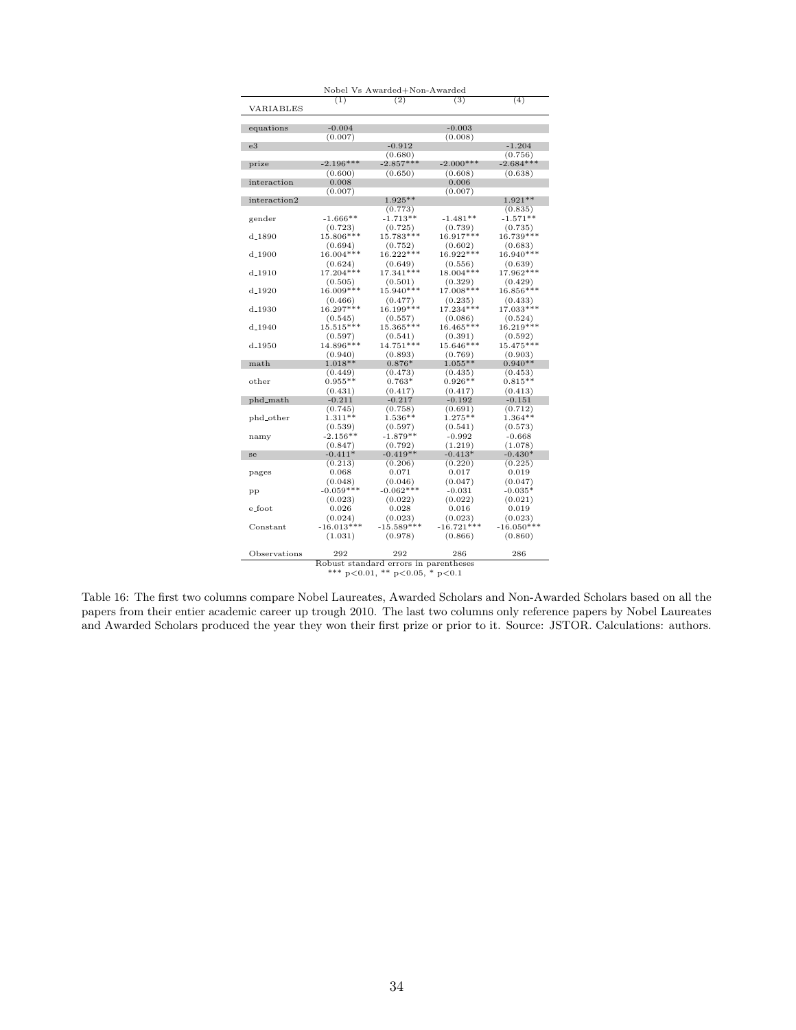| | Nobel Vs Awarded+Non-Awarded | | | |
|---|---|---|---|---|
| VARIABLES | (1) | (2) | (3) | (4) |
| equations | -0.004 | | -0.003 | |
| | (0.007) | | (0.008) | |
| e3 | | -0.912 | | -1.204 |
| | | (0.680) | | (0.756) |
| prize | -2.196*** | -2.857*** | -2.000*** | -2.684*** |
| | (0.600) | (0.650) | (0.608) | (0.638) |
| interaction | 0.008 | | 0.006 | |
| | (0.007) | | (0.007) | |
| interaction2 | | 1.925** | | 1.921** |
| | | (0.773) | | (0.835) |
| gender | -1.666** | -1.713** | -1.481** | -1.571** |
| | (0.723) | (0.725) | (0.739) | (0.735) |
| d_1890 | 15.806*** | 15.783*** | 16.917*** | 16.739*** |
| | (0.694) | (0.752) | (0.602) | (0.683) |
| d_1900 | 16.004*** | 16.222*** | 16.922*** | 16.940*** |
| | (0.624) | (0.649) | (0.556) | (0.639) |
| d_1910 | 17.204*** | 17.341*** | 18.004*** | 17.962*** |
| | (0.505) | (0.501) | (0.329) | (0.429) |
| d_1920 | 16.009*** | 15.940*** | 17.008*** | 16.856*** |
| | (0.466) | (0.477) | (0.235) | (0.433) |
| d_1930 | 16.297*** | 16.199*** | 17.234*** | 17.033*** |
| | (0.545) | (0.557) | (0.086) | (0.524) |
| d_1940 | 15.515*** | 15.365*** | 16.465*** | 16.219*** |
| | (0.597) | (0.541) | (0.391) | (0.592) |
| d_1950 | 14.896*** | 14.751*** | 15.646*** | 15.475*** |
| | (0.940) | (0.893) | (0.769) | (0.903) |
| math | 1.018** | 0.876* | 1.055** | 0.940** |
| | (0.449) | (0.473) | (0.435) | (0.453) |
| other | 0.955** | 0.763* | 0.926** | 0.815** |
| | (0.431) | (0.417) | (0.417) | (0.413) |
| phd_math | -0.211 | -0.217 | -0.192 | -0.151 |
| | (0.745) | (0.758) | (0.691) | (0.712) |
| phd_other | 1.311** | 1.536** | 1.275** | 1.364** |
| | (0.539) | (0.597) | (0.541) | (0.573) |
| namy | -2.156** | -1.879** | -0.992 | -0.668 |
| | (0.847) | (0.792) | (1.219) | (1.078) |
| se | -0.411* | -0.419** | -0.413* | -0.430* |
| | (0.213) | (0.206) | (0.220) | (0.225) |
| pages | 0.068 | 0.071 | 0.017 | 0.019 |
| | (0.048) | (0.046) | (0.047) | (0.047) |
| pp | -0.059*** | -0.062*** | -0.031 | -0.035* |
| | (0.023) | (0.022) | (0.022) | (0.021) |
| e_foot | 0.026 | 0.028 | 0.016 | 0.019 |
| | (0.024) | (0.023) | (0.023) | (0.023) |
| Constant | -16.013*** | -15.589*** | -16.721*** | -16.050*** |
| | (1.031) | (0.978) | (0.866) | (0.860) |
| Observations | 292 | 292 | 286 | 286 |

Robust standard errors in parentheses
*** p<0.01, ** p<0.05, * p<0.1

Table 16: The first two columns compare Nobel Laureates, Awarded Scholars and Non-Awarded Scholars based on all the papers from their entier academic career up trough 2010. The last two columns only reference papers by Nobel Laureates and Awarded Scholars produced the year they won their first prize or prior to it. Source: JSTOR. Calculations: authors.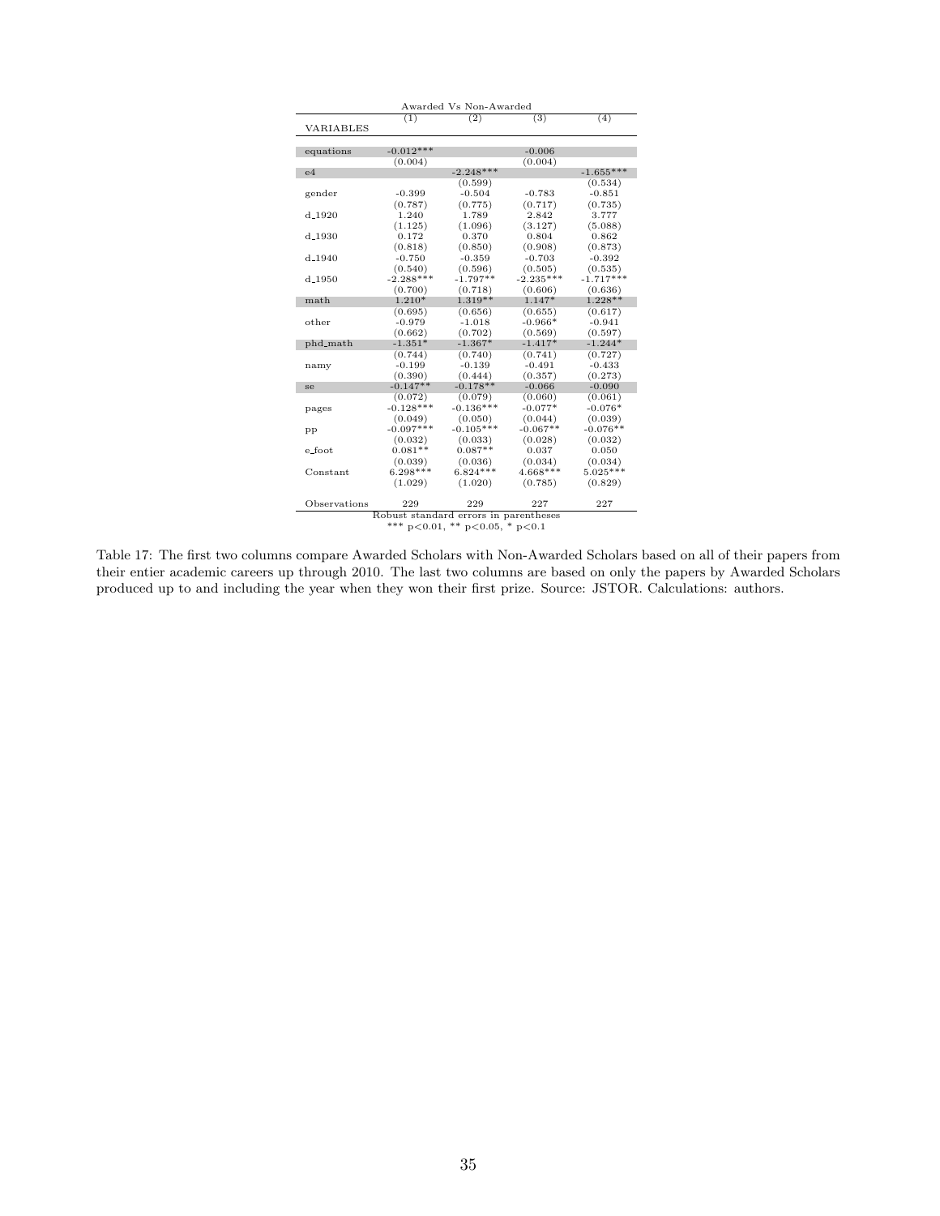| Awarded Vs Non-Awarded | | | | |
|---|---|---|---|---|
| VARIABLES | (1) | (2) | (3) | (4) |
| equations | -0.012*** | | -0.006 | |
| | (0.004) | | (0.004) | |
| e4 | | -2.248*** | | -1.655*** |
| | | (0.599) | | (0.534) |
| gender | -0.399 | -0.504 | -0.783 | -0.851 |
| | (0.787) | (0.775) | (0.717) | (0.735) |
| d_1920 | 1.240 | 1.789 | 2.842 | 3.777 |
| | (1.125) | (1.096) | (3.127) | (5.088) |
| d_1930 | 0.172 | 0.370 | 0.804 | 0.862 |
| | (0.818) | (0.850) | (0.908) | (0.873) |
| d_1940 | -0.750 | -0.359 | -0.703 | -0.392 |
| | (0.540) | (0.596) | (0.505) | (0.535) |
| d_1950 | -2.288*** | -1.797** | -2.235*** | -1.717*** |
| | (0.700) | (0.718) | (0.606) | (0.636) |
| math | 1.210* | 1.319** | 1.147* | 1.228** |
| | (0.695) | (0.656) | (0.655) | (0.617) |
| other | -0.979 | -1.018 | -0.966* | -0.941 |
| | (0.662) | (0.702) | (0.569) | (0.597) |
| phd_math | -1.351* | -1.367* | -1.417* | -1.244* |
| | (0.744) | (0.740) | (0.741) | (0.727) |
| namy | -0.199 | -0.139 | -0.491 | -0.433 |
| | (0.390) | (0.444) | (0.357) | (0.273) |
| se | -0.147** | -0.178** | -0.066 | -0.090 |
| | (0.072) | (0.079) | (0.060) | (0.061) |
| pages | -0.128*** | -0.136*** | -0.077* | -0.076* |
| | (0.049) | (0.050) | (0.044) | (0.039) |
| pp | -0.097*** | -0.105*** | -0.067** | -0.076** |
| | (0.032) | (0.033) | (0.028) | (0.032) |
| e_foot | 0.081** | 0.087** | 0.037 | 0.050 |
| | (0.039) | (0.036) | (0.034) | (0.034) |
| Constant | 6.298*** | 6.824*** | 4.668*** | 5.025*** |
| | (1.029) | (1.020) | (0.785) | (0.829) |
| Observations | 229 | 229 | 227 | 227 |

Robust standard errors in parentheses
*** $p<0.01$, ** $p<0.05$, * $p<0.1$

Table 17: The first two columns compare Awarded Scholars with Non-Awarded Scholars based on all of their papers from their entier academic careers up through 2010. The last two columns are based on only the papers by Awarded Scholars produced up to and including the year when they won their first prize. Source: JSTOR. Calculations: authors.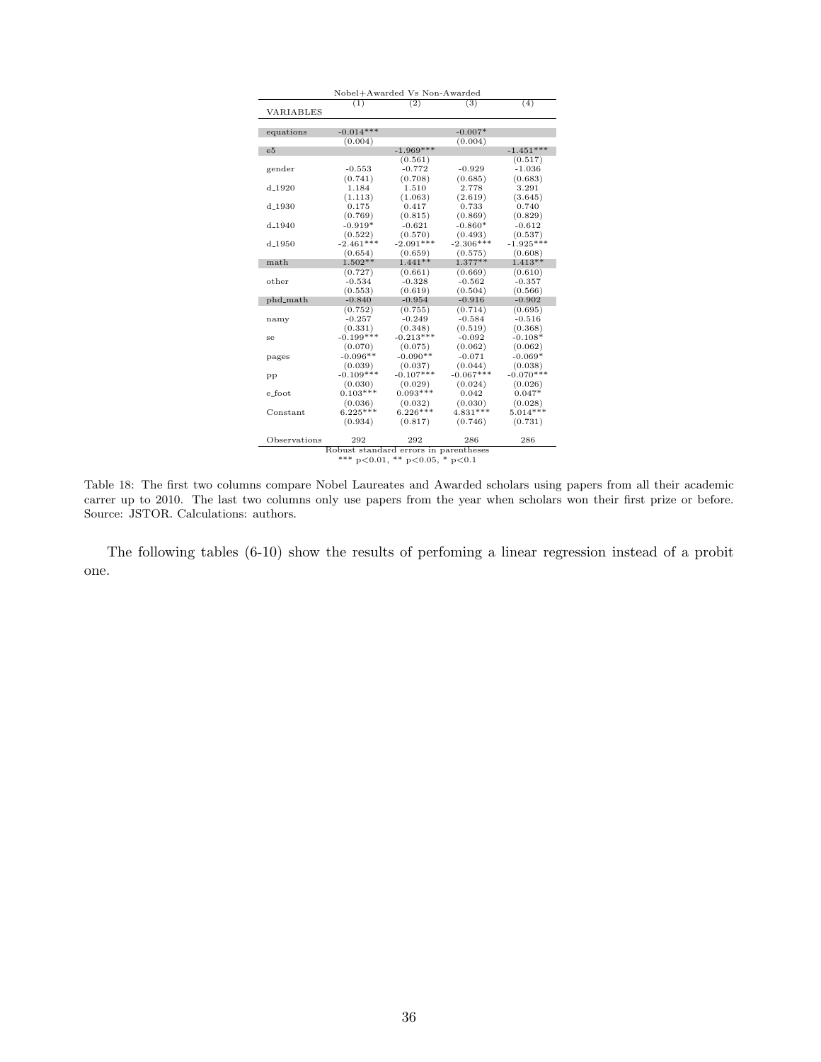| Nobel+Awarded Vs Non-Awarded | | | | |
|---|---|---|---|---|
| | (1) | (2) | (3) | (4) |
| VARIABLES | | | | |
| equations | -0.014*** | | -0.007* | |
| | (0.004) | | (0.004) | |
| e5 | | -1.969*** | | -1.451*** |
| | | (0.561) | | (0.517) |
| gender | -0.553 | -0.772 | -0.929 | -1.036 |
| | (0.741) | (0.708) | (0.685) | (0.683) |
| d_1920 | 1.184 | 1.510 | 2.778 | 3.291 |
| | (1.113) | (1.063) | (2.619) | (3.645) |
| d_1930 | 0.175 | 0.417 | 0.733 | 0.740 |
| | (0.769) | (0.815) | (0.869) | (0.829) |
| d_1940 | -0.919* | -0.621 | -0.860* | -0.612 |
| | (0.522) | (0.570) | (0.493) | (0.537) |
| d_1950 | -2.461*** | -2.091*** | -2.306*** | -1.925*** |
| | (0.654) | (0.659) | (0.575) | (0.608) |
| math | 1.502** | 1.441** | 1.377** | 1.413** |
| | (0.727) | (0.661) | (0.669) | (0.610) |
| other | -0.534 | -0.328 | -0.562 | -0.357 |
| | (0.553) | (0.619) | (0.504) | (0.566) |
| phd_math | -0.840 | -0.954 | -0.916 | -0.902 |
| | (0.752) | (0.755) | (0.714) | (0.695) |
| namy | -0.257 | -0.249 | -0.584 | -0.516 |
| | (0.331) | (0.348) | (0.519) | (0.368) |
| se | -0.199*** | -0.213*** | -0.092 | -0.108* |
| | (0.070) | (0.075) | (0.062) | (0.062) |
| pages | -0.096** | -0.090** | -0.071 | -0.069* |
| | (0.039) | (0.037) | (0.044) | (0.038) |
| pp | -0.109*** | -0.107*** | -0.067*** | -0.070*** |
| | (0.030) | (0.029) | (0.024) | (0.026) |
| e_foot | 0.103*** | 0.093*** | 0.042 | 0.047* |
| | (0.036) | (0.032) | (0.030) | (0.028) |
| Constant | 6.225*** | 6.226*** | 4.831*** | 5.014*** |
| | (0.934) | (0.817) | (0.746) | (0.731) |
| Observations | 292 | 292 | 286 | 286 |

Robust standard errors in parentheses
*** p<0.01, ** p<0.05, * p<0.1

Table 18: The first two columns compare Nobel Laureates and Awarded scholars using papers from all their academic carrer up to 2010. The last two columns only use papers from the year when scholars won their first prize or before. Source: JSTOR. Calculations: authors.

The following tables (6-10) show the results of perfoming a linear regression instead of a probit one.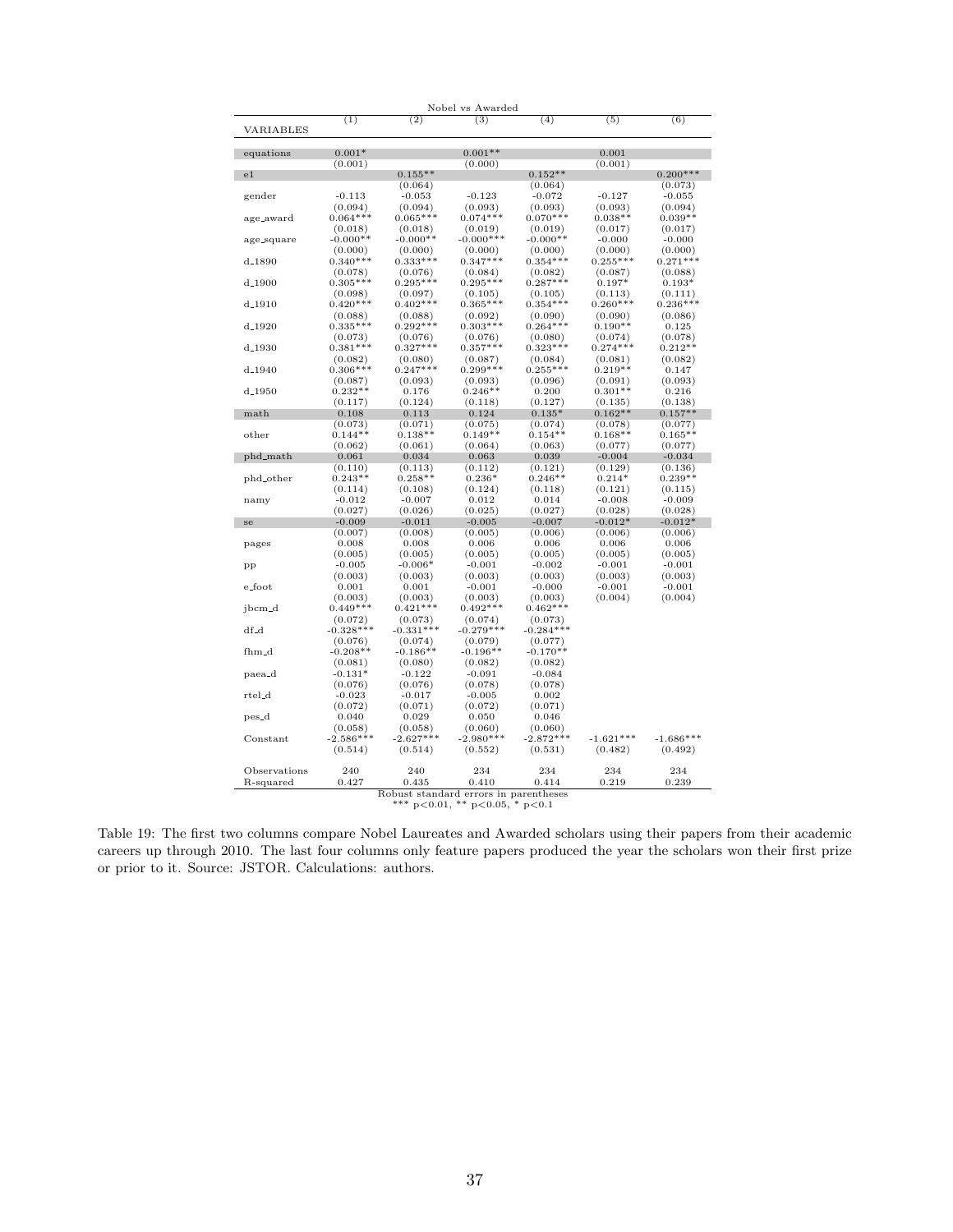| | Nobel vs Awarded | | | | | |
|---|---|---|---|---|---|---|
| VARIABLES | (1) | (2) | (3) | (4) | (5) | (6) |
| equations | 0.001* | | 0.001** | | 0.001 | |
| | (0.001) | | (0.000) | | (0.001) | |
| e1 | | 0.155** | | 0.152** | | 0.200*** |
| | | (0.064) | | (0.064) | | (0.073) |
| gender | -0.113 | -0.053 | -0.123 | -0.072 | -0.127 | -0.055 |
| | (0.094) | (0.094) | (0.093) | (0.093) | (0.093) | (0.094) |
| age_award | 0.064*** | 0.065*** | 0.074*** | 0.070*** | 0.038** | 0.039** |
| | (0.018) | (0.018) | (0.019) | (0.019) | (0.017) | (0.017) |
| age_square | -0.000** | -0.000** | -0.000*** | -0.000** | -0.000 | -0.000 |
| | (0.000) | (0.000) | (0.000) | (0.000) | (0.000) | (0.000) |
| d_1890 | 0.340*** | 0.333*** | 0.347*** | 0.354*** | 0.255*** | 0.271*** |
| | (0.078) | (0.076) | (0.084) | (0.082) | (0.087) | (0.088) |
| d_1900 | 0.305*** | 0.295*** | 0.295*** | 0.287*** | 0.197* | 0.193* |
| | (0.098) | (0.097) | (0.105) | (0.105) | (0.113) | (0.111) |
| d_1910 | 0.420*** | 0.402*** | 0.365*** | 0.354*** | 0.260*** | 0.236*** |
| | (0.088) | (0.088) | (0.092) | (0.090) | (0.090) | (0.086) |
| d_1920 | 0.335*** | 0.292*** | 0.303*** | 0.264*** | 0.190** | 0.125 |
| | (0.073) | (0.076) | (0.076) | (0.080) | (0.074) | (0.078) |
| d_1930 | 0.381*** | 0.327*** | 0.357*** | 0.323*** | 0.274*** | 0.212** |
| | (0.082) | (0.080) | (0.087) | (0.084) | (0.081) | (0.082) |
| d_1940 | 0.306*** | 0.247*** | 0.299*** | 0.255*** | 0.219** | 0.147 |
| | (0.087) | (0.093) | (0.093) | (0.096) | (0.091) | (0.093) |
| d_1950 | 0.232** | 0.176 | 0.246** | 0.200 | 0.301** | 0.216 |
| | (0.117) | (0.124) | (0.118) | (0.127) | (0.135) | (0.138) |
| math | 0.108 | 0.113 | 0.124 | 0.135* | 0.162** | 0.157** |
| | (0.073) | (0.071) | (0.075) | (0.074) | (0.078) | (0.077) |
| other | 0.144** | 0.138** | 0.149** | 0.154** | 0.168** | 0.165** |
| | (0.062) | (0.061) | (0.064) | (0.063) | (0.077) | (0.077) |
| phd_math | 0.061 | 0.034 | 0.063 | 0.039 | -0.004 | -0.034 |
| | (0.110) | (0.113) | (0.112) | (0.121) | (0.129) | (0.136) |
| phd_other | 0.243** | 0.258** | 0.236* | 0.246** | 0.214* | 0.239** |
| | (0.114) | (0.108) | (0.124) | (0.118) | (0.121) | (0.115) |
| namy | -0.012 | -0.007 | 0.012 | 0.014 | -0.008 | -0.009 |
| | (0.027) | (0.026) | (0.025) | (0.027) | (0.028) | (0.028) |
| se | -0.009 | -0.011 | -0.005 | -0.007 | -0.012* | -0.012* |
| | (0.007) | (0.008) | (0.005) | (0.006) | (0.006) | (0.006) |
| pages | 0.008 | 0.008 | 0.006 | 0.006 | 0.006 | 0.006 |
| | (0.005) | (0.005) | (0.005) | (0.005) | (0.005) | (0.005) |
| pp | -0.005 | -0.006* | -0.001 | -0.002 | -0.001 | -0.001 |
| | (0.003) | (0.003) | (0.003) | (0.003) | (0.003) | (0.003) |
| e_foot | 0.001 | 0.001 | -0.001 | -0.000 | -0.001 | -0.001 |
| | (0.003) | (0.003) | (0.003) | (0.003) | (0.004) | (0.004) |
| jbcm_d | 0.449*** | 0.421*** | 0.492*** | 0.462*** | | |
| | (0.072) | (0.073) | (0.074) | (0.073) | | |
| df_d | -0.328*** | -0.331*** | -0.279*** | -0.284*** | | |
| | (0.076) | (0.074) | (0.079) | (0.077) | | |
| fhm_d | -0.208** | -0.186** | -0.196** | -0.170** | | |
| | (0.081) | (0.080) | (0.082) | (0.082) | | |
| paea_d | -0.131* | -0.122 | -0.091 | -0.084 | | |
| | (0.076) | (0.076) | (0.078) | (0.078) | | |
| rtel_d | -0.023 | -0.017 | -0.005 | 0.002 | | |
| | (0.072) | (0.071) | (0.072) | (0.071) | | |
| pes_d | 0.040 | 0.029 | 0.050 | 0.046 | | |
| | (0.058) | (0.058) | (0.060) | (0.060) | | |
| Constant | -2.586*** | -2.627*** | -2.980*** | -2.872*** | -1.621*** | -1.686*** |
| | (0.514) | (0.514) | (0.552) | (0.531) | (0.482) | (0.492) |
| Observations | 240 | 240 | 234 | 234 | 234 | 234 |
| R-squared | 0.427 | 0.435 | 0.410 | 0.414 | 0.219 | 0.239 |

Robust standard errors in parentheses
*** p<0.01, ** p<0.05, * p<0.1

Table 19: The first two columns compare Nobel Laureates and Awarded scholars using their papers from their academic careers up through 2010. The last four columns only feature papers produced the year the scholars won their first prize or prior to it. Source: JSTOR. Calculations: authors.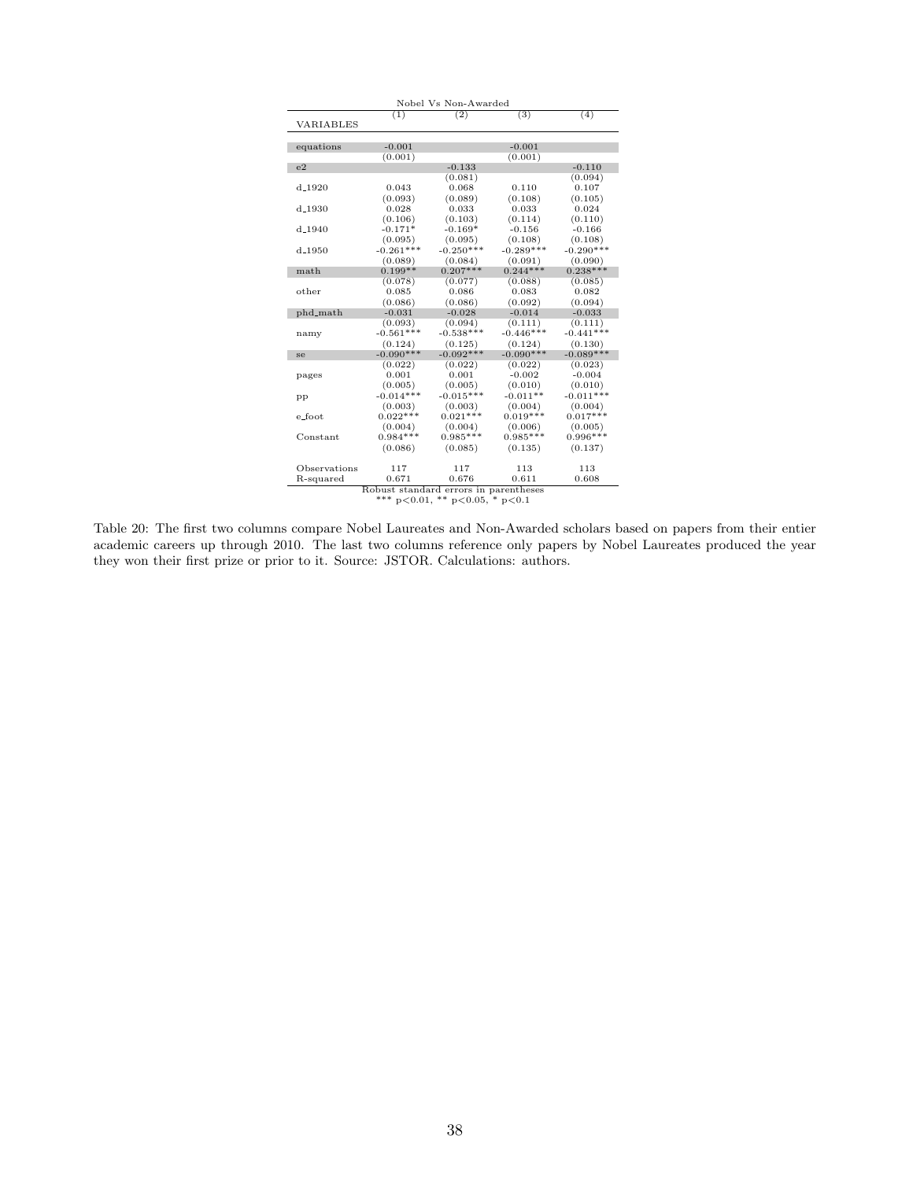| Nobel Vs Non-Awarded | | | | |
|---|---|---|---|---|
| | (1) | (2) | (3) | (4) |
| VARIABLES | | | | |
| equations | -0.001 | | -0.001 | |
| | (0.001) | | (0.001) | |
| e2 | | -0.133 | | -0.110 |
| | | (0.081) | | (0.094) |
| d_1920 | 0.043 | 0.068 | 0.110 | 0.107 |
| | (0.093) | (0.089) | (0.108) | (0.105) |
| d_1930 | 0.028 | 0.033 | 0.033 | 0.024 |
| | (0.106) | (0.103) | (0.114) | (0.110) |
| d_1940 | -0.171* | -0.169* | -0.156 | -0.166 |
| | (0.095) | (0.095) | (0.108) | (0.108) |
| d_1950 | -0.261*** | -0.250*** | -0.289*** | -0.290*** |
| | (0.089) | (0.084) | (0.091) | (0.090) |
| math | 0.199** | 0.207*** | 0.244*** | 0.238*** |
| | (0.078) | (0.077) | (0.088) | (0.085) |
| other | 0.085 | 0.086 | 0.083 | 0.082 |
| | (0.086) | (0.086) | (0.092) | (0.094) |
| phd_math | -0.031 | -0.028 | -0.014 | -0.033 |
| | (0.093) | (0.094) | (0.111) | (0.111) |
| namy | -0.561*** | -0.538*** | -0.446*** | -0.441*** |
| | (0.124) | (0.125) | (0.124) | (0.130) |
| se | -0.090*** | -0.092*** | -0.090*** | -0.089*** |
| | (0.022) | (0.022) | (0.022) | (0.023) |
| pages | 0.001 | 0.001 | -0.002 | -0.004 |
| | (0.005) | (0.005) | (0.010) | (0.010) |
| pp | -0.014*** | -0.015*** | -0.011** | -0.011*** |
| | (0.003) | (0.003) | (0.004) | (0.004) |
| e_foot | 0.022*** | 0.021*** | 0.019*** | 0.017*** |
| | (0.004) | (0.004) | (0.006) | (0.005) |
| Constant | 0.984*** | 0.985*** | 0.985*** | 0.996*** |
| | (0.086) | (0.085) | (0.135) | (0.137) |
| Observations | 117 | 117 | 113 | 113 |
| R-squared | 0.671 | 0.676 | 0.611 | 0.608 |

Robust standard errors in parentheses
*** p<0.01, ** p<0.05, * p<0.1

Table 20: The first two columns compare Nobel Laureates and Non-Awarded scholars based on papers from their entier academic careers up through 2010. The last two columns reference only papers by Nobel Laureates produced the year they won their first prize or prior to it. Source: JSTOR. Calculations: authors.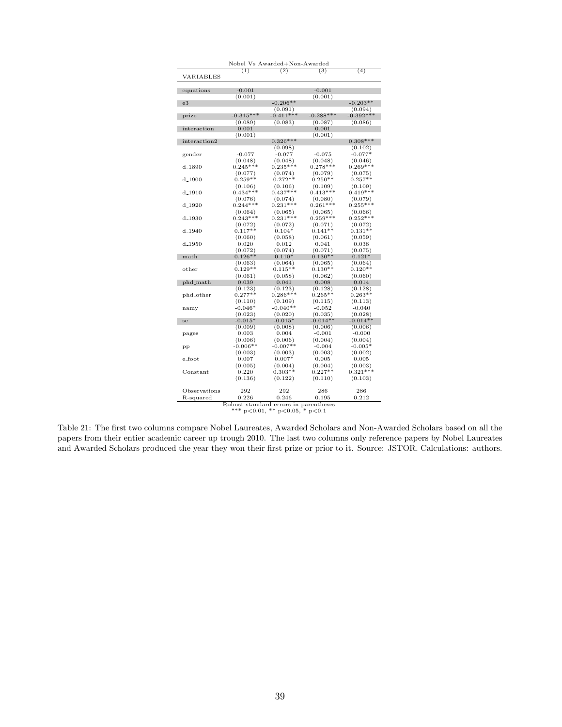Nobel Vs Awarded+Non-Awarded

| VARIABLES | (1) | (2) | (3) | (4) |
|---|---|---|---|---|
| equations | -0.001 | | -0.001 | |
| | (0.001) | | (0.001) | |
| e3 | | -0.206** | | -0.203** |
| | | (0.091) | | (0.094) |
| prize | -0.315*** | -0.411*** | -0.288*** | -0.392*** |
| | (0.089) | (0.083) | (0.087) | (0.086) |
| interaction | 0.001 | | 0.001 | |
| | (0.001) | | (0.001) | |
| interaction2 | | 0.326*** | | 0.308*** |
| | | (0.098) | | (0.102) |
| gender | -0.077 | -0.077 | -0.075 | -0.077* |
| | (0.048) | (0.048) | (0.048) | (0.046) |
| d_1890 | 0.245*** | 0.235*** | 0.278*** | 0.269*** |
| | (0.077) | (0.074) | (0.079) | (0.075) |
| d_1900 | 0.259** | 0.272** | 0.250** | 0.257** |
| | (0.106) | (0.106) | (0.109) | (0.109) |
| d_1910 | 0.434*** | 0.437*** | 0.413*** | 0.419*** |
| | (0.076) | (0.074) | (0.080) | (0.079) |
| d_1920 | 0.244*** | 0.231*** | 0.261*** | 0.255*** |
| | (0.064) | (0.065) | (0.065) | (0.066) |
| d_1930 | 0.243*** | 0.231*** | 0.259*** | 0.252*** |
| | (0.072) | (0.072) | (0.071) | (0.072) |
| d_1940 | 0.117** | 0.104* | 0.141** | 0.131** |
| | (0.060) | (0.058) | (0.061) | (0.059) |
| d_1950 | 0.020 | 0.012 | 0.041 | 0.038 |
| | (0.072) | (0.074) | (0.071) | (0.075) |
| math | 0.126** | 0.110* | 0.130** | 0.121* |
| | (0.063) | (0.064) | (0.065) | (0.064) |
| other | 0.129** | 0.115** | 0.130** | 0.120** |
| | (0.061) | (0.058) | (0.062) | (0.060) |
| phd_math | 0.039 | 0.041 | 0.008 | 0.014 |
| | (0.123) | (0.123) | (0.128) | (0.128) |
| phd_other | 0.277** | 0.286*** | 0.265** | 0.263** |
| | (0.110) | (0.109) | (0.115) | (0.113) |
| namy | -0.046* | -0.040** | -0.052 | -0.040 |
| | (0.023) | (0.020) | (0.035) | (0.028) |
| se | -0.015* | -0.015* | -0.014** | -0.014** |
| | (0.009) | (0.008) | (0.006) | (0.006) |
| pages | 0.003 | 0.004 | -0.001 | -0.000 |
| | (0.006) | (0.006) | (0.004) | (0.004) |
| pp | -0.006** | -0.007** | -0.004 | -0.005* |
| | (0.003) | (0.003) | (0.003) | (0.002) |
| e_foot | 0.007 | 0.007* | 0.005 | 0.005 |
| | (0.005) | (0.004) | (0.004) | (0.003) |
| Constant | 0.220 | 0.303** | 0.227** | 0.321*** |
| | (0.136) | (0.122) | (0.110) | (0.103) |
| Observations | 292 | 292 | 286 | 286 |
| R-squared | 0.226 | 0.246 | 0.195 | 0.212 |

Robust standard errors in parentheses
*** p<0.01, ** p<0.05, * p<0.1

Table 21: The first two columns compare Nobel Laureates, Awarded Scholars and Non-Awarded Scholars based on all the papers from their entier academic career up trough 2010. The last two columns only reference papers by Nobel Laureates and Awarded Scholars produced the year they won their first prize or prior to it. Source: JSTOR. Calculations: authors.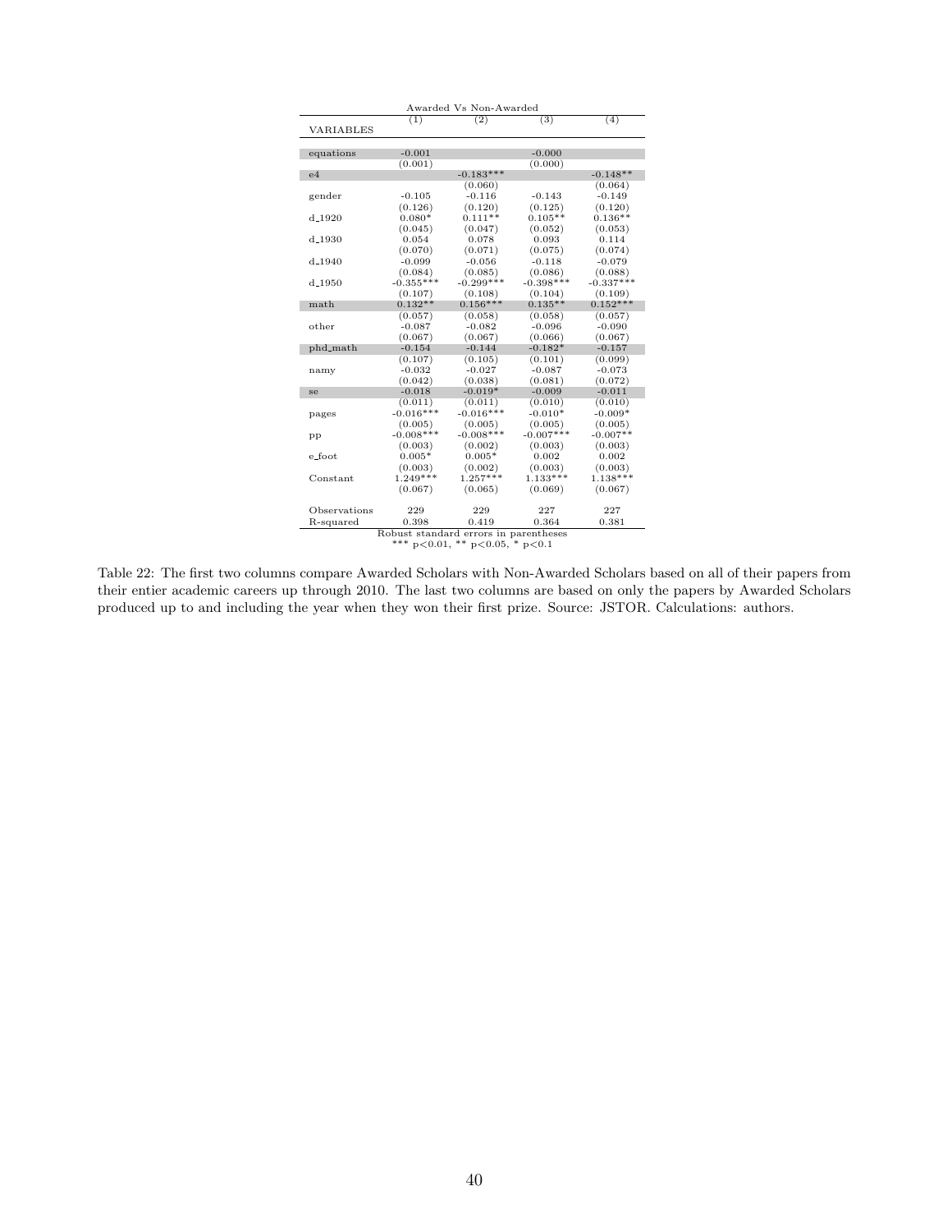| Awarded Vs Non-Awarded | | | | |
|---|---|---|---|---|
| | (1) | (2) | (3) | (4) |
| VARIABLES | | | | |
| equations | -0.001 | | -0.000 | |
| | (0.001) | | (0.000) | |
| e4 | | -0.183*** | | -0.148** |
| | | (0.060) | | (0.064) |
| gender | -0.105 | -0.116 | -0.143 | -0.149 |
| | (0.126) | (0.120) | (0.125) | (0.120) |
| d_1920 | 0.080* | 0.111** | 0.105** | 0.136** |
| | (0.045) | (0.047) | (0.052) | (0.053) |
| d_1930 | 0.054 | 0.078 | 0.093 | 0.114 |
| | (0.070) | (0.071) | (0.075) | (0.074) |
| d_1940 | -0.099 | -0.056 | -0.118 | -0.079 |
| | (0.084) | (0.085) | (0.086) | (0.088) |
| d_1950 | -0.355*** | -0.299*** | -0.398*** | -0.337*** |
| | (0.107) | (0.108) | (0.104) | (0.109) |
| math | 0.132** | 0.156*** | 0.135** | 0.152*** |
| | (0.057) | (0.058) | (0.058) | (0.057) |
| other | -0.087 | -0.082 | -0.096 | -0.090 |
| | (0.067) | (0.067) | (0.066) | (0.067) |
| phd_math | -0.154 | -0.144 | -0.182* | -0.157 |
| | (0.107) | (0.105) | (0.101) | (0.099) |
| namy | -0.032 | -0.027 | -0.087 | -0.073 |
| | (0.042) | (0.038) | (0.081) | (0.072) |
| se | -0.018 | -0.019* | -0.009 | -0.011 |
| | (0.011) | (0.011) | (0.010) | (0.010) |
| pages | -0.016*** | -0.016*** | -0.010* | -0.009* |
| | (0.005) | (0.005) | (0.005) | (0.005) |
| pp | -0.008*** | -0.008*** | -0.007*** | -0.007** |
| | (0.003) | (0.002) | (0.003) | (0.003) |
| e_foot | 0.005* | 0.005* | 0.002 | 0.002 |
| | (0.003) | (0.002) | (0.003) | (0.003) |
| Constant | 1.249*** | 1.257*** | 1.133*** | 1.138*** |
| | (0.067) | (0.065) | (0.069) | (0.067) |
| Observations | 229 | 229 | 227 | 227 |
| R-squared | 0.398 | 0.419 | 0.364 | 0.381 |

Robust standard errors in parentheses
*** p<0.01, ** p<0.05, * p<0.1

Table 22: The first two columns compare Awarded Scholars with Non-Awarded Scholars based on all of their papers from their entier academic careers up through 2010. The last two columns are based on only the papers by Awarded Scholars produced up to and including the year when they won their first prize. Source: JSTOR. Calculations: authors.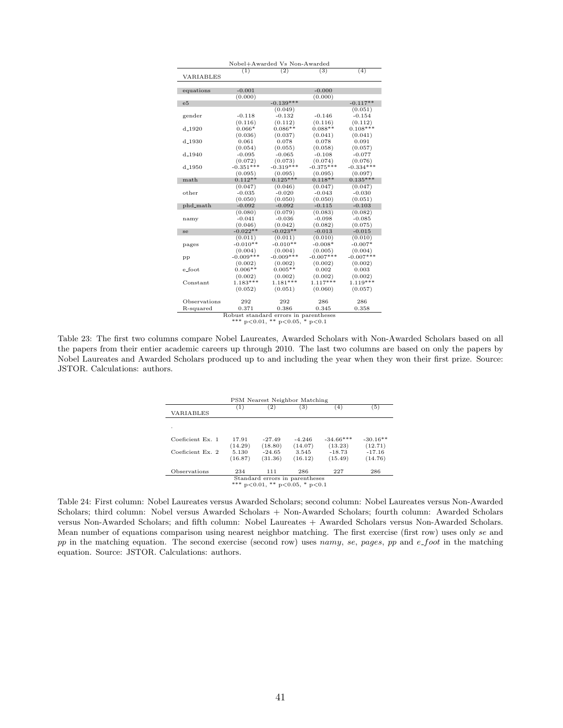| Nobel+Awarded Vs Non-Awarded | | | | |
|---|---|---|---|---|
| | (1) | (2) | (3) | (4) |
| VARIABLES | | | | |
| equations | -0.001 | | -0.000 | |
| | (0.000) | | (0.000) | |
| e5 | | -0.139*** | | -0.117** |
| | | (0.049) | | (0.051) |
| gender | -0.118 | -0.132 | -0.146 | -0.154 |
| | (0.116) | (0.112) | (0.116) | (0.112) |
| d_1920 | 0.066* | 0.086** | 0.088** | 0.108*** |
| | (0.036) | (0.037) | (0.041) | (0.041) |
| d_1930 | 0.061 | 0.078 | 0.078 | 0.091 |
| | (0.054) | (0.055) | (0.058) | (0.057) |
| d_1940 | -0.095 | -0.065 | -0.108 | -0.077 |
| | (0.072) | (0.073) | (0.074) | (0.076) |
| d_1950 | -0.351*** | -0.319*** | -0.375*** | -0.334*** |
| | (0.095) | (0.095) | (0.095) | (0.097) |
| math | 0.112** | 0.125*** | 0.118** | 0.135*** |
| | (0.047) | (0.046) | (0.047) | (0.047) |
| other | -0.035 | -0.020 | -0.043 | -0.030 |
| | (0.050) | (0.050) | (0.050) | (0.051) |
| phd_math | -0.092 | -0.092 | -0.115 | -0.103 |
| | (0.080) | (0.079) | (0.083) | (0.082) |
| namy | -0.041 | -0.036 | -0.098 | -0.085 |
| | (0.046) | (0.042) | (0.082) | (0.075) |
| se | -0.022** | -0.023** | -0.013 | -0.015 |
| | (0.011) | (0.011) | (0.010) | (0.010) |
| pages | -0.010** | -0.010** | -0.008* | -0.007* |
| | (0.004) | (0.004) | (0.005) | (0.004) |
| pp | -0.009*** | -0.009*** | -0.007*** | -0.007*** |
| | (0.002) | (0.002) | (0.002) | (0.002) |
| e_foot | 0.006** | 0.005** | 0.002 | 0.003 |
| | (0.002) | (0.002) | (0.002) | (0.002) |
| Constant | 1.183*** | 1.181*** | 1.117*** | 1.119*** |
| | (0.052) | (0.051) | (0.060) | (0.057) |
| Observations | 292 | 292 | 286 | 286 |
| R-squared | 0.371 | 0.386 | 0.345 | 0.358 |

Robust standard errors in parentheses
*** p<0.01, ** p<0.05, * p<0.1

Table 23: The first two columns compare Nobel Laureates, Awarded Scholars with Non-Awarded Scholars based on all the papers from their entier academic careers up through 2010. The last two columns are based on only the papers by Nobel Laureates and Awarded Scholars produced up to and including the year when they won their first prize. Source: JSTOR. Calculations: authors.

| PSM Nearest Neighbor Matching | | | | | |
|---|---|---|---|---|---|
| | (1) | (2) | (3) | (4) | (5) |
| VARIABLES | | | | | |
| Coeficient Ex. 1 | 17.91 | -27.49 | -4.246 | -34.66*** | -30.16** |
| | (14.29) | (18.80) | (14.07) | (13.23) | (12.71) |
| Coeficient Ex. 2 | 5.130 | -24.65 | 3.545 | -18.73 | -17.16 |
| | (16.87) | (31.36) | (16.12) | (15.49) | (14.76) |
| Observations | 234 | 111 | 286 | 227 | 286 |

Standard errors in parentheses
*** p<0.01, ** p<0.05, * p<0.1

Table 24: First column: Nobel Laureates versus Awarded Scholars; second column: Nobel Laureates versus Non-Awarded Scholars; third column: Nobel versus Awarded Scholars + Non-Awarded Scholars; fourth column: Awarded Scholars versus Non-Awarded Scholars; and fifth column: Nobel Laureates + Awarded Scholars versus Non-Awarded Scholars. Mean number of equations comparison using nearest neighbor matching. The first exercise (first row) uses only *se* and *pp* in the matching equation. The second exercise (second row) uses *namy*, *se*, *pages*, *pp* and $e\_foot$ in the matching equation. Source: JSTOR. Calculations: authors.